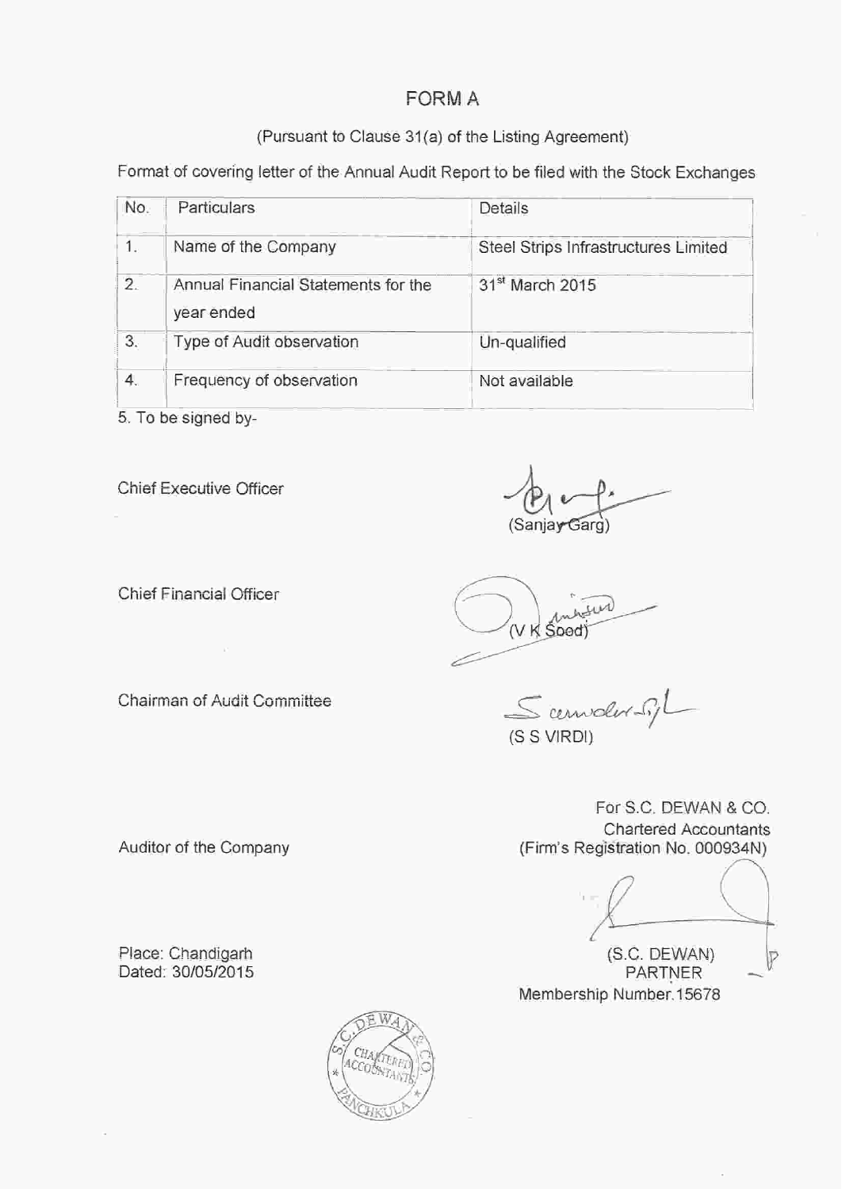# FORM A

(Pursuant to Clause 31(a) of the Listing Agreement)

Format of covering letter of the Annual Audit Report to be filed with the Stock Exchanges

| No. | Particulars | Details |
|---|---|---|
| 1. | Name of the Company | Steel Strips Infrastructures Limited |
| 2. | Annual Financial Statements for the year ended | 31st March 2015 |
| 3. | Type of Audit observation | Un-qualified |
| 4. | Frequency of observation | Not available |

5. To be signed by-

Chief Executive Officer

(Sanjay Garg)

Chief Financial Officer

(V K Sood)

Chairman of Audit Committee

(S S VIRDI)

Auditor of the Company

For S.C. DEWAN & CO.
Chartered Accountants
(Firm's Registration No. 000934N)

(S.C. DEWAN)
PARTNER
Membership Number.15678

Place: Chandigarh
Dated: 30/05/2015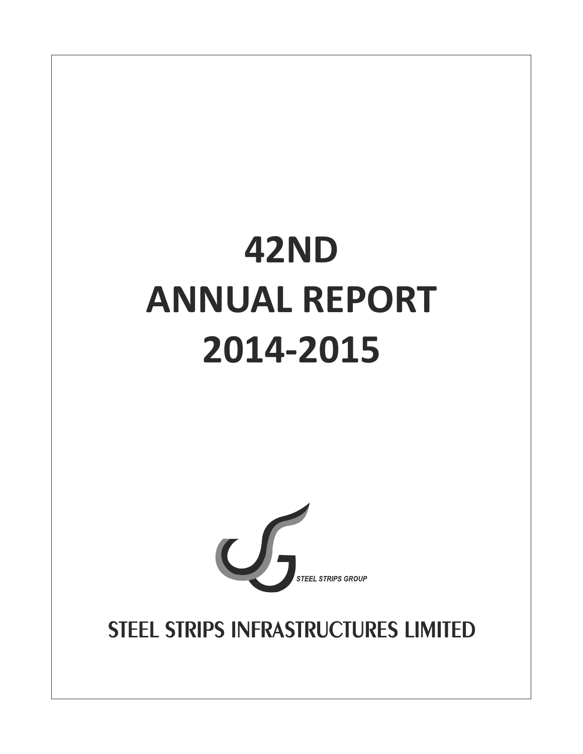# 42ND
# ANNUAL REPORT
# 2014-2015

STEEL STRIPS GROUP

STEEL STRIPS INFRASTRUCTURES LIMITED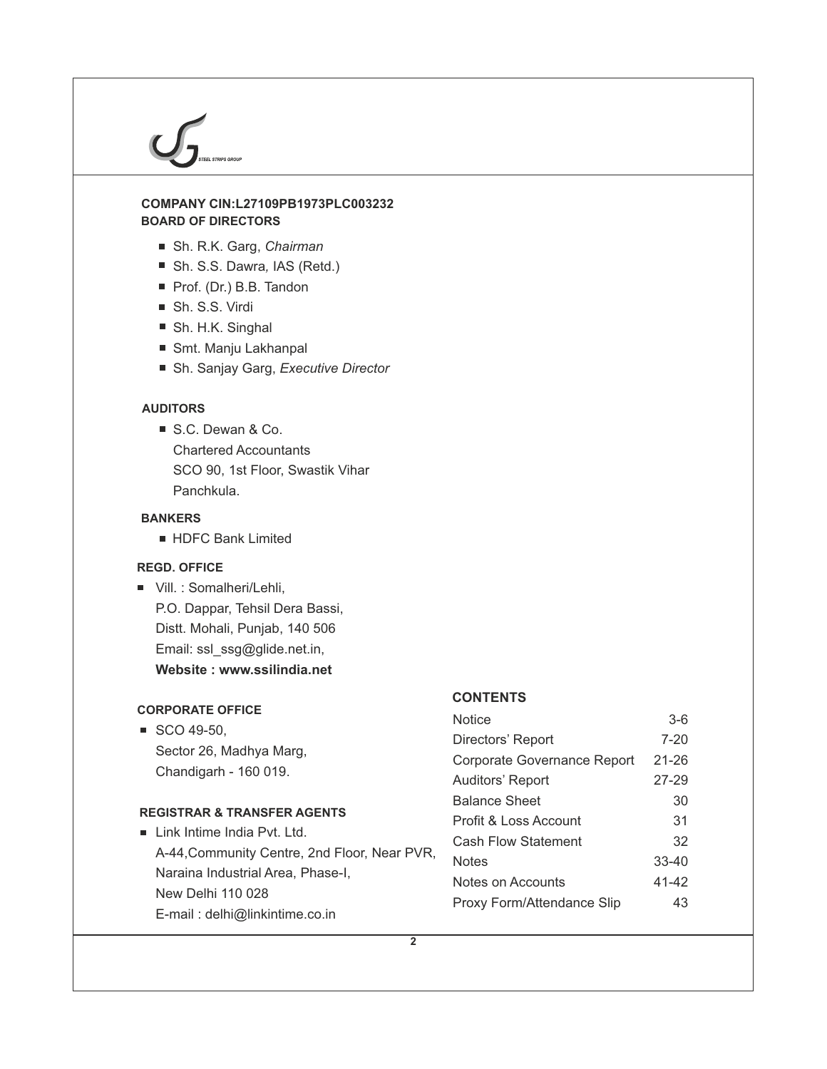**COMPANY CIN:L27109PB1973PLC003232**

**BOARD OF DIRECTORS**

- Sh. R.K. Garg, *Chairman*
- Sh. S.S. Dawra, IAS (Retd.)
- Prof. (Dr.) B.B. Tandon
- Sh. S.S. Virdi
- Sh. H.K. Singhal
- Smt. Manju Lakhanpal
- Sh. Sanjay Garg, *Executive Director*

**AUDITORS**

- S.C. Dewan & Co.
  Chartered Accountants
  SCO 90, 1st Floor, Swastik Vihar
  Panchkula.

**BANKERS**

- HDFC Bank Limited

**REGD. OFFICE**

- Vill. : Somalheri/Lehli,
  P.O. Dappar, Tehsil Dera Bassi,
  Distt. Mohali, Punjab, 140 506
  Email: ssl_ssg@glide.net.in,
  **Website : www.ssilindia.net**

**CORPORATE OFFICE**

- SCO 49-50,
  Sector 26, Madhya Marg,
  Chandigarh - 160 019.

**REGISTRAR & TRANSFER AGENTS**

- Link Intime India Pvt. Ltd.
  A-44,Community Centre, 2nd Floor, Near PVR,
  Naraina Industrial Area, Phase-I,
  New Delhi 110 028
  E-mail : delhi@linkintime.co.in

**CONTENTS**

| | |
|---|---|
| Notice | 3-6 |
| Directors' Report | 7-20 |
| Corporate Governance Report | 21-26 |
| Auditors' Report | 27-29 |
| Balance Sheet | 30 |
| Profit & Loss Account | 31 |
| Cash Flow Statement | 32 |
| Notes | 33-40 |
| Notes on Accounts | 41-42 |
| Proxy Form/Attendance Slip | 43 |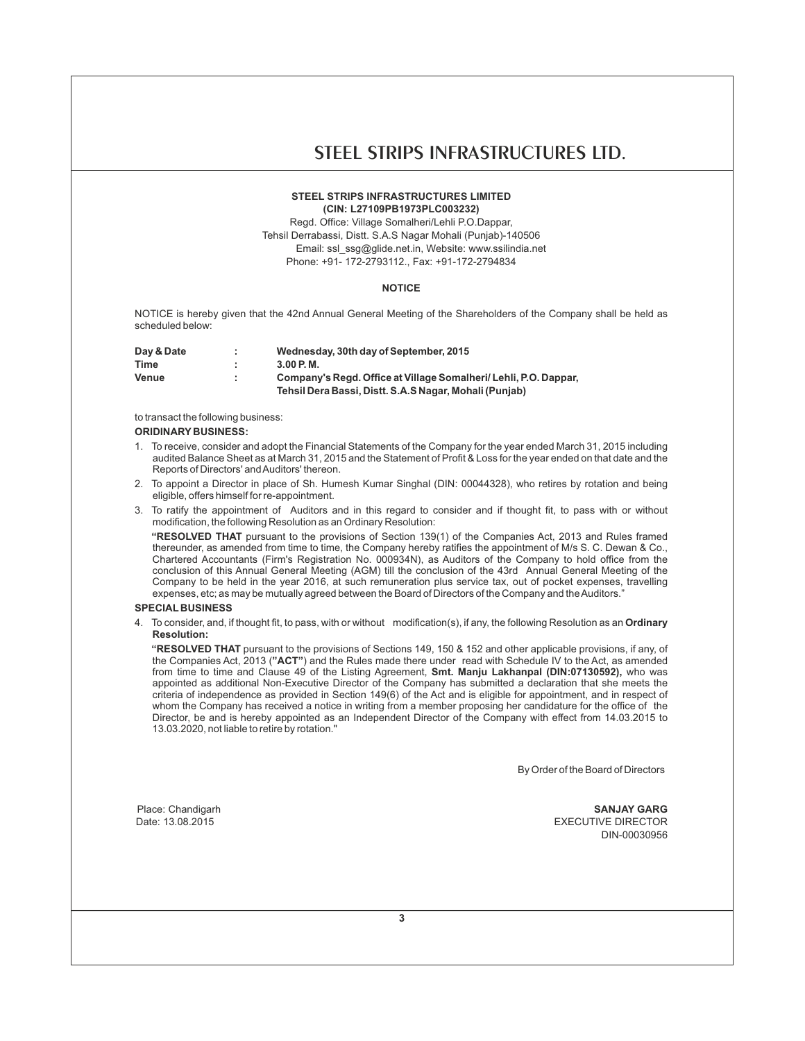**STEEL STRIPS INFRASTRUCTURES LIMITED**
**(CIN: L27109PB1973PLC003232)**

Regd. Office: Village Somalheri/Lehli P.O.Dappar,
Tehsil Derrabassi, Distt. S.A.S Nagar Mohali (Punjab)-140506
Email: ssl_ssg@glide.net.in, Website: www.ssilindia.net
Phone: +91- 172-2793112., Fax: +91-172-2794834

## NOTICE

NOTICE is hereby given that the 42nd Annual General Meeting of the Shareholders of the Company shall be held as scheduled below:

| | | |
|---|---|---|
| **Day & Date** | **:** | **Wednesday, 30th day of September, 2015** |
| **Time** | **:** | **3.00 P. M.** |
| **Venue** | **:** | **Company's Regd. Office at Village Somalheri/ Lehli, P.O. Dappar, Tehsil Dera Bassi, Distt. S.A.S Nagar, Mohali (Punjab)** |

to transact the following business:

**ORIDINARY BUSINESS:**

1. To receive, consider and adopt the Financial Statements of the Company for the year ended March 31, 2015 including audited Balance Sheet as at March 31, 2015 and the Statement of Profit & Loss for the year ended on that date and the Reports of Directors' and Auditors' thereon.
2. To appoint a Director in place of Sh. Humesh Kumar Singhal (DIN: 00044328), who retires by rotation and being eligible, offers himself for re-appointment.
3. To ratify the appointment of Auditors and in this regard to consider and if thought fit, to pass with or without modification, the following Resolution as an Ordinary Resolution:

   **"RESOLVED THAT** pursuant to the provisions of Section 139(1) of the Companies Act, 2013 and Rules framed thereunder, as amended from time to time, the Company hereby ratifies the appointment of M/s S. C. Dewan & Co., Chartered Accountants (Firm's Registration No. 000934N), as Auditors of the Company to hold office from the conclusion of this Annual General Meeting (AGM) till the conclusion of the 43rd Annual General Meeting of the Company to be held in the year 2016, at such remuneration plus service tax, out of pocket expenses, travelling expenses, etc; as may be mutually agreed between the Board of Directors of the Company and the Auditors."

**SPECIAL BUSINESS**

4. To consider, and, if thought fit, to pass, with or without modification(s), if any, the following Resolution as an **Ordinary Resolution:**

   **"RESOLVED THAT** pursuant to the provisions of Sections 149, 150 & 152 and other applicable provisions, if any, of the Companies Act, 2013 (**"ACT"**) and the Rules made there under read with Schedule IV to the Act, as amended from time to time and Clause 49 of the Listing Agreement, **Smt. Manju Lakhanpal (DIN:07130592),** who was appointed as additional Non-Executive Director of the Company has submitted a declaration that she meets the criteria of independence as provided in Section 149(6) of the Act and is eligible for appointment, and in respect of whom the Company has received a notice in writing from a member proposing her candidature for the office of the Director, be and is hereby appointed as an Independent Director of the Company with effect from 14.03.2015 to 13.03.2020, not liable to retire by rotation."

By Order of the Board of Directors

Place: Chandigarh
Date: 13.08.2015

**SANJAY GARG**
EXECUTIVE DIRECTOR
DIN-00030956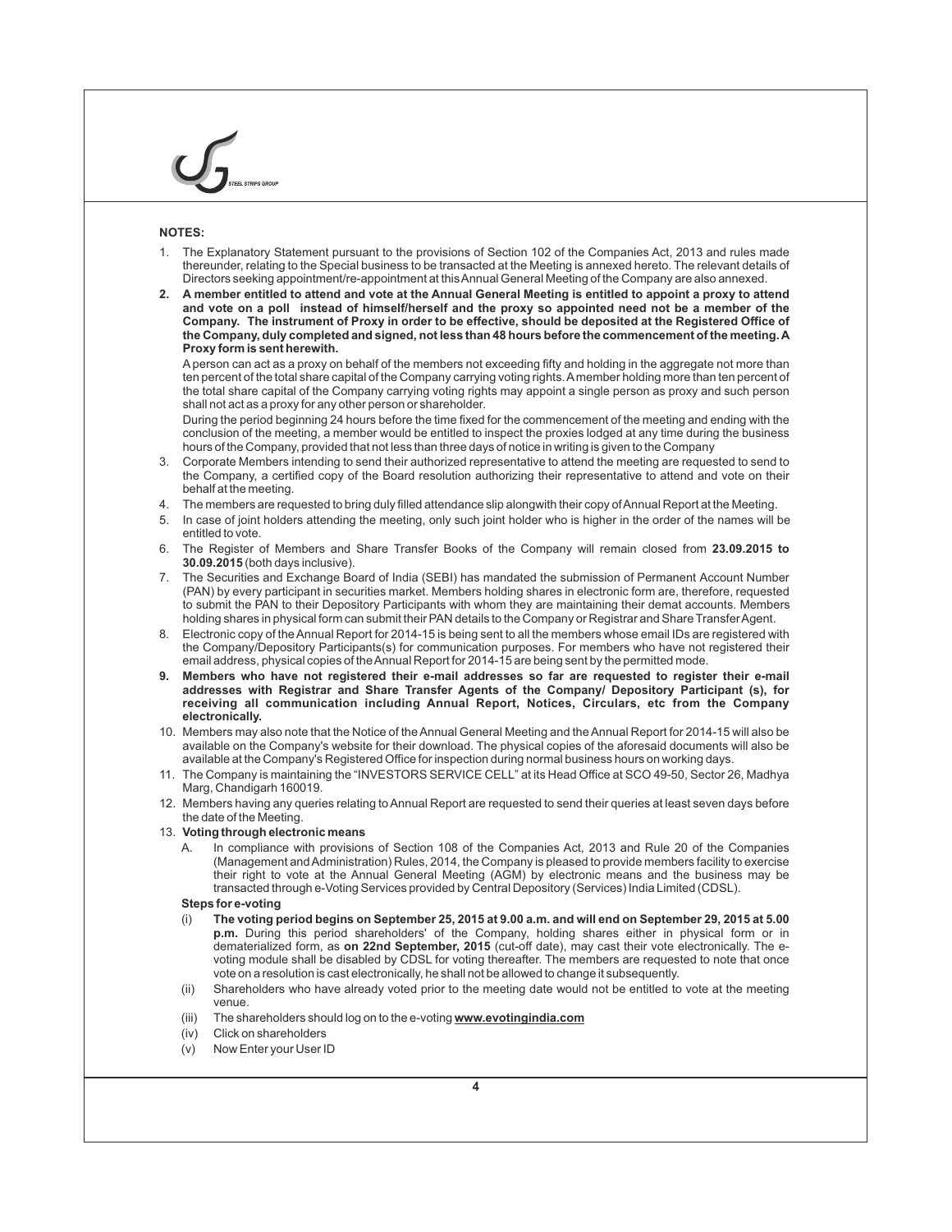**NOTES:**

1. The Explanatory Statement pursuant to the provisions of Section 102 of the Companies Act, 2013 and rules made thereunder, relating to the Special business to be transacted at the Meeting is annexed hereto. The relevant details of Directors seeking appointment/re-appointment at this Annual General Meeting of the Company are also annexed.
2. **A member entitled to attend and vote at the Annual General Meeting is entitled to appoint a proxy to attend and vote on a poll instead of himself/herself and the proxy so appointed need not be a member of the Company. The instrument of Proxy in order to be effective, should be deposited at the Registered Office of the Company, duly completed and signed, not less than 48 hours before the commencement of the meeting. A Proxy form is sent herewith.**

   A person can act as a proxy on behalf of the members not exceeding fifty and holding in the aggregate not more than ten percent of the total share capital of the Company carrying voting rights. A member holding more than ten percent of the total share capital of the Company carrying voting rights may appoint a single person as proxy and such person shall not act as a proxy for any other person or shareholder.

   During the period beginning 24 hours before the time fixed for the commencement of the meeting and ending with the conclusion of the meeting, a member would be entitled to inspect the proxies lodged at any time during the business hours of the Company, provided that not less than three days of notice in writing is given to the Company
3. Corporate Members intending to send their authorized representative to attend the meeting are requested to send to the Company, a certified copy of the Board resolution authorizing their representative to attend and vote on their behalf at the meeting.
4. The members are requested to bring duly filled attendance slip alongwith their copy of Annual Report at the Meeting.
5. In case of joint holders attending the meeting, only such joint holder who is higher in the order of the names will be entitled to vote.
6. The Register of Members and Share Transfer Books of the Company will remain closed from **23.09.2015 to 30.09.2015** (both days inclusive).
7. The Securities and Exchange Board of India (SEBI) has mandated the submission of Permanent Account Number (PAN) by every participant in securities market. Members holding shares in electronic form are, therefore, requested to submit the PAN to their Depository Participants with whom they are maintaining their demat accounts. Members holding shares in physical form can submit their PAN details to the Company or Registrar and Share Transfer Agent.
8. Electronic copy of the Annual Report for 2014-15 is being sent to all the members whose email IDs are registered with the Company/Depository Participants(s) for communication purposes. For members who have not registered their email address, physical copies of the Annual Report for 2014-15 are being sent by the permitted mode.
9. **Members who have not registered their e-mail addresses so far are requested to register their e-mail addresses with Registrar and Share Transfer Agents of the Company/ Depository Participant (s), for receiving all communication including Annual Report, Notices, Circulars, etc from the Company electronically.**
10. Members may also note that the Notice of the Annual General Meeting and the Annual Report for 2014-15 will also be available on the Company's website for their download. The physical copies of the aforesaid documents will also be available at the Company's Registered Office for inspection during normal business hours on working days.
11. The Company is maintaining the "INVESTORS SERVICE CELL" at its Head Office at SCO 49-50, Sector 26, Madhya Marg, Chandigarh 160019.
12. Members having any queries relating to Annual Report are requested to send their queries at least seven days before the date of the Meeting.
13. **Voting through electronic means**

    A. In compliance with provisions of Section 108 of the Companies Act, 2013 and Rule 20 of the Companies (Management and Administration) Rules, 2014, the Company is pleased to provide members facility to exercise their right to vote at the Annual General Meeting (AGM) by electronic means and the business may be transacted through e-Voting Services provided by Central Depository (Services) India Limited (CDSL).

    **Steps for e-voting**

    (i) **The voting period begins on September 25, 2015 at 9.00 a.m. and will end on September 29, 2015 at 5.00 p.m.** During this period shareholders' of the Company, holding shares either in physical form or in dematerialized form, as **on 22nd September, 2015** (cut-off date), may cast their vote electronically. The e-voting module shall be disabled by CDSL for voting thereafter. The members are requested to note that once vote on a resolution is cast electronically, he shall not be allowed to change it subsequently.

    (ii) Shareholders who have already voted prior to the meeting date would not be entitled to vote at the meeting venue.

    (iii) The shareholders should log on to the e-voting **www.evotingindia.com**

    (iv) Click on shareholders

    (v) Now Enter your User ID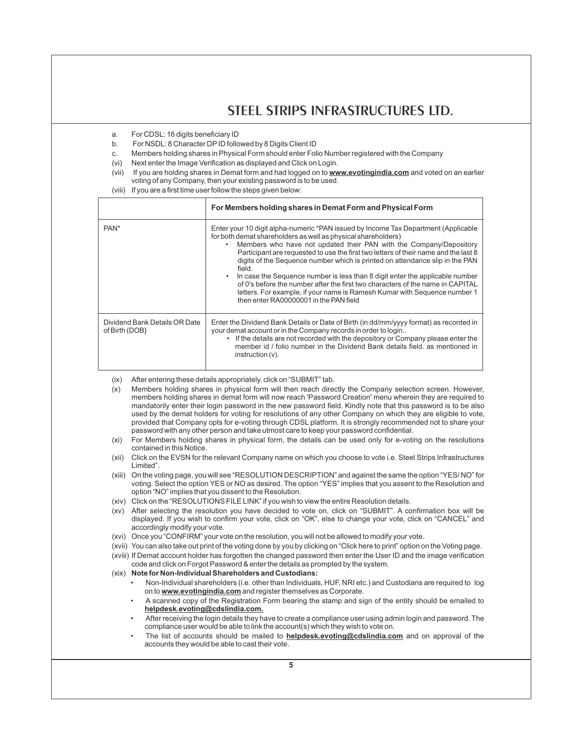a. For CDSL: 16 digits beneficiary ID
b. For NSDL: 8 Character DP ID followed by 8 Digits Client ID
c. Members holding shares in Physical Form should enter Folio Number registered with the Company

(vi) Next enter the Image Verification as displayed and Click on Login.

(vii) If you are holding shares in Demat form and had logged on to **www.evotingindia.com** and voted on an earlier voting of any Company, then your existing password is to be used.

(viii) If you are a first time user follow the steps given below:

| | For Members holding shares in Demat Form and Physical Form |
|---|---|
| PAN* | Enter your 10 digit alpha-numeric *PAN issued by Income Tax Department (Applicable for both demat shareholders as well as physical shareholders)<br>• Members who have not updated their PAN with the Company/Depository Participant are requested to use the first two letters of their name and the last 8 digits of the Sequence number which is printed on attendance slip in the PAN field.<br>• In case the Sequence number is less than 8 digit enter the applicable number of 0's before the number after the first two characters of the name in CAPITAL letters. For example, if your name is Ramesh Kumar with Sequence number 1 then enter RA00000001 in the PAN field |
| Dividend Bank Details OR Date of Birth (DOB} | Enter the Dividend Bank Details or Date of Birth (in dd/mm/yyyy format) as recorded in your demat account or in the Company records in order to login..<br>• If the details are not recorded with the depository or Company please enter the member id / folio number in the Dividend Bank details field. as mentioned in instruction (v). |

(ix) After entering these details appropriately, click on "SUBMIT" tab.

(x) Members holding shares in physical form will then reach directly the Company selection screen. However, members holding shares in demat form will now reach 'Password Creation' menu wherein they are required to mandatorily enter their login password in the new password field. Kindly note that this password is to be also used by the demat holders for voting for resolutions of any other Company on which they are eligible to vote, provided that Company opts for e-voting through CDSL platform. It is strongly recommended not to share your password with any other person and take utmost care to keep your password confidential.

(xi) For Members holding shares in physical form, the details can be used only for e-voting on the resolutions contained in this Notice.

(xii) Click on the EVSN for the relevant Company name on which you choose to vote i.e. Steel Strips Infrastructures Limited".

(xiii) On the voting page, you will see "RESOLUTION DESCRIPTION" and against the same the option "YES/ NO" for voting. Select the option YES or NO as desired. The option "YES" implies that you assent to the Resolution and option "NO" implies that you dissent to the Resolution.

(xiv) Click on the "RESOLUTIONS FILE LINK" if you wish to view the entire Resolution details.

(xv) After selecting the resolution you have decided to vote on, click on "SUBMIT". A confirmation box will be displayed. If you wish to confirm your vote, click on "OK", else to change your vote, click on "CANCEL" and accordingly modify your vote.

(xvi) Once you "CONFIRM" your vote on the resolution, you will not be allowed to modify your vote.

(xvii) You can also take out print of the voting done by you by clicking on "Click here to print" option on the Voting page.

(xviii) If Demat account holder has forgotten the changed password then enter the User ID and the image verification code and click on Forgot Password & enter the details as prompted by the system.

(xix) **Note for Non-Individual Shareholders and Custodians:**

- Non-Individual shareholders (i.e. other than Individuals, HUF, NRI etc.) and Custodians are required to log on to **www.evotingindia.com** and register themselves as Corporate.
- A scanned copy of the Registration Form bearing the stamp and sign of the entity should be emailed to **helpdesk.evoting@cdslindia.com.**
- After receiving the login details they have to create a compliance user using admin login and password. The compliance user would be able to link the account(s) which they wish to vote on.
- The list of accounts should be mailed to **helpdesk.evoting@cdslindia.com** and on approval of the accounts they would be able to cast their vote.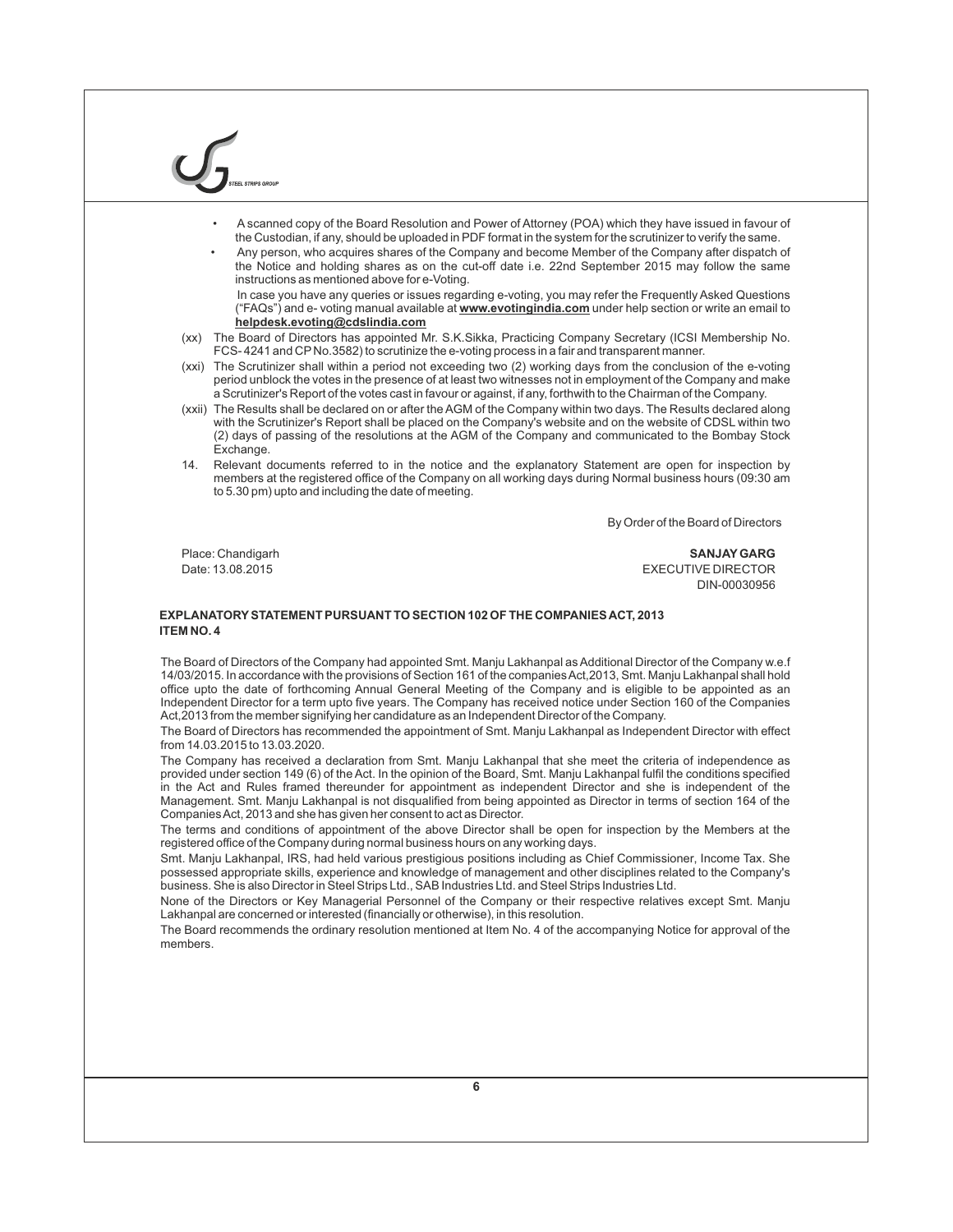- A scanned copy of the Board Resolution and Power of Attorney (POA) which they have issued in favour of the Custodian, if any, should be uploaded in PDF format in the system for the scrutinizer to verify the same.
- Any person, who acquires shares of the Company and become Member of the Company after dispatch of the Notice and holding shares as on the cut-off date i.e. 22nd September 2015 may follow the same instructions as mentioned above for e-Voting.

  In case you have any queries or issues regarding e-voting, you may refer the Frequently Asked Questions ("FAQs") and e- voting manual available at **www.evotingindia.com** under help section or write an email to **helpdesk.evoting@cdslindia.com**

(xx) The Board of Directors has appointed Mr. S.K.Sikka, Practicing Company Secretary (ICSI Membership No. FCS- 4241 and CP No.3582) to scrutinize the e-voting process in a fair and transparent manner.

(xxi) The Scrutinizer shall within a period not exceeding two (2) working days from the conclusion of the e-voting period unblock the votes in the presence of at least two witnesses not in employment of the Company and make a Scrutinizer's Report of the votes cast in favour or against, if any, forthwith to the Chairman of the Company.

(xxii) The Results shall be declared on or after the AGM of the Company within two days. The Results declared along with the Scrutinizer's Report shall be placed on the Company's website and on the website of CDSL within two (2) days of passing of the resolutions at the AGM of the Company and communicated to the Bombay Stock Exchange.

14. Relevant documents referred to in the notice and the explanatory Statement are open for inspection by members at the registered office of the Company on all working days during Normal business hours (09:30 am to 5.30 pm) upto and including the date of meeting.

By Order of the Board of Directors

Place: Chandigarh
Date: 13.08.2015

**SANJAY GARG**
EXECUTIVE DIRECTOR
DIN-00030956

**EXPLANATORY STATEMENT PURSUANT TO SECTION 102 OF THE COMPANIES ACT, 2013**
**ITEM NO. 4**

The Board of Directors of the Company had appointed Smt. Manju Lakhanpal as Additional Director of the Company w.e.f 14/03/2015. In accordance with the provisions of Section 161 of the companies Act,2013, Smt. Manju Lakhanpal shall hold office upto the date of forthcoming Annual General Meeting of the Company and is eligible to be appointed as an Independent Director for a term upto five years. The Company has received notice under Section 160 of the Companies Act,2013 from the member signifying her candidature as an Independent Director of the Company.

The Board of Directors has recommended the appointment of Smt. Manju Lakhanpal as Independent Director with effect from 14.03.2015 to 13.03.2020.

The Company has received a declaration from Smt. Manju Lakhanpal that she meet the criteria of independence as provided under section 149 (6) of the Act. In the opinion of the Board, Smt. Manju Lakhanpal fulfil the conditions specified in the Act and Rules framed thereunder for appointment as independent Director and she is independent of the Management. Smt. Manju Lakhanpal is not disqualified from being appointed as Director in terms of section 164 of the Companies Act, 2013 and she has given her consent to act as Director.

The terms and conditions of appointment of the above Director shall be open for inspection by the Members at the registered office of the Company during normal business hours on any working days.

Smt. Manju Lakhanpal, IRS, had held various prestigious positions including as Chief Commissioner, Income Tax. She possessed appropriate skills, experience and knowledge of management and other disciplines related to the Company's business. She is also Director in Steel Strips Ltd., SAB Industries Ltd. and Steel Strips Industries Ltd.

None of the Directors or Key Managerial Personnel of the Company or their respective relatives except Smt. Manju Lakhanpal are concerned or interested (financially or otherwise), in this resolution.

The Board recommends the ordinary resolution mentioned at Item No. 4 of the accompanying Notice for approval of the members.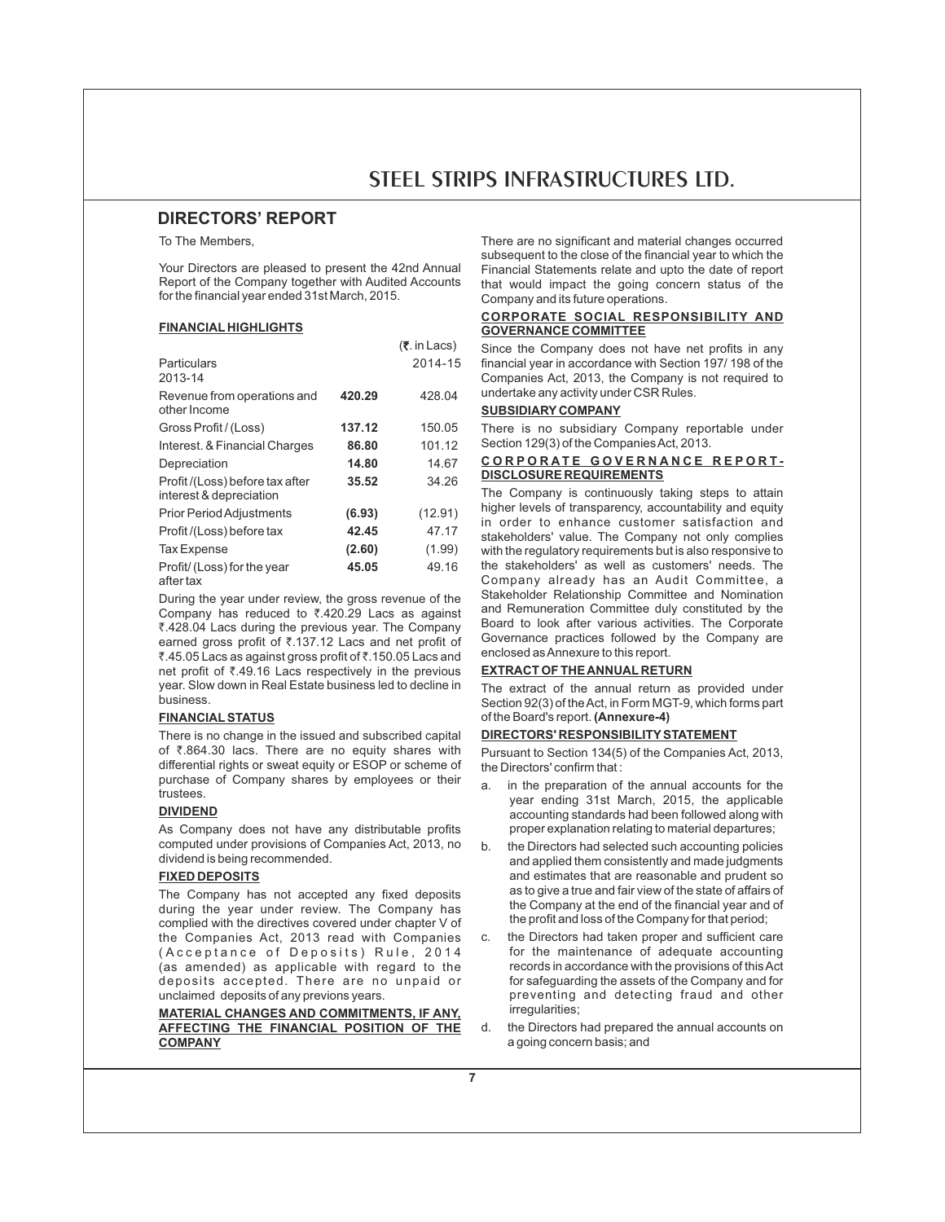## DIRECTORS' REPORT

To The Members,

Your Directors are pleased to present the 42nd Annual Report of the Company together with Audited Accounts for the financial year ended 31st March, 2015.

**FINANCIAL HIGHLIGHTS**

(₹. in Lacs)

| Particulars | 2014-15 | 2013-14 |
|---|---|---|
| Revenue from operations and other Income | **420.29** | 428.04 |
| Gross Profit / (Loss) | **137.12** | 150.05 |
| Interest. & Financial Charges | **86.80** | 101.12 |
| Depreciation | **14.80** | 14.67 |
| Profit /(Loss) before tax after interest & depreciation | **35.52** | 34.26 |
| Prior Period Adjustments | **(6.93)** | (12.91) |
| Profit /(Loss) before tax | **42.45** | 47.17 |
| Tax Expense | **(2.60)** | (1.99) |
| Profit/ (Loss) for the year after tax | **45.05** | 49.16 |

During the year under review, the gross revenue of the Company has reduced to ₹.420.29 Lacs as against ₹.428.04 Lacs during the previous year. The Company earned gross profit of ₹.137.12 Lacs and net profit of ₹.45.05 Lacs as against gross profit of ₹.150.05 Lacs and net profit of ₹.49.16 Lacs respectively in the previous year. Slow down in Real Estate business led to decline in business.

**FINANCIAL STATUS**

There is no change in the issued and subscribed capital of ₹.864.30 lacs. There are no equity shares with differential rights or sweat equity or ESOP or scheme of purchase of Company shares by employees or their trustees.

**DIVIDEND**

As Company does not have any distributable profits computed under provisions of Companies Act, 2013, no dividend is being recommended.

**FIXED DEPOSITS**

The Company has not accepted any fixed deposits during the year under review. The Company has complied with the directives covered under chapter V of the Companies Act, 2013 read with Companies (Acceptance of Deposits) Rule, 2014 (as amended) as applicable with regard to the deposits accepted. There are no unpaid or unclaimed deposits of any previons years.

**MATERIAL CHANGES AND COMMITMENTS, IF ANY, AFFECTING THE FINANCIAL POSITION OF THE COMPANY**

There are no significant and material changes occurred subsequent to the close of the financial year to which the Financial Statements relate and upto the date of report that would impact the going concern status of the Company and its future operations.

**CORPORATE SOCIAL RESPONSIBILITY AND GOVERNANCE COMMITTEE**

Since the Company does not have net profits in any financial year in accordance with Section 197/ 198 of the Companies Act, 2013, the Company is not required to undertake any activity under CSR Rules.

**SUBSIDIARY COMPANY**

There is no subsidiary Company reportable under Section 129(3) of the Companies Act, 2013.

**CORPORATE GOVERNANCE REPORT-DISCLOSURE REQUIREMENTS**

The Company is continuously taking steps to attain higher levels of transparency, accountability and equity in order to enhance customer satisfaction and stakeholders' value. The Company not only complies with the regulatory requirements but is also responsive to the stakeholders' as well as customers' needs. The Company already has an Audit Committee, a Stakeholder Relationship Committee and Nomination and Remuneration Committee duly constituted by the Board to look after various activities. The Corporate Governance practices followed by the Company are enclosed as Annexure to this report.

**EXTRACT OF THE ANNUAL RETURN**

The extract of the annual return as provided under Section 92(3) of the Act, in Form MGT-9, which forms part of the Board's report. **(Annexure-4)**

**DIRECTORS' RESPONSIBILITY STATEMENT**

Pursuant to Section 134(5) of the Companies Act, 2013, the Directors' confirm that :

a. in the preparation of the annual accounts for the year ending 31st March, 2015, the applicable accounting standards had been followed along with proper explanation relating to material departures;

b. the Directors had selected such accounting policies and applied them consistently and made judgments and estimates that are reasonable and prudent so as to give a true and fair view of the state of affairs of the Company at the end of the financial year and of the profit and loss of the Company for that period;

c. the Directors had taken proper and sufficient care for the maintenance of adequate accounting records in accordance with the provisions of this Act for safeguarding the assets of the Company and for preventing and detecting fraud and other irregularities;

d. the Directors had prepared the annual accounts on a going concern basis; and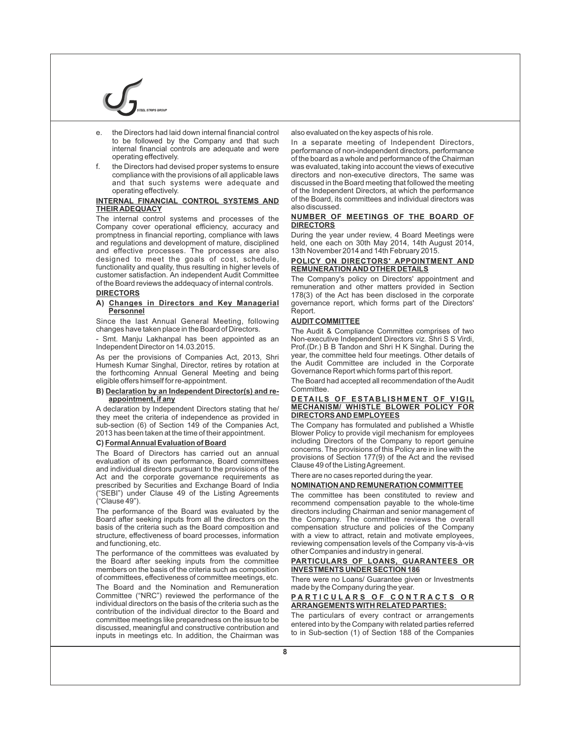e. the Directors had laid down internal financial control to be followed by the Company and that such internal financial controls are adequate and were operating effectively.

f. the Directors had devised proper systems to ensure compliance with the provisions of all applicable laws and that such systems were adequate and operating effectively.

## INTERNAL FINANCIAL CONTROL SYSTEMS AND THEIR ADEQUACY

The internal control systems and processes of the Company cover operational efficiency, accuracy and promptness in financial reporting, compliance with laws and regulations and development of mature, disciplined and effective processes. The processes are also designed to meet the goals of cost, schedule, functionality and quality, thus resulting in higher levels of customer satisfaction. An independent Audit Committee of the Board reviews the addequacy of internal controls.

## DIRECTORS

### A) Changes in Directors and Key Managerial Personnel

Since the last Annual General Meeting, following changes have taken place in the Board of Directors.

- Smt. Manju Lakhanpal has been appointed as an Independent Director on 14.03.2015.

As per the provisions of Companies Act, 2013, Shri Humesh Kumar Singhal, Director, retires by rotation at the forthcoming Annual General Meeting and being eligible offers himself for re-appointment.

### B) Declaration by an Independent Director(s) and re-appointment, if any

A declaration by Independent Directors stating that he/ they meet the criteria of independence as provided in sub-section (6) of Section 149 of the Companies Act, 2013 has been taken at the time of their appointment.

### C) Formal Annual Evaluation of Board

The Board of Directors has carried out an annual evaluation of its own performance, Board committees and individual directors pursuant to the provisions of the Act and the corporate governance requirements as prescribed by Securities and Exchange Board of India ("SEBI") under Clause 49 of the Listing Agreements ("Clause 49").

The performance of the Board was evaluated by the Board after seeking inputs from all the directors on the basis of the criteria such as the Board composition and structure, effectiveness of board processes, information and functioning, etc.

The performance of the committees was evaluated by the Board after seeking inputs from the committee members on the basis of the criteria such as composition of committees, effectiveness of committee meetings, etc.

The Board and the Nomination and Remuneration Committee ("NRC") reviewed the performance of the individual directors on the basis of the criteria such as the contribution of the individual director to the Board and committee meetings like preparedness on the issue to be discussed, meaningful and constructive contribution and inputs in meetings etc. In addition, the Chairman was also evaluated on the key aspects of his role.

In a separate meeting of Independent Directors, performance of non-independent directors, performance of the board as a whole and performance of the Chairman was evaluated, taking into account the views of executive directors and non-executive directors, The same was discussed in the Board meeting that followed the meeting of the Independent Directors, at which the performance of the Board, its committees and individual directors was also discussed.

## NUMBER OF MEETINGS OF THE BOARD OF DIRECTORS

During the year under review, 4 Board Meetings were held, one each on 30th May 2014, 14th August 2014, 13th November 2014 and 14th February 2015.

## POLICY ON DIRECTORS' APPOINTMENT AND REMUNERATION AND OTHER DETAILS

The Company's policy on Directors' appointment and remuneration and other matters provided in Section 178(3) of the Act has been disclosed in the corporate governance report, which forms part of the Directors' Report.

## AUDIT COMMITTEE

The Audit & Compliance Committee comprises of two Non-executive Independent Directors viz. Shri S S Virdi, Prof.(Dr.) B B Tandon and Shri H K Singhal. During the year, the committee held four meetings. Other details of the Audit Committee are included in the Corporate Governance Report which forms part of this report.

The Board had accepted all recommendation of the Audit Committee.

## DETAILS OF ESTABLISHMENT OF VIGIL MECHANISM/ WHISTLE BLOWER POLICY FOR DIRECTORS AND EMPLOYEES

The Company has formulated and published a Whistle Blower Policy to provide vigil mechanism for employees including Directors of the Company to report genuine concerns. The provisions of this Policy are in line with the provisions of Section 177(9) of the Act and the revised Clause 49 of the Listing Agreement.

There are no cases reported during the year.

## NOMINATION AND REMUNERATION COMMITTEE

The committee has been constituted to review and recommend compensation payable to the whole-time directors including Chairman and senior management of the Company. The committee reviews the overall compensation structure and policies of the Company with a view to attract, retain and motivate employees, reviewing compensation levels of the Company vis-à-vis other Companies and industry in general.

## PARTICULARS OF LOANS, GUARANTEES OR INVESTMENTS UNDER SECTION 186

There were no Loans/ Guarantee given or Investments made by the Company during the year.

## PARTICULARS OF CONTRACTS OR ARRANGEMENTS WITH RELATED PARTIES:

The particulars of every contract or arrangements entered into by the Company with related parties referred to in Sub-section (1) of Section 188 of the Companies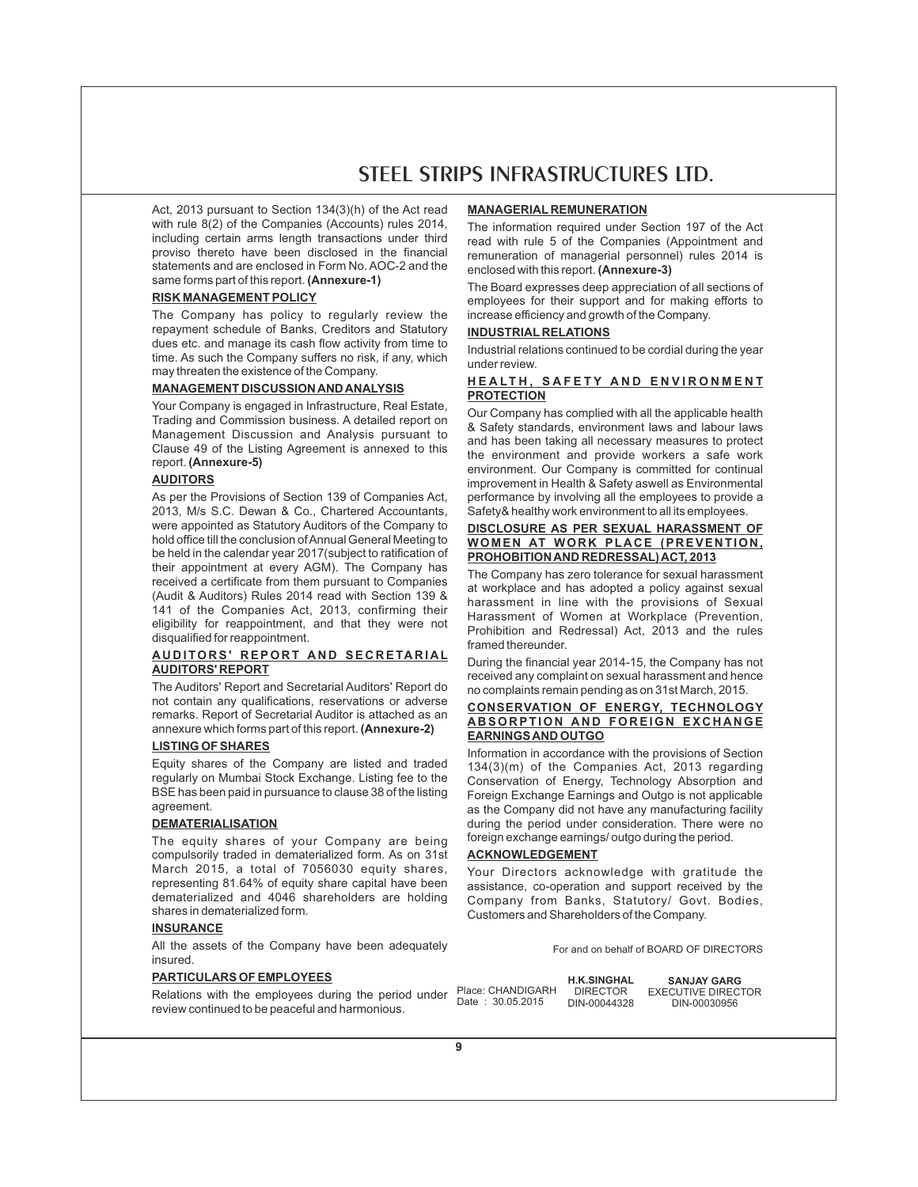Act, 2013 pursuant to Section 134(3)(h) of the Act read with rule 8(2) of the Companies (Accounts) rules 2014, including certain arms length transactions under third proviso thereto have been disclosed in the financial statements and are enclosed in Form No. AOC-2 and the same forms part of this report. **(Annexure-1)**

## RISK MANAGEMENT POLICY

The Company has policy to regularly review the repayment schedule of Banks, Creditors and Statutory dues etc. and manage its cash flow activity from time to time. As such the Company suffers no risk, if any, which may threaten the existence of the Company.

## MANAGEMENT DISCUSSION AND ANALYSIS

Your Company is engaged in Infrastructure, Real Estate, Trading and Commission business. A detailed report on Management Discussion and Analysis pursuant to Clause 49 of the Listing Agreement is annexed to this report. **(Annexure-5)**

## AUDITORS

As per the Provisions of Section 139 of Companies Act, 2013, M/s S.C. Dewan & Co., Chartered Accountants, were appointed as Statutory Auditors of the Company to hold office till the conclusion of Annual General Meeting to be held in the calendar year 2017(subject to ratification of their appointment at every AGM). The Company has received a certificate from them pursuant to Companies (Audit & Auditors) Rules 2014 read with Section 139 & 141 of the Companies Act, 2013, confirming their eligibility for reappointment, and that they were not disqualified for reappointment.

## AUDITORS' REPORT AND SECRETARIAL AUDITORS' REPORT

The Auditors' Report and Secretarial Auditors' Report do not contain any qualifications, reservations or adverse remarks. Report of Secretarial Auditor is attached as an annexure which forms part of this report. **(Annexure-2)**

## LISTING OF SHARES

Equity shares of the Company are listed and traded regularly on Mumbai Stock Exchange. Listing fee to the BSE has been paid in pursuance to clause 38 of the listing agreement.

## DEMATERIALISATION

The equity shares of your Company are being compulsorily traded in dematerialized form. As on 31st March 2015, a total of 7056030 equity shares, representing 81.64% of equity share capital have been dematerialized and 4046 shareholders are holding shares in dematerialized form.

## INSURANCE

All the assets of the Company have been adequately insured.

## PARTICULARS OF EMPLOYEES

Relations with the employees during the period under review continued to be peaceful and harmonious.

## MANAGERIAL REMUNERATION

The information required under Section 197 of the Act read with rule 5 of the Companies (Appointment and remuneration of managerial personnel) rules 2014 is enclosed with this report. **(Annexure-3)**

The Board expresses deep appreciation of all sections of employees for their support and for making efforts to increase efficiency and growth of the Company.

## INDUSTRIAL RELATIONS

Industrial relations continued to be cordial during the year under review.

## HEALTH, SAFETY AND ENVIRONMENT PROTECTION

Our Company has complied with all the applicable health & Safety standards, environment laws and labour laws and has been taking all necessary measures to protect the environment and provide workers a safe work environment. Our Company is committed for continual improvement in Health & Safety aswell as Environmental performance by involving all the employees to provide a Safety& healthy work environment to all its employees.

## DISCLOSURE AS PER SEXUAL HARASSMENT OF WOMEN AT WORK PLACE (PREVENTION, PROHOBITION AND REDRESSAL) ACT, 2013

The Company has zero tolerance for sexual harassment at workplace and has adopted a policy against sexual harassment in line with the provisions of Sexual Harassment of Women at Workplace (Prevention, Prohibition and Redressal) Act, 2013 and the rules framed thereunder.

During the financial year 2014-15, the Company has not received any complaint on sexual harassment and hence no complaints remain pending as on 31st March, 2015.

## CONSERVATION OF ENERGY, TECHNOLOGY ABSORPTION AND FOREIGN EXCHANGE EARNINGS AND OUTGO

Information in accordance with the provisions of Section 134(3)(m) of the Companies Act, 2013 regarding Conservation of Energy, Technology Absorption and Foreign Exchange Earnings and Outgo is not applicable as the Company did not have any manufacturing facility during the period under consideration. There were no foreign exchange earnings/ outgo during the period.

## ACKNOWLEDGEMENT

Your Directors acknowledge with gratitude the assistance, co-operation and support received by the Company from Banks, Statutory/ Govt. Bodies, Customers and Shareholders of the Company.

For and on behalf of BOARD OF DIRECTORS

Place: CHANDIGARH
Date : 30.05.2015

**H.K.SINGHAL**
DIRECTOR
DIN-00044328

**SANJAY GARG**
EXECUTIVE DIRECTOR
DIN-00030956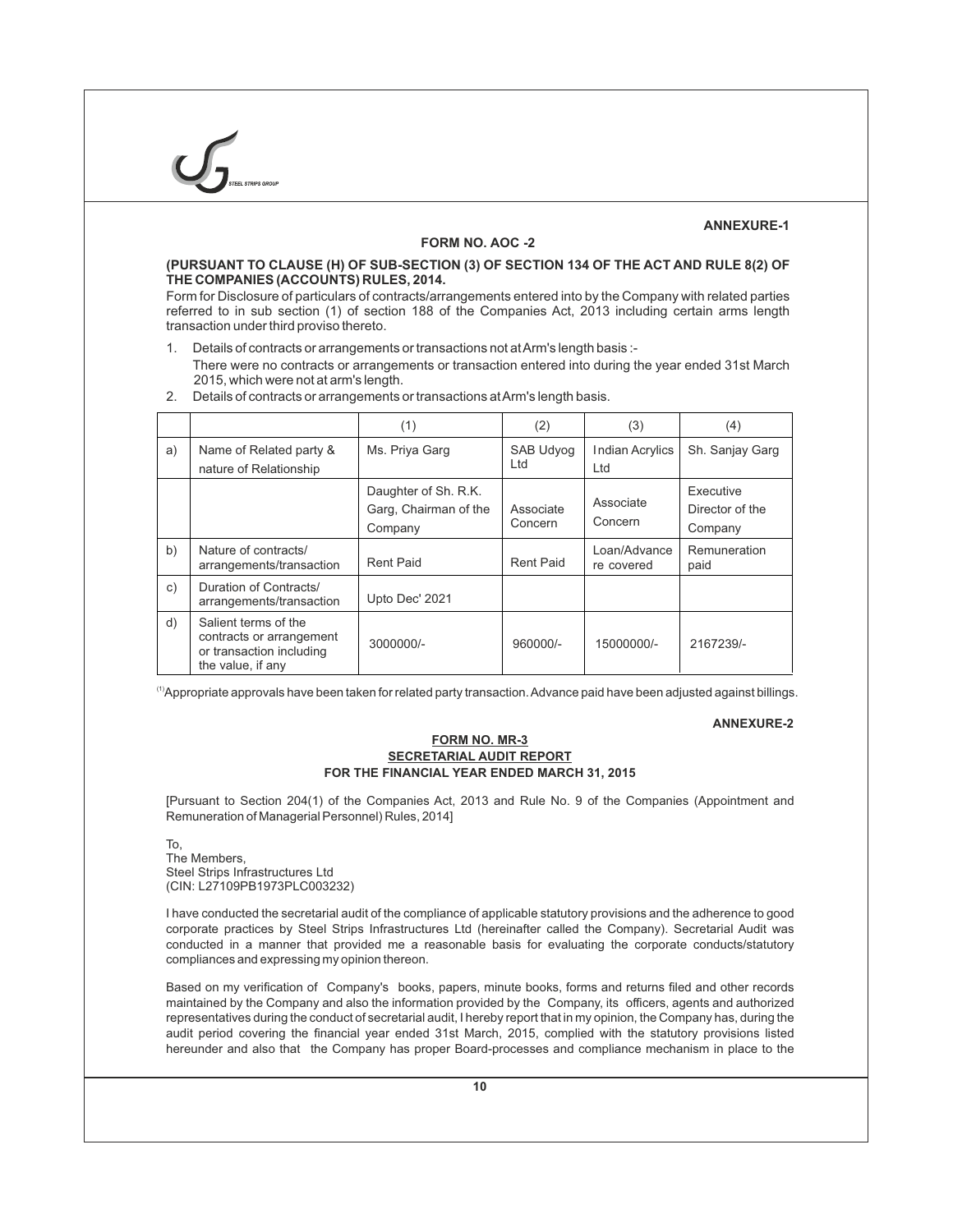**ANNEXURE-1**

**FORM NO. AOC -2**

**(PURSUANT TO CLAUSE (H) OF SUB-SECTION (3) OF SECTION 134 OF THE ACT AND RULE 8(2) OF THE COMPANIES (ACCOUNTS) RULES, 2014.**

Form for Disclosure of particulars of contracts/arrangements entered into by the Company with related parties referred to in sub section (1) of section 188 of the Companies Act, 2013 including certain arms length transaction under third proviso thereto.

1. Details of contracts or arrangements or transactions not at Arm's length basis :-
   There were no contracts or arrangements or transaction entered into during the year ended 31st March 2015, which were not at arm's length.
2. Details of contracts or arrangements or transactions at Arm's length basis.

| | | (1) | (2) | (3) | (4) |
|---|---|---|---|---|---|
| a) | Name of Related party & nature of Relationship | Ms. Priya Garg | SAB Udyog Ltd | Indian Acrylics Ltd | Sh. Sanjay Garg |
| | | Daughter of Sh. R.K. Garg, Chairman of the Company | Associate Concern | Associate Concern | Executive Director of the Company |
| b) | Nature of contracts/ arrangements/transaction | Rent Paid | Rent Paid | Loan/Advance re covered | Remuneration paid |
| c) | Duration of Contracts/ arrangements/transaction | Upto Dec' 2021 | | | |
| d) | Salient terms of the contracts or arrangement or transaction including the value, if any | 3000000/- | 960000/- | 15000000/- | 2167239/- |

(1) Appropriate approvals have been taken for related party transaction. Advance paid have been adjusted against billings.

**ANNEXURE-2**

**FORM NO. MR-3**
**SECRETARIAL AUDIT REPORT**
**FOR THE FINANCIAL YEAR ENDED MARCH 31, 2015**

[Pursuant to Section 204(1) of the Companies Act, 2013 and Rule No. 9 of the Companies (Appointment and Remuneration of Managerial Personnel) Rules, 2014]

To,
The Members,
Steel Strips Infrastructures Ltd
(CIN: L27109PB1973PLC003232)

I have conducted the secretarial audit of the compliance of applicable statutory provisions and the adherence to good corporate practices by Steel Strips Infrastructures Ltd (hereinafter called the Company). Secretarial Audit was conducted in a manner that provided me a reasonable basis for evaluating the corporate conducts/statutory compliances and expressing my opinion thereon.

Based on my verification of Company's books, papers, minute books, forms and returns filed and other records maintained by the Company and also the information provided by the Company, its officers, agents and authorized representatives during the conduct of secretarial audit, I hereby report that in my opinion, the Company has, during the audit period covering the financial year ended 31st March, 2015, complied with the statutory provisions listed hereunder and also that the Company has proper Board-processes and compliance mechanism in place to the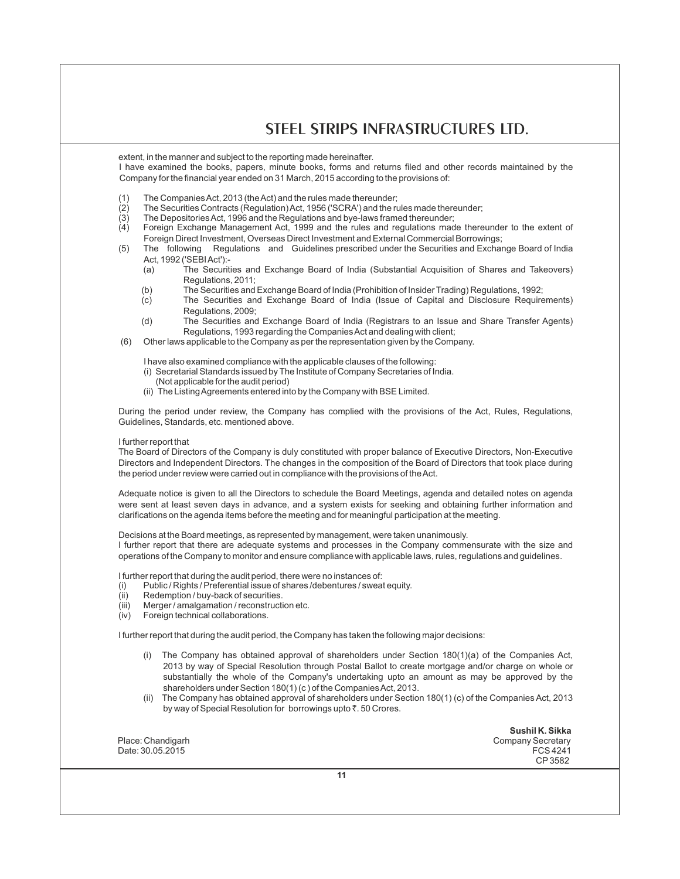extent, in the manner and subject to the reporting made hereinafter.

I have examined the books, papers, minute books, forms and returns filed and other records maintained by the Company for the financial year ended on 31 March, 2015 according to the provisions of:

(1) The Companies Act, 2013 (the Act) and the rules made thereunder;
(2) The Securities Contracts (Regulation) Act, 1956 ('SCRA') and the rules made thereunder;
(3) The Depositories Act, 1996 and the Regulations and bye-laws framed thereunder;
(4) Foreign Exchange Management Act, 1999 and the rules and regulations made thereunder to the extent of Foreign Direct Investment, Overseas Direct Investment and External Commercial Borrowings;
(5) The following Regulations and Guidelines prescribed under the Securities and Exchange Board of India Act, 1992 ('SEBI Act'):-
   (a) The Securities and Exchange Board of India (Substantial Acquisition of Shares and Takeovers) Regulations, 2011;
   (b) The Securities and Exchange Board of India (Prohibition of Insider Trading) Regulations, 1992;
   (c) The Securities and Exchange Board of India (Issue of Capital and Disclosure Requirements) Regulations, 2009;
   (d) The Securities and Exchange Board of India (Registrars to an Issue and Share Transfer Agents) Regulations, 1993 regarding the Companies Act and dealing with client;
(6) Other laws applicable to the Company as per the representation given by the Company.

I have also examined compliance with the applicable clauses of the following:
(i) Secretarial Standards issued by The Institute of Company Secretaries of India. (Not applicable for the audit period)
(ii) The Listing Agreements entered into by the Company with BSE Limited.

During the period under review, the Company has complied with the provisions of the Act, Rules, Regulations, Guidelines, Standards, etc. mentioned above.

I further report that

The Board of Directors of the Company is duly constituted with proper balance of Executive Directors, Non-Executive Directors and Independent Directors. The changes in the composition of the Board of Directors that took place during the period under review were carried out in compliance with the provisions of the Act.

Adequate notice is given to all the Directors to schedule the Board Meetings, agenda and detailed notes on agenda were sent at least seven days in advance, and a system exists for seeking and obtaining further information and clarifications on the agenda items before the meeting and for meaningful participation at the meeting.

Decisions at the Board meetings, as represented by management, were taken unanimously.

I further report that there are adequate systems and processes in the Company commensurate with the size and operations of the Company to monitor and ensure compliance with applicable laws, rules, regulations and guidelines.

I further report that during the audit period, there were no instances of:
(i) Public / Rights / Preferential issue of shares /debentures / sweat equity.
(ii) Redemption / buy-back of securities.
(iii) Merger / amalgamation / reconstruction etc.
(iv) Foreign technical collaborations.

I further report that during the audit period, the Company has taken the following major decisions:

(i) The Company has obtained approval of shareholders under Section 180(1)(a) of the Companies Act, 2013 by way of Special Resolution through Postal Ballot to create mortgage and/or charge on whole or substantially the whole of the Company's undertaking upto an amount as may be approved by the shareholders under Section 180(1) (c ) of the Companies Act, 2013.
(ii) The Company has obtained approval of shareholders under Section 180(1) (c) of the Companies Act, 2013 by way of Special Resolution for borrowings upto ₹. 50 Crores.

Place: Chandigarh
Date: 30.05.2015

**Sushil K. Sikka**
Company Secretary
FCS 4241
CP 3582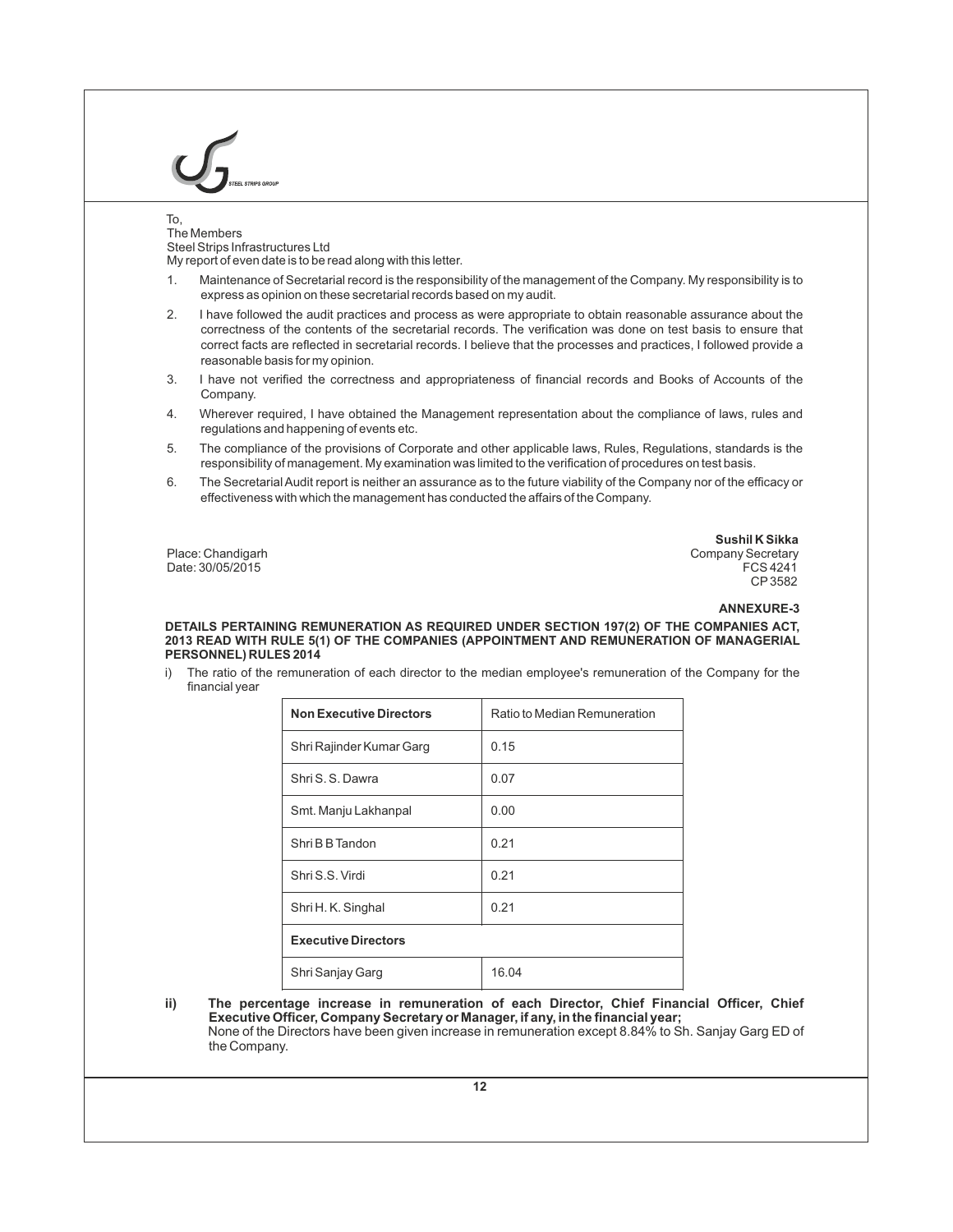To,
The Members
Steel Strips Infrastructures Ltd
My report of even date is to be read along with this letter.

1. Maintenance of Secretarial record is the responsibility of the management of the Company. My responsibility is to express as opinion on these secretarial records based on my audit.
2. I have followed the audit practices and process as were appropriate to obtain reasonable assurance about the correctness of the contents of the secretarial records. The verification was done on test basis to ensure that correct facts are reflected in secretarial records. I believe that the processes and practices, I followed provide a reasonable basis for my opinion.
3. I have not verified the correctness and appropriateness of financial records and Books of Accounts of the Company.
4. Wherever required, I have obtained the Management representation about the compliance of laws, rules and regulations and happening of events etc.
5. The compliance of the provisions of Corporate and other applicable laws, Rules, Regulations, standards is the responsibility of management. My examination was limited to the verification of procedures on test basis.
6. The Secretarial Audit report is neither an assurance as to the future viability of the Company nor of the efficacy or effectiveness with which the management has conducted the affairs of the Company.

Place: Chandigarh
Date: 30/05/2015

**Sushil K Sikka**
Company Secretary
FCS 4241
CP 3582

**ANNEXURE-3**

**DETAILS PERTAINING REMUNERATION AS REQUIRED UNDER SECTION 197(2) OF THE COMPANIES ACT, 2013 READ WITH RULE 5(1) OF THE COMPANIES (APPOINTMENT AND REMUNERATION OF MANAGERIAL PERSONNEL) RULES 2014**

i) The ratio of the remuneration of each director to the median employee's remuneration of the Company for the financial year

| **Non Executive Directors** | Ratio to Median Remuneration |
|---|---|
| Shri Rajinder Kumar Garg | 0.15 |
| Shri S. S. Dawra | 0.07 |
| Smt. Manju Lakhanpal | 0.00 |
| Shri B B Tandon | 0.21 |
| Shri S.S. Virdi | 0.21 |
| Shri H. K. Singhal | 0.21 |
| **Executive Directors** | |
| Shri Sanjay Garg | 16.04 |

ii) **The percentage increase in remuneration of each Director, Chief Financial Officer, Chief Executive Officer, Company Secretary or Manager, if any, in the financial year;**
None of the Directors have been given increase in remuneration except 8.84% to Sh. Sanjay Garg ED of the Company.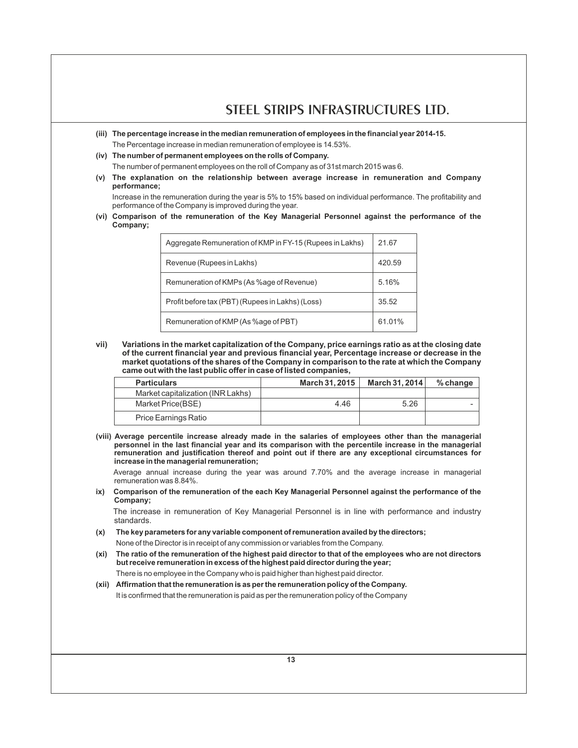**(iii) The percentage increase in the median remuneration of employees in the financial year 2014-15.**

The Percentage increase in median remuneration of employee is 14.53%.

**(iv) The number of permanent employees on the rolls of Company.**

The number of permanent employees on the roll of Company as of 31st march 2015 was 6.

**(v) The explanation on the relationship between average increase in remuneration and Company performance;**

Increase in the remuneration during the year is 5% to 15% based on individual performance. The profitability and performance of the Company is improved during the year.

**(vi) Comparison of the remuneration of the Key Managerial Personnel against the performance of the Company;**

| | |
|---|---|
| Aggregate Remuneration of KMP in FY-15 (Rupees in Lakhs) | 21.67 |
| Revenue (Rupees in Lakhs) | 420.59 |
| Remuneration of KMPs (As %age of Revenue) | 5.16% |
| Profit before tax (PBT) (Rupees in Lakhs) (Loss) | 35.52 |
| Remuneration of KMP (As %age of PBT) | 61.01% |

**vii) Variations in the market capitalization of the Company, price earnings ratio as at the closing date of the current financial year and previous financial year, Percentage increase or decrease in the market quotations of the shares of the Company in comparison to the rate at which the Company came out with the last public offer in case of listed companies,**

| Particulars | March 31, 2015 | March 31, 2014 | % change |
|---|---|---|---|
| Market capitalization (INR Lakhs) | | | |
| Market Price(BSE) | 4.46 | 5.26 | - |
| Price Earnings Ratio | | | |

**(viii) Average percentile increase already made in the salaries of employees other than the managerial personnel in the last financial year and its comparison with the percentile increase in the managerial remuneration and justification thereof and point out if there are any exceptional circumstances for increase in the managerial remuneration;**

Average annual increase during the year was around 7.70% and the average increase in managerial remuneration was 8.84%.

**ix) Comparison of the remuneration of the each Key Managerial Personnel against the performance of the Company;**

The increase in remuneration of Key Managerial Personnel is in line with performance and industry standards.

**(x) The key parameters for any variable component of remuneration availed by the directors;**

None of the Director is in receipt of any commission or variables from the Company.

**(xi) The ratio of the remuneration of the highest paid director to that of the employees who are not directors but receive remuneration in excess of the highest paid director during the year;**

There is no employee in the Company who is paid higher than highest paid director.

**(xii) Affirmation that the remuneration is as per the remuneration policy of the Company.**

It is confirmed that the remuneration is paid as per the remuneration policy of the Company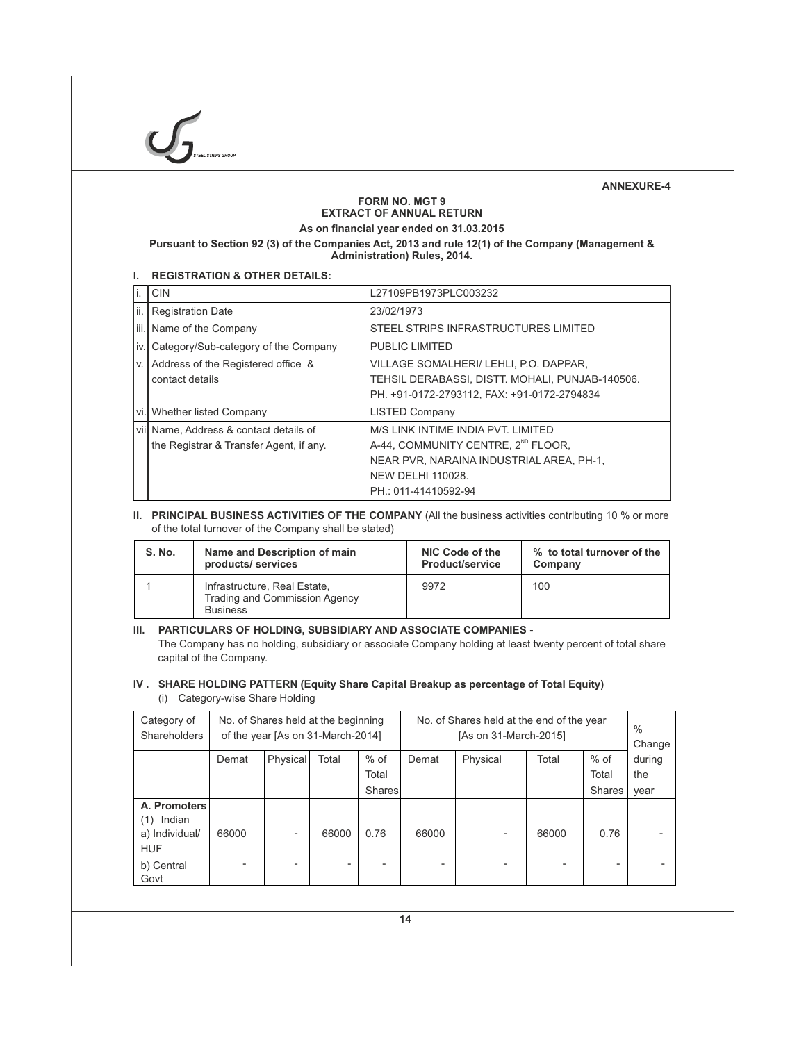**ANNEXURE-4**

**FORM NO. MGT 9**
**EXTRACT OF ANNUAL RETURN**
**As on financial year ended on 31.03.2015**

**Pursuant to Section 92 (3) of the Companies Act, 2013 and rule 12(1) of the Company (Management & Administration) Rules, 2014.**

## I. REGISTRATION & OTHER DETAILS:

| | | |
|---|---|---|
| i. | CIN | L27109PB1973PLC003232 |
| ii. | Registration Date | 23/02/1973 |
| iii. | Name of the Company | STEEL STRIPS INFRASTRUCTURES LIMITED |
| iv. | Category/Sub-category of the Company | PUBLIC LIMITED |
| v. | Address of the Registered office & contact details | VILLAGE SOMALHERI/ LEHLI, P.O. DAPPAR, TEHSIL DERABASSI, DISTT. MOHALI, PUNJAB-140506. PH. +91-0172-2793112, FAX: +91-0172-2794834 |
| vi. | Whether listed Company | LISTED Company |
| vii | Name, Address & contact details of the Registrar & Transfer Agent, if any. | M/S LINK INTIME INDIA PVT. LIMITED A-44, COMMUNITY CENTRE, 2ND FLOOR, NEAR PVR, NARAINA INDUSTRIAL AREA, PH-1, NEW DELHI 110028. PH.: 011-41410592-94 |

## II. PRINCIPAL BUSINESS ACTIVITIES OF THE COMPANY (All the business activities contributing 10 % or more of the total turnover of the Company shall be stated)

| S. No. | Name and Description of main products/ services | NIC Code of the Product/service | % to total turnover of the Company |
|---|---|---|---|
| 1 | Infrastructure, Real Estate, Trading and Commission Agency Business | 9972 | 100 |

## III. PARTICULARS OF HOLDING, SUBSIDIARY AND ASSOCIATE COMPANIES -

The Company has no holding, subsidiary or associate Company holding at least twenty percent of total share capital of the Company.

## IV . SHARE HOLDING PATTERN (Equity Share Capital Breakup as percentage of Total Equity)

(i) Category-wise Share Holding

| Category of Shareholders | No. of Shares held at the beginning of the year [As on 31-March-2014] | | | | No. of Shares held at the end of the year [As on 31-March-2015] | | | | % Change during the year |
|---|---|---|---|---|---|---|---|---|---|
| | Demat | Physical | Total | % of Total Shares | Demat | Physical | Total | % of Total Shares | |
| **A. Promoters** | | | | | | | | | |
| (1) Indian | | | | | | | | | |
| a) Individual/ HUF | 66000 | - | 66000 | 0.76 | 66000 | - | 66000 | 0.76 | - |
| b) Central Govt | - | - | - | - | - | - | - | - | - |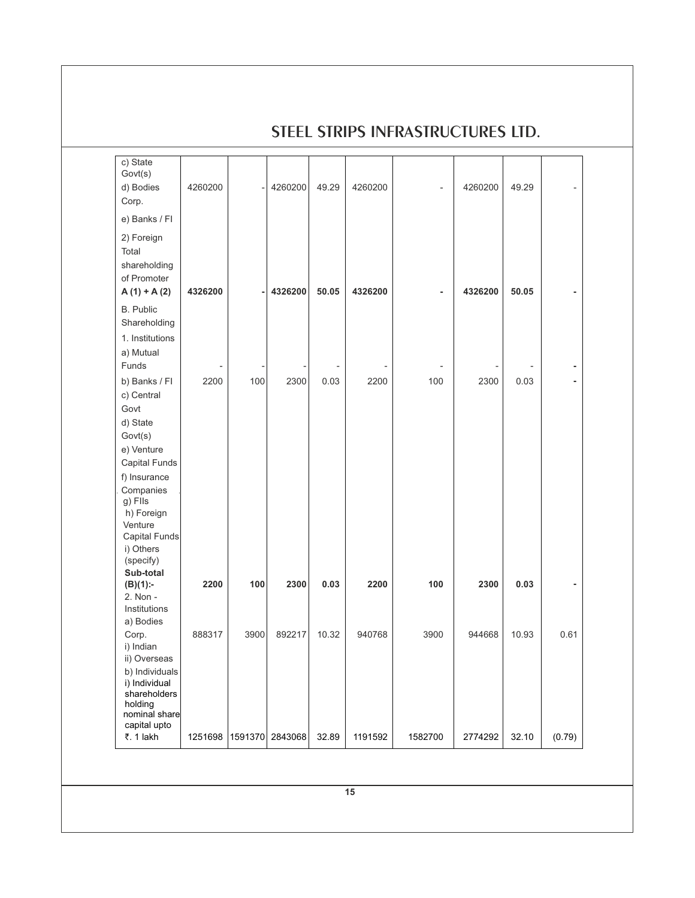| | | | | | | | | | |
|---|---|---|---|---|---|---|---|---|---|
| c) State Govt(s) | | | | | | | | | |
| d) Bodies Corp. | 4260200 | - | 4260200 | 49.29 | 4260200 | - | 4260200 | 49.29 | - |
| e) Banks / FI | | | | | | | | | |
| 2) Foreign | | | | | | | | | |
| **Total shareholding of Promoter A (1) + A (2)** | **4326200** | **-** | **4326200** | **50.05** | **4326200** | **-** | **4326200** | **50.05** | **-** |
| B. Public Shareholding | | | | | | | | | |
| 1. Institutions | | | | | | | | | |
| a) Mutual Funds | - | - | - | - | - | - | - | - | - |
| b) Banks / FI | 2200 | 100 | 2300 | 0.03 | 2200 | 100 | 2300 | 0.03 | - |
| c) Central Govt | | | | | | | | | |
| d) State Govt(s) | | | | | | | | | |
| e) Venture Capital Funds | | | | | | | | | |
| f) Insurance Companies | | | | | | | | | |
| g) FIIs | | | | | | | | | |
| h) Foreign Venture Capital Funds | | | | | | | | | |
| i) Others (specify) | | | | | | | | | |
| **Sub-total (B)(1):-** | **2200** | **100** | **2300** | **0.03** | **2200** | **100** | **2300** | **0.03** | **-** |
| 2. Non - Institutions | | | | | | | | | |
| a) Bodies Corp. | 888317 | 3900 | 892217 | 10.32 | 940768 | 3900 | 944668 | 10.93 | 0.61 |
| i) Indian | | | | | | | | | |
| ii) Overseas | | | | | | | | | |
| b) Individuals | | | | | | | | | |
| i) Individual shareholders holding nominal share capital upto ₹. 1 lakh | 1251698 | 1591370 | 2843068 | 32.89 | 1191592 | 1582700 | 2774292 | 32.10 | (0.79) |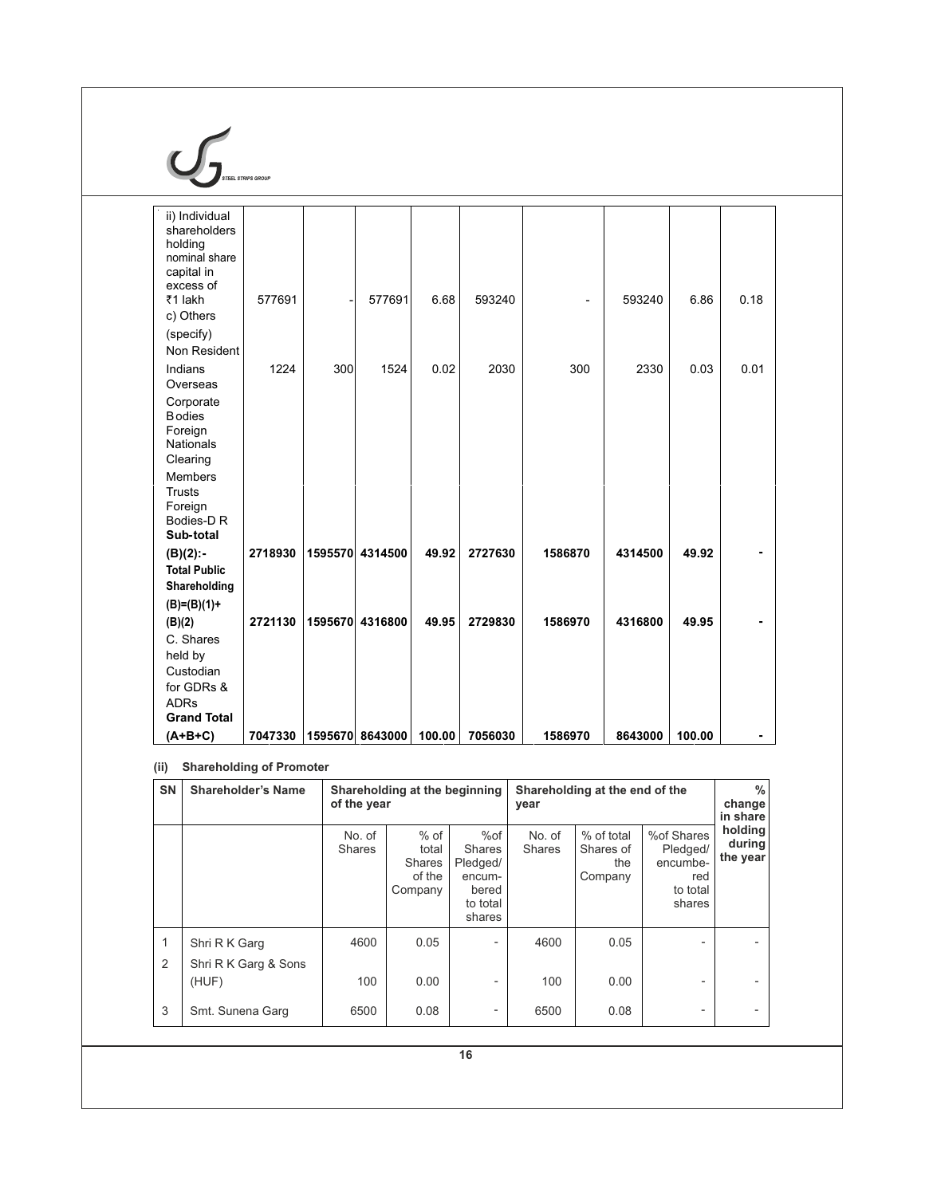| | | | | | | | | | |
|---|---|---|---|---|---|---|---|---|---|
| ii) Individual shareholders holding nominal share capital in excess of ₹1 lakh | 577691 | - | 577691 | 6.68 | 593240 | - | 593240 | 6.86 | 0.18 |
| c) Others (specify) | | | | | | | | | |
| Non Resident Indians | 1224 | 300 | 1524 | 0.02 | 2030 | 300 | 2330 | 0.03 | 0.01 |
| Overseas Corporate Bodies | | | | | | | | | |
| Foreign Nationals | | | | | | | | | |
| Clearing Members | | | | | | | | | |
| Trusts | | | | | | | | | |
| Foreign Bodies-D R | | | | | | | | | |
| **Sub-total (B)(2):-** | **2718930** | **1595570** | **4314500** | **49.92** | **2727630** | **1586870** | **4314500** | **49.92** | **-** |
| **Total Public Shareholding (B)=(B)(1)+ (B)(2)** | **2721130** | **1595670** | **4316800** | **49.95** | **2729830** | **1586970** | **4316800** | **49.95** | **-** |
| C. Shares held by Custodian for GDRs & ADRs | | | | | | | | | |
| **Grand Total (A+B+C)** | **7047330** | **1595670** | **8643000** | **100.00** | **7056030** | **1586970** | **8643000** | **100.00** | **-** |

**(ii) Shareholding of Promoter**

| SN | Shareholder's Name | Shareholding at the beginning of the year | | | Shareholding at the end of the year | | | % change in share holding during the year |
|---|---|---|---|---|---|---|---|---|
| | | No. of Shares | % of total Shares of the Company | %of Shares Pledged/ encumbered to total shares | No. of Shares | % of total Shares of the Company | %of Shares Pledged/ encumbered to total shares | |
| 1 | Shri R K Garg | 4600 | 0.05 | - | 4600 | 0.05 | - | - |
| 2 | Shri R K Garg & Sons (HUF) | 100 | 0.00 | - | 100 | 0.00 | - | - |
| 3 | Smt. Sunena Garg | 6500 | 0.08 | - | 6500 | 0.08 | - | - |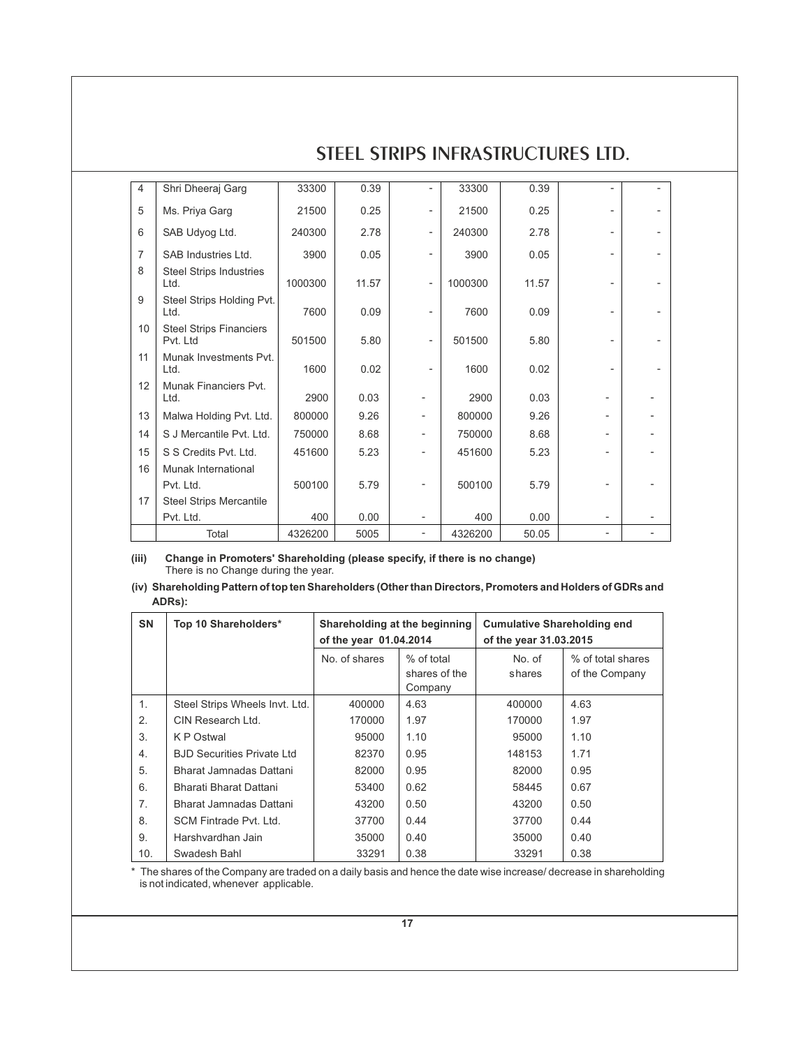| 4 | Shri Dheeraj Garg | 33300 | 0.39 | - | 33300 | 0.39 | - | - |
|---|---|---|---|---|---|---|---|---|
| 5 | Ms. Priya Garg | 21500 | 0.25 | - | 21500 | 0.25 | - | - |
| 6 | SAB Udyog Ltd. | 240300 | 2.78 | - | 240300 | 2.78 | - | - |
| 7 | SAB Industries Ltd. | 3900 | 0.05 | - | 3900 | 0.05 | - | - |
| 8 | Steel Strips Industries Ltd. | 1000300 | 11.57 | - | 1000300 | 11.57 | - | - |
| 9 | Steel Strips Holding Pvt. Ltd. | 7600 | 0.09 | - | 7600 | 0.09 | - | - |
| 10 | Steel Strips Financiers Pvt. Ltd | 501500 | 5.80 | - | 501500 | 5.80 | - | - |
| 11 | Munak Investments Pvt. Ltd. | 1600 | 0.02 | - | 1600 | 0.02 | - | - |
| 12 | Munak Financiers Pvt. Ltd. | 2900 | 0.03 | - | 2900 | 0.03 | - | - |
| 13 | Malwa Holding Pvt. Ltd. | 800000 | 9.26 | - | 800000 | 9.26 | - | - |
| 14 | S J Mercantile Pvt. Ltd. | 750000 | 8.68 | - | 750000 | 8.68 | - | - |
| 15 | S S Credits Pvt. Ltd. | 451600 | 5.23 | - | 451600 | 5.23 | - | - |
| 16 | Munak International Pvt. Ltd. | 500100 | 5.79 | - | 500100 | 5.79 | - | - |
| 17 | Steel Strips Mercantile Pvt. Ltd. | 400 | 0.00 | - | 400 | 0.00 | - | - |
| | Total | 4326200 | 5005 | - | 4326200 | 50.05 | - | - |

**(iii) Change in Promoters' Shareholding (please specify, if there is no change)**

There is no Change during the year.

**(iv) Shareholding Pattern of top ten Shareholders (Other than Directors, Promoters and Holders of GDRs and ADRs):**

| SN | Top 10 Shareholders* | Shareholding at the beginning of the year 01.04.2014 | | Cumulative Shareholding end of the year 31.03.2015 | |
|---|---|---|---|---|---|
| | | No. of shares | % of total shares of the Company | No. of shares | % of total shares of the Company |
| 1. | Steel Strips Wheels Invt. Ltd. | 400000 | 4.63 | 400000 | 4.63 |
| 2. | CIN Research Ltd. | 170000 | 1.97 | 170000 | 1.97 |
| 3. | K P Ostwal | 95000 | 1.10 | 95000 | 1.10 |
| 4. | BJD Securities Private Ltd | 82370 | 0.95 | 148153 | 1.71 |
| 5. | Bharat Jamnadas Dattani | 82000 | 0.95 | 82000 | 0.95 |
| 6. | Bharati Bharat Dattani | 53400 | 0.62 | 58445 | 0.67 |
| 7. | Bharat Jamnadas Dattani | 43200 | 0.50 | 43200 | 0.50 |
| 8. | SCM Fintrade Pvt. Ltd. | 37700 | 0.44 | 37700 | 0.44 |
| 9. | Harshvardhan Jain | 35000 | 0.40 | 35000 | 0.40 |
| 10. | Swadesh Bahl | 33291 | 0.38 | 33291 | 0.38 |

\* The shares of the Company are traded on a daily basis and hence the date wise increase/ decrease in shareholding is not indicated, whenever applicable.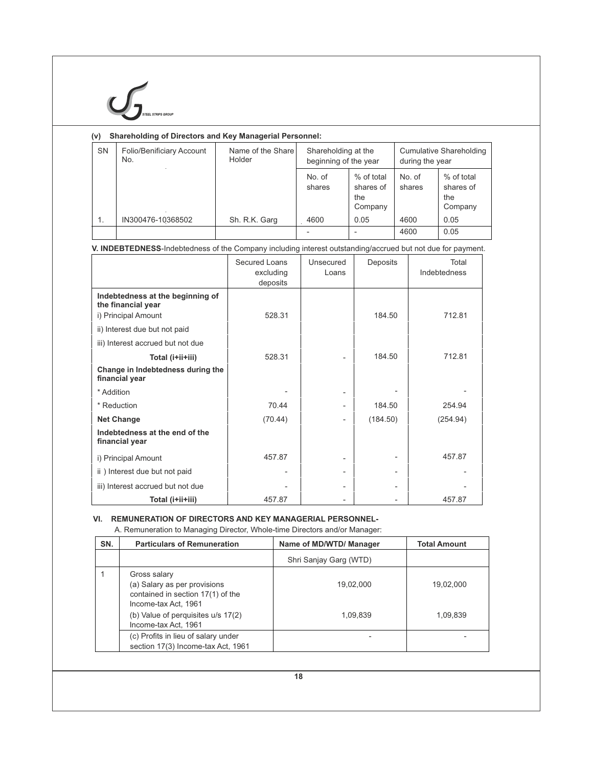### (v) Shareholding of Directors and Key Managerial Personnel:

| SN | Folio/Benificiary Account No. | Name of the Share Holder | Shareholding at the beginning of the year | | Cumulative Shareholding during the year | |
|---|---|---|---|---|---|---|
| | | | No. of shares | % of total shares of the Company | No. of shares | % of total shares of the Company |
| 1. | IN300476-10368502 | Sh. R.K. Garg | 4600 | 0.05 | 4600 | 0.05 |
| | | | - | - | 4600 | 0.05 |

**V. INDEBTEDNESS**-Indebtedness of the Company including interest outstanding/accrued but not due for payment.

| | Secured Loans excluding deposits | Unsecured Loans | Deposits | Total Indebtedness |
|---|---|---|---|---|
| **Indebtedness at the beginning of the financial year** | | | | |
| i) Principal Amount | 528.31 | | 184.50 | 712.81 |
| ii) Interest due but not paid | | | | |
| iii) Interest accrued but not due | | | | |
| **Total (i+ii+iii)** | 528.31 | - | 184.50 | 712.81 |
| **Change in Indebtedness during the financial year** | | | | |
| * Addition | - | - | - | - |
| * Reduction | 70.44 | - | 184.50 | 254.94 |
| **Net Change** | (70.44) | - | (184.50) | (254.94) |
| **Indebtedness at the end of the financial year** | | | | |
| i) Principal Amount | 457.87 | - | - | 457.87 |
| ii ) Interest due but not paid | - | - | - | - |
| iii) Interest accrued but not due | - | - | - | - |
| **Total (i+ii+iii)** | 457.87 | - | - | 457.87 |

### VI. REMUNERATION OF DIRECTORS AND KEY MANAGERIAL PERSONNEL-

A. Remuneration to Managing Director, Whole-time Directors and/or Manager:

| SN. | Particulars of Remuneration | Name of MD/WTD/ Manager | Total Amount |
|---|---|---|---|
| | | Shri Sanjay Garg (WTD) | |
| 1 | Gross salary<br>(a) Salary as per provisions contained in section 17(1) of the Income-tax Act, 1961 | 19,02,000 | 19,02,000 |
| | (b) Value of perquisites u/s 17(2) Income-tax Act, 1961 | 1,09,839 | 1,09,839 |
| | (c) Profits in lieu of salary under section 17(3) Income-tax Act, 1961 | - | - |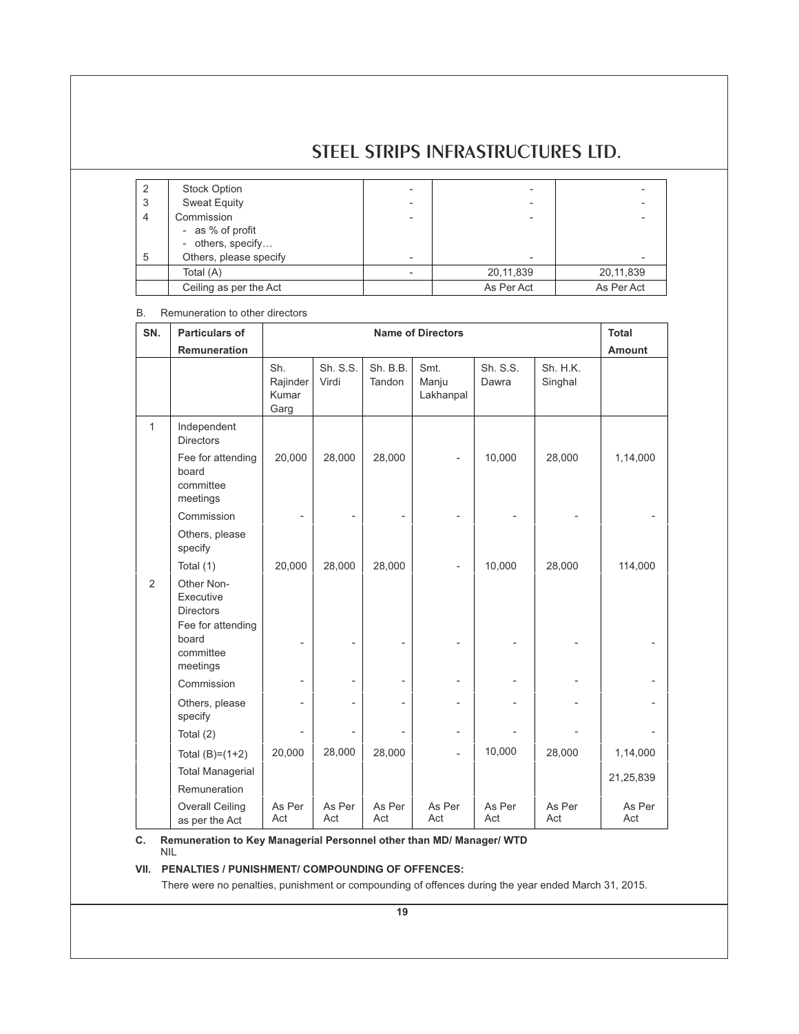| | | | | |
|---|---|---|---|---|
| 2 | Stock Option | - | - | - |
| 3 | Sweat Equity | - | - | - |
| 4 | Commission<br>- as % of profit<br>- others, specify… | - | - | - |
| 5 | Others, please specify | - | - | - |
| | Total (A) | - | 20,11,839 | 20,11,839 |
| | Ceiling as per the Act | | As Per Act | As Per Act |

B. Remuneration to other directors

| SN. | Particulars of Remuneration | Name of Directors | | | | | | Total Amount |
|---|---|---|---|---|---|---|---|---|
| | | Sh. Rajinder Kumar Garg | Sh. S.S. Virdi | Sh. B.B. Tandon | Smt. Manju Lakhanpal | Sh. S.S. Dawra | Sh. H.K. Singhal | |
| 1 | Independent Directors | | | | | | | |
| | Fee for attending board committee meetings | 20,000 | 28,000 | 28,000 | - | 10,000 | 28,000 | 1,14,000 |
| | Commission | - | - | - | - | - | - | - |
| | Others, please specify | | | | | | | |
| | Total (1) | 20,000 | 28,000 | 28,000 | - | 10,000 | 28,000 | 114,000 |
| 2 | Other Non-Executive Directors<br>Fee for attending board committee meetings | - | - | - | - | - | - | - |
| | Commission | - | - | - | - | - | - | - |
| | Others, please specify | - | - | - | - | - | - | - |
| | Total (2) | - | - | - | - | - | - | - |
| | Total (B)=(1+2) | 20,000 | 28,000 | 28,000 | - | 10,000 | 28,000 | 1,14,000 |
| | Total Managerial Remuneration | | | | | | | 21,25,839 |
| | Overall Ceiling as per the Act | As Per Act | As Per Act | As Per Act | As Per Act | As Per Act | As Per Act | As Per Act |

**C. Remuneration to Key Managerial Personnel other than MD/ Manager/ WTD**

NIL

**VII. PENALTIES / PUNISHMENT/ COMPOUNDING OF OFFENCES:**

There were no penalties, punishment or compounding of offences during the year ended March 31, 2015.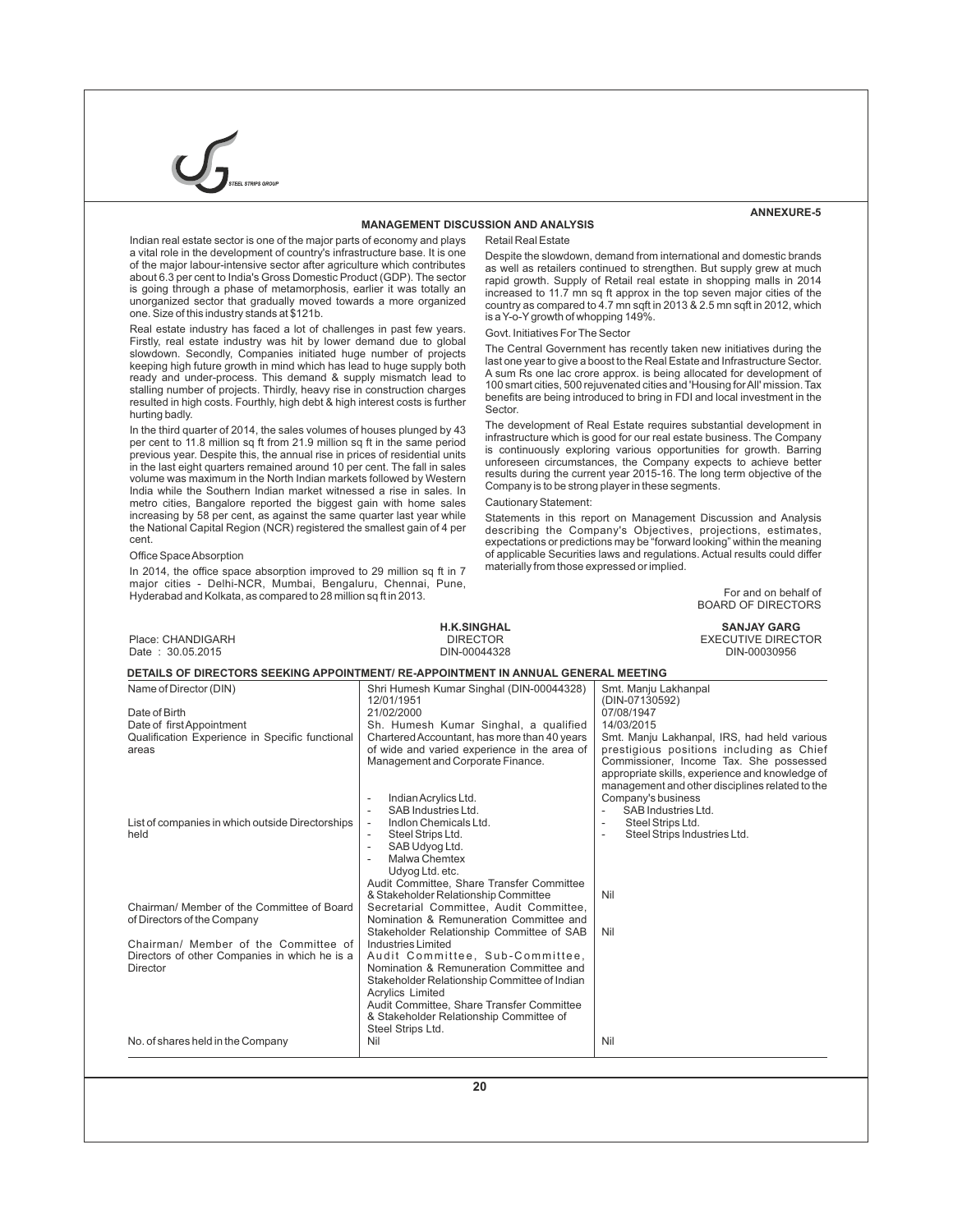ANNEXURE-5

## MANAGEMENT DISCUSSION AND ANALYSIS

Indian real estate sector is one of the major parts of economy and plays a vital role in the development of country's infrastructure base. It is one of the major labour-intensive sector after agriculture which contributes about 6.3 per cent to India's Gross Domestic Product (GDP). The sector is going through a phase of metamorphosis, earlier it was totally an unorganized sector that gradually moved towards a more organized one. Size of this industry stands at $121b.

Real estate industry has faced a lot of challenges in past few years. Firstly, real estate industry was hit by lower demand due to global slowdown. Secondly, Companies initiated huge number of projects keeping high future growth in mind which has lead to huge supply both ready and under-process. This demand & supply mismatch lead to stalling number of projects. Thirdly, heavy rise in construction charges resulted in high costs. Fourthly, high debt & high interest costs is further hurting badly.

In the third quarter of 2014, the sales volumes of houses plunged by 43 per cent to 11.8 million sq ft from 21.9 million sq ft in the same period previous year. Despite this, the annual rise in prices of residential units in the last eight quarters remained around 10 per cent. The fall in sales volume was maximum in the North Indian markets followed by Western India while the Southern Indian market witnessed a rise in sales. In metro cities, Bangalore reported the biggest gain with home sales increasing by 58 per cent, as against the same quarter last year while the National Capital Region (NCR) registered the smallest gain of 4 per cent.

Office Space Absorption

In 2014, the office space absorption improved to 29 million sq ft in 7 major cities - Delhi-NCR, Mumbai, Bengaluru, Chennai, Pune, Hyderabad and Kolkata, as compared to 28 million sq ft in 2013.

Retail Real Estate

Despite the slowdown, demand from international and domestic brands as well as retailers continued to strengthen. But supply grew at much rapid growth. Supply of Retail real estate in shopping malls in 2014 increased to 11.7 mn sq ft approx in the top seven major cities of the country as compared to 4.7 mn sqft in 2013 & 2.5 mn sqft in 2012, which is a Y-o-Y growth of whopping 149%.

Govt. Initiatives For The Sector

The Central Government has recently taken new initiatives during the last one year to give a boost to the Real Estate and Infrastructure Sector. A sum Rs one lac crore approx. is being allocated for development of 100 smart cities, 500 rejuvenated cities and 'Housing for All' mission. Tax benefits are being introduced to bring in FDI and local investment in the Sector.

The development of Real Estate requires substantial development in infrastructure which is good for our real estate business. The Company is continuously exploring various opportunities for growth. Barring unforeseen circumstances, the Company expects to achieve better results during the current year 2015-16. The long term objective of the Company is to be strong player in these segments.

Cautionary Statement:

Statements in this report on Management Discussion and Analysis describing the Company's Objectives, projections, estimates, expectations or predictions may be "forward looking" within the meaning of applicable Securities laws and regulations. Actual results could differ materially from those expressed or implied.

For and on behalf of
BOARD OF DIRECTORS

Place: CHANDIGARH
Date : 30.05.2015

**H.K.SINGHAL**
DIRECTOR
DIN-00044328

**SANJAY GARG**
EXECUTIVE DIRECTOR
DIN-00030956

**DETAILS OF DIRECTORS SEEKING APPOINTMENT/ RE-APPOINTMENT IN ANNUAL GENERAL MEETING**

| Name of Director (DIN) | Shri Humesh Kumar Singhal (DIN-00044328) | Smt. Manju Lakhanpal (DIN-07130592) |
|---|---|---|
| Date of Birth | 12/01/1951 | 07/08/1947 |
| Date of first Appointment | 21/02/2000 | 14/03/2015 |
| Qualification Experience in Specific functional areas | Sh. Humesh Kumar Singhal, a qualified Chartered Accountant, has more than 40 years of wide and varied experience in the area of Management and Corporate Finance. | Smt. Manju Lakhanpal, IRS, had held various prestigious positions including as Chief Commissioner, Income Tax. She possessed appropriate skills, experience and knowledge of management and other disciplines related to the Company's business |
| List of companies in which outside Directorships held | - Indian Acrylics Ltd.<br>- SAB Industries Ltd.<br>- Indlon Chemicals Ltd.<br>- Steel Strips Ltd.<br>- SAB Udyog Ltd.<br>- Malwa Chemtex Udyog Ltd. etc. | - SAB Industries Ltd.<br>- Steel Strips Ltd.<br>- Steel Strips Industries Ltd. |
| Chairman/ Member of the Committee of Board of Directors of the Company | Audit Committee, Share Transfer Committee & Stakeholder Relationship Committee | Nil |
| Chairman/ Member of the Committee of Directors of other Companies in which he is a Director | Secretarial Committee, Audit Committee, Nomination & Remuneration Committee and Stakeholder Relationship Committee of SAB Industries Limited<br>Audit Committee, Sub-Committee, Nomination & Remuneration Committee and Stakeholder Relationship Committee of Indian Acrylics Limited<br>Audit Committee, Share Transfer Committee & Stakeholder Relationship Committee of Steel Strips Ltd. | Nil |
| No. of shares held in the Company | Nil | Nil |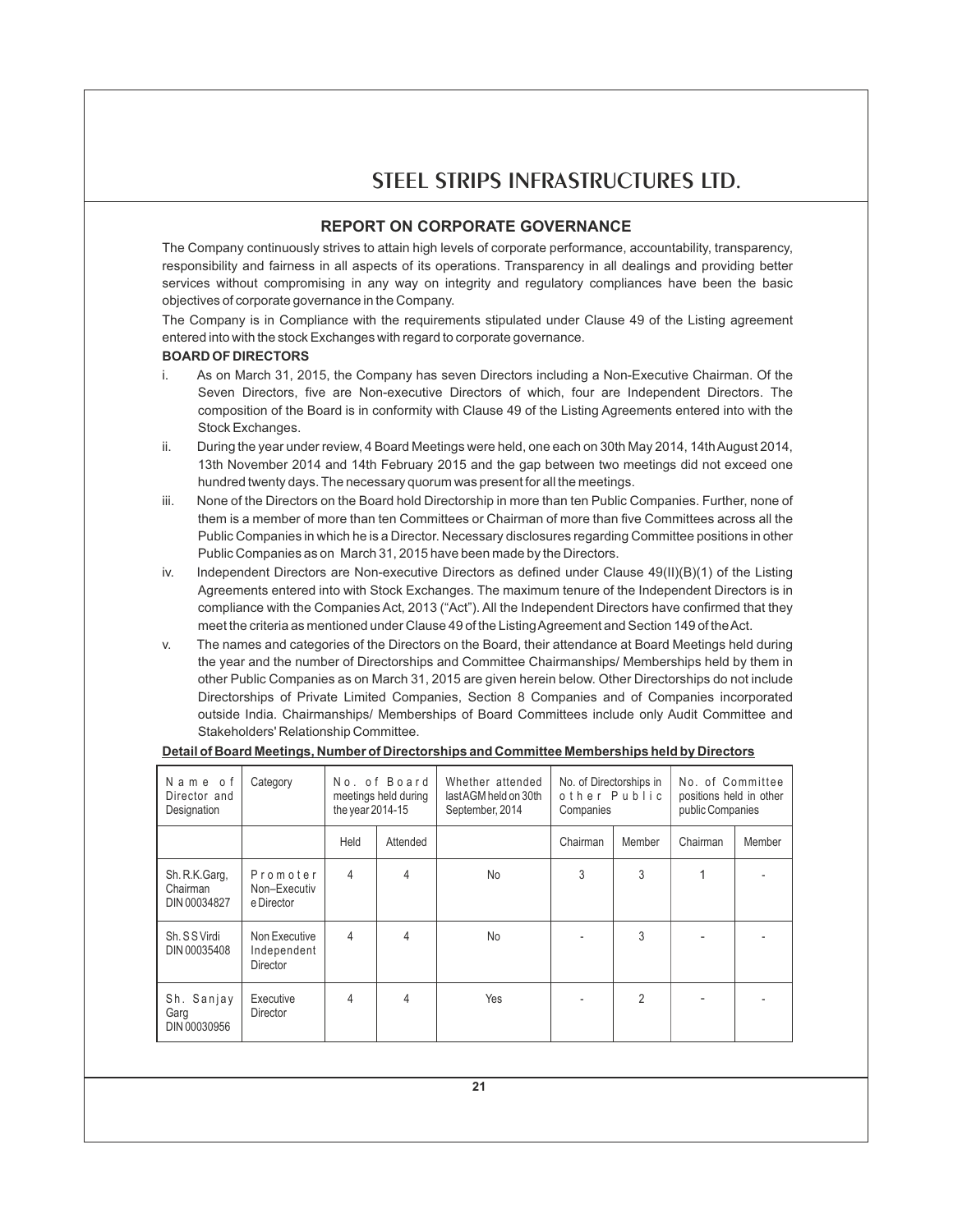## REPORT ON CORPORATE GOVERNANCE

The Company continuously strives to attain high levels of corporate performance, accountability, transparency, responsibility and fairness in all aspects of its operations. Transparency in all dealings and providing better services without compromising in any way on integrity and regulatory compliances have been the basic objectives of corporate governance in the Company.

The Company is in Compliance with the requirements stipulated under Clause 49 of the Listing agreement entered into with the stock Exchanges with regard to corporate governance.

**BOARD OF DIRECTORS**

i. As on March 31, 2015, the Company has seven Directors including a Non-Executive Chairman. Of the Seven Directors, five are Non-executive Directors of which, four are Independent Directors. The composition of the Board is in conformity with Clause 49 of the Listing Agreements entered into with the Stock Exchanges.

ii. During the year under review, 4 Board Meetings were held, one each on 30th May 2014, 14th August 2014, 13th November 2014 and 14th February 2015 and the gap between two meetings did not exceed one hundred twenty days. The necessary quorum was present for all the meetings.

iii. None of the Directors on the Board hold Directorship in more than ten Public Companies. Further, none of them is a member of more than ten Committees or Chairman of more than five Committees across all the Public Companies in which he is a Director. Necessary disclosures regarding Committee positions in other Public Companies as on March 31, 2015 have been made by the Directors.

iv. Independent Directors are Non-executive Directors as defined under Clause 49(II)(B)(1) of the Listing Agreements entered into with Stock Exchanges. The maximum tenure of the Independent Directors is in compliance with the Companies Act, 2013 ("Act"). All the Independent Directors have confirmed that they meet the criteria as mentioned under Clause 49 of the Listing Agreement and Section 149 of the Act.

v. The names and categories of the Directors on the Board, their attendance at Board Meetings held during the year and the number of Directorships and Committee Chairmanships/ Memberships held by them in other Public Companies as on March 31, 2015 are given herein below. Other Directorships do not include Directorships of Private Limited Companies, Section 8 Companies and of Companies incorporated outside India. Chairmanships/ Memberships of Board Committees include only Audit Committee and Stakeholders' Relationship Committee.

**Detail of Board Meetings, Number of Directorships and Committee Memberships held by Directors**

| Name of Director and Designation | Category | No. of Board meetings held during the year 2014-15 | | Whether attended last AGM held on 30th September, 2014 | No. of Directorships in other Public Companies | | No. of Committee positions held in other public Companies | |
|---|---|---|---|---|---|---|---|---|
| | | Held | Attended | | Chairman | Member | Chairman | Member |
| Sh. R.K.Garg, Chairman DIN 00034827 | Promoter Non–Executive Director | 4 | 4 | No | 3 | 3 | 1 | - |
| Sh. S S Virdi DIN 00035408 | Non Executive Independent Director | 4 | 4 | No | - | 3 | - | - |
| Sh. Sanjay Garg DIN 00030956 | Executive Director | 4 | 4 | Yes | - | 2 | - | - |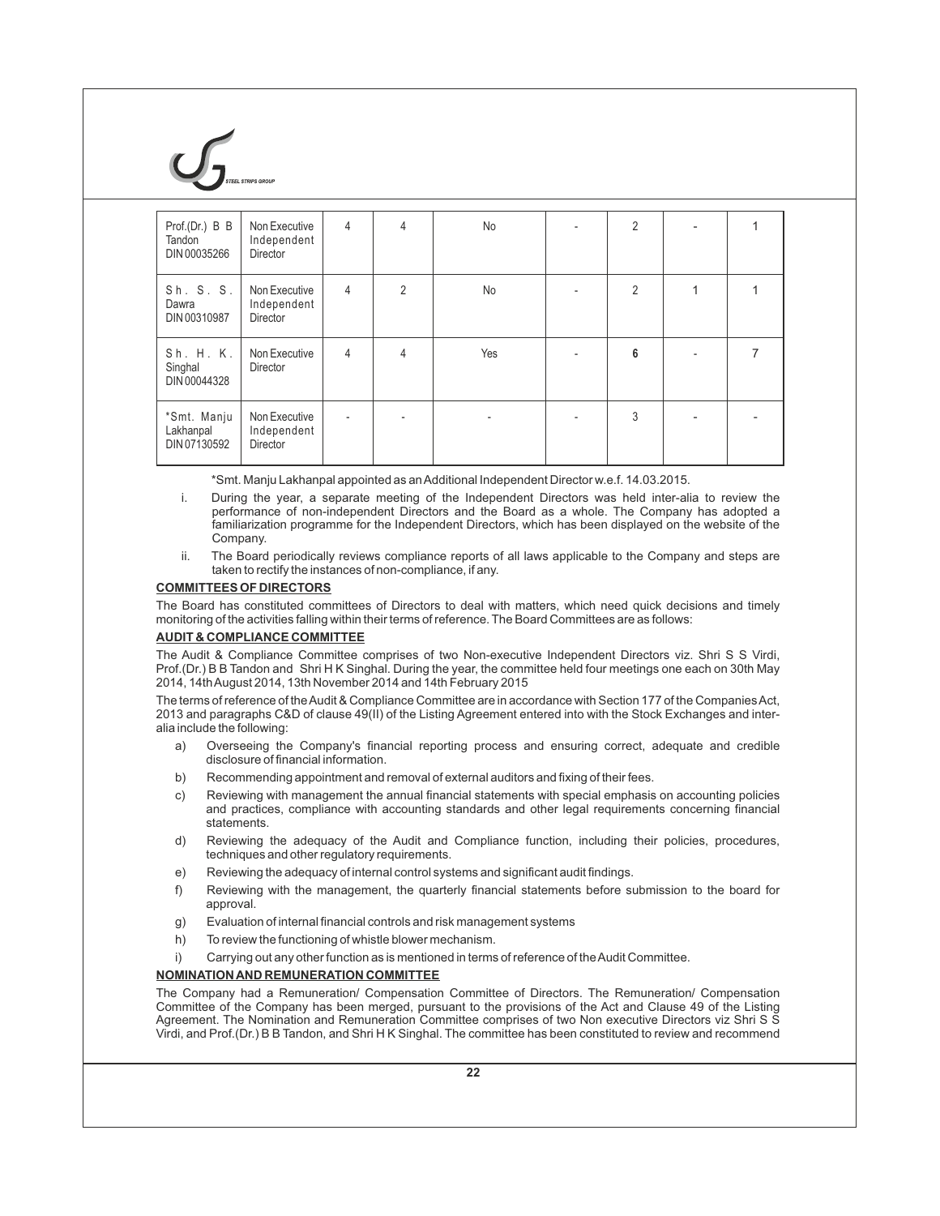| Prof.(Dr.) B B Tandon DIN 00035266 | Non Executive Independent Director | 4 | 4 | No | - | 2 | - | 1 |
|---|---|---|---|---|---|---|---|---|
| Sh. S. S. Dawra DIN 00310987 | Non Executive Independent Director | 4 | 2 | No | - | 2 | 1 | 1 |
| Sh. H. K. Singhal DIN 00044328 | Non Executive Director | 4 | 4 | Yes | - | 6 | - | 7 |
| *Smt. Manju Lakhanpal DIN 07130592 | Non Executive Independent Director | - | - | - | - | 3 | - | - |

*Smt. Manju Lakhanpal appointed as an Additional Independent Director w.e.f. 14.03.2015.

i. During the year, a separate meeting of the Independent Directors was held inter-alia to review the performance of non-independent Directors and the Board as a whole. The Company has adopted a familiarization programme for the Independent Directors, which has been displayed on the website of the Company.

ii. The Board periodically reviews compliance reports of all laws applicable to the Company and steps are taken to rectify the instances of non-compliance, if any.

## COMMITTEES OF DIRECTORS

The Board has constituted committees of Directors to deal with matters, which need quick decisions and timely monitoring of the activities falling within their terms of reference. The Board Committees are as follows:

## AUDIT & COMPLIANCE COMMITTEE

The Audit & Compliance Committee comprises of two Non-executive Independent Directors viz. Shri S S Virdi, Prof.(Dr.) B B Tandon and Shri H K Singhal. During the year, the committee held four meetings one each on 30th May 2014, 14th August 2014, 13th November 2014 and 14th February 2015

The terms of reference of the Audit & Compliance Committee are in accordance with Section 177 of the Companies Act, 2013 and paragraphs C&D of clause 49(II) of the Listing Agreement entered into with the Stock Exchanges and inter-alia include the following:

a) Overseeing the Company's financial reporting process and ensuring correct, adequate and credible disclosure of financial information.

b) Recommending appointment and removal of external auditors and fixing of their fees.

c) Reviewing with management the annual financial statements with special emphasis on accounting policies and practices, compliance with accounting standards and other legal requirements concerning financial statements.

d) Reviewing the adequacy of the Audit and Compliance function, including their policies, procedures, techniques and other regulatory requirements.

e) Reviewing the adequacy of internal control systems and significant audit findings.

f) Reviewing with the management, the quarterly financial statements before submission to the board for approval.

g) Evaluation of internal financial controls and risk management systems

h) To review the functioning of whistle blower mechanism.

i) Carrying out any other function as is mentioned in terms of reference of the Audit Committee.

## NOMINATION AND REMUNERATION COMMITTEE

The Company had a Remuneration/ Compensation Committee of Directors. The Remuneration/ Compensation Committee of the Company has been merged, pursuant to the provisions of the Act and Clause 49 of the Listing Agreement. The Nomination and Remuneration Committee comprises of two Non executive Directors viz Shri S S Virdi, and Prof.(Dr.) B B Tandon, and Shri H K Singhal. The committee has been constituted to review and recommend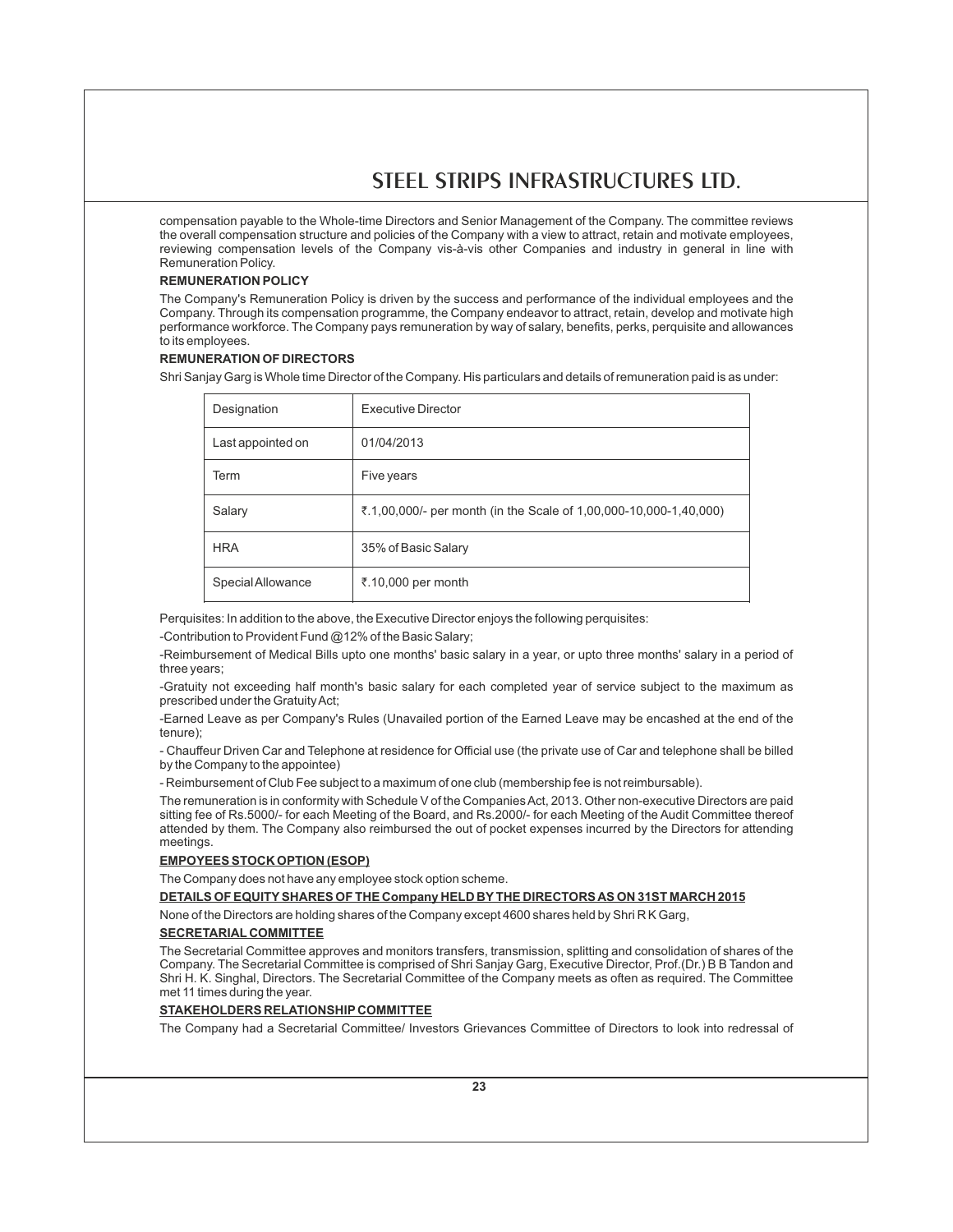compensation payable to the Whole-time Directors and Senior Management of the Company. The committee reviews the overall compensation structure and policies of the Company with a view to attract, retain and motivate employees, reviewing compensation levels of the Company vis-à-vis other Companies and industry in general in line with Remuneration Policy.

**REMUNERATION POLICY**

The Company's Remuneration Policy is driven by the success and performance of the individual employees and the Company. Through its compensation programme, the Company endeavor to attract, retain, develop and motivate high performance workforce. The Company pays remuneration by way of salary, benefits, perks, perquisite and allowances to its employees.

**REMUNERATION OF DIRECTORS**

Shri Sanjay Garg is Whole time Director of the Company. His particulars and details of remuneration paid is as under:

| Designation | Executive Director |
|---|---|
| Last appointed on | 01/04/2013 |
| Term | Five years |
| Salary | ₹.1,00,000/- per month (in the Scale of 1,00,000-10,000-1,40,000) |
| HRA | 35% of Basic Salary |
| Special Allowance | ₹.10,000 per month |

Perquisites: In addition to the above, the Executive Director enjoys the following perquisites:

-Contribution to Provident Fund @12% of the Basic Salary;

-Reimbursement of Medical Bills upto one months' basic salary in a year, or upto three months' salary in a period of three years;

-Gratuity not exceeding half month's basic salary for each completed year of service subject to the maximum as prescribed under the Gratuity Act;

-Earned Leave as per Company's Rules (Unavailed portion of the Earned Leave may be encashed at the end of the tenure);

- Chauffeur Driven Car and Telephone at residence for Official use (the private use of Car and telephone shall be billed by the Company to the appointee)

- Reimbursement of Club Fee subject to a maximum of one club (membership fee is not reimbursable).

The remuneration is in conformity with Schedule V of the Companies Act, 2013. Other non-executive Directors are paid sitting fee of Rs.5000/- for each Meeting of the Board, and Rs.2000/- for each Meeting of the Audit Committee thereof attended by them. The Company also reimbursed the out of pocket expenses incurred by the Directors for attending meetings.

**EMPOYEES STOCK OPTION (ESOP)**

The Company does not have any employee stock option scheme.

**DETAILS OF EQUITY SHARES OF THE Company HELD BY THE DIRECTORS AS ON 31ST MARCH 2015**

None of the Directors are holding shares of the Company except 4600 shares held by Shri R K Garg,

**SECRETARIAL COMMITTEE**

The Secretarial Committee approves and monitors transfers, transmission, splitting and consolidation of shares of the Company. The Secretarial Committee is comprised of Shri Sanjay Garg, Executive Director, Prof.(Dr.) B B Tandon and Shri H. K. Singhal, Directors. The Secretarial Committee of the Company meets as often as required. The Committee met 11 times during the year.

**STAKEHOLDERS RELATIONSHIP COMMITTEE**

The Company had a Secretarial Committee/ Investors Grievances Committee of Directors to look into redressal of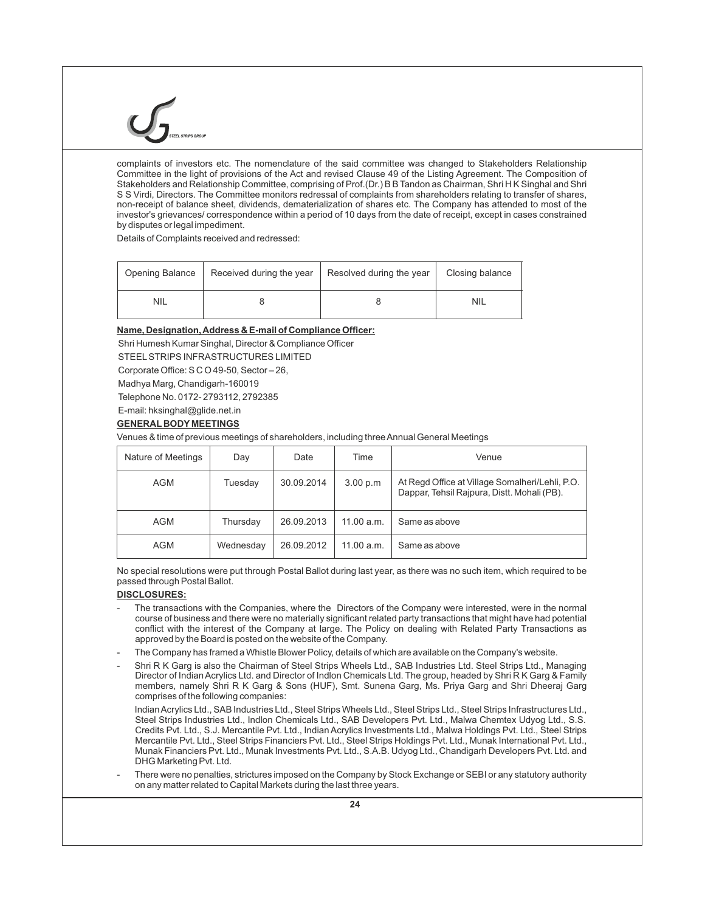complaints of investors etc. The nomenclature of the said committee was changed to Stakeholders Relationship Committee in the light of provisions of the Act and revised Clause 49 of the Listing Agreement. The Composition of Stakeholders and Relationship Committee, comprising of Prof.(Dr.) B B Tandon as Chairman, Shri H K Singhal and Shri S S Virdi, Directors. The Committee monitors redressal of complaints from shareholders relating to transfer of shares, non-receipt of balance sheet, dividends, dematerialization of shares etc. The Company has attended to most of the investor's grievances/ correspondence within a period of 10 days from the date of receipt, except in cases constrained by disputes or legal impediment.

Details of Complaints received and redressed:

| Opening Balance | Received during the year | Resolved during the year | Closing balance |
|---|---|---|---|
| NIL | 8 | 8 | NIL |

**Name, Designation, Address & E-mail of Compliance Officer:**

Shri Humesh Kumar Singhal, Director & Compliance Officer

STEEL STRIPS INFRASTRUCTURES LIMITED

Corporate Office: S C O 49-50, Sector – 26,

Madhya Marg, Chandigarh-160019

Telephone No. 0172- 2793112, 2792385

E-mail: hksinghal@glide.net.in

**GENERAL BODY MEETINGS**

Venues & time of previous meetings of shareholders, including three Annual General Meetings

| Nature of Meetings | Day | Date | Time | Venue |
|---|---|---|---|---|
| AGM | Tuesday | 30.09.2014 | 3.00 p.m | At Regd Office at Village Somalheri/Lehli, P.O. Dappar, Tehsil Rajpura, Distt. Mohali (PB). |
| AGM | Thursday | 26.09.2013 | 11.00 a.m. | Same as above |
| AGM | Wednesday | 26.09.2012 | 11.00 a.m. | Same as above |

No special resolutions were put through Postal Ballot during last year, as there was no such item, which required to be passed through Postal Ballot.

**DISCLOSURES:**

- The transactions with the Companies, where the Directors of the Company were interested, were in the normal course of business and there were no materially significant related party transactions that might have had potential conflict with the interest of the Company at large. The Policy on dealing with Related Party Transactions as approved by the Board is posted on the website of the Company.
- The Company has framed a Whistle Blower Policy, details of which are available on the Company's website.
- Shri R K Garg is also the Chairman of Steel Strips Wheels Ltd., SAB Industries Ltd. Steel Strips Ltd., Managing Director of Indian Acrylics Ltd. and Director of Indlon Chemicals Ltd. The group, headed by Shri R K Garg & Family members, namely Shri R K Garg & Sons (HUF), Smt. Sunena Garg, Ms. Priya Garg and Shri Dheeraj Garg comprises of the following companies:

  Indian Acrylics Ltd., SAB Industries Ltd., Steel Strips Wheels Ltd., Steel Strips Ltd., Steel Strips Infrastructures Ltd., Steel Strips Industries Ltd., Indlon Chemicals Ltd., SAB Developers Pvt. Ltd., Malwa Chemtex Udyog Ltd., S.S. Credits Pvt. Ltd., S.J. Mercantile Pvt. Ltd., Indian Acrylics Investments Ltd., Malwa Holdings Pvt. Ltd., Steel Strips Mercantile Pvt. Ltd., Steel Strips Financiers Pvt. Ltd., Steel Strips Holdings Pvt. Ltd., Munak International Pvt. Ltd., Munak Financiers Pvt. Ltd., Munak Investments Pvt. Ltd., S.A.B. Udyog Ltd., Chandigarh Developers Pvt. Ltd. and DHG Marketing Pvt. Ltd.
- There were no penalties, strictures imposed on the Company by Stock Exchange or SEBI or any statutory authority on any matter related to Capital Markets during the last three years.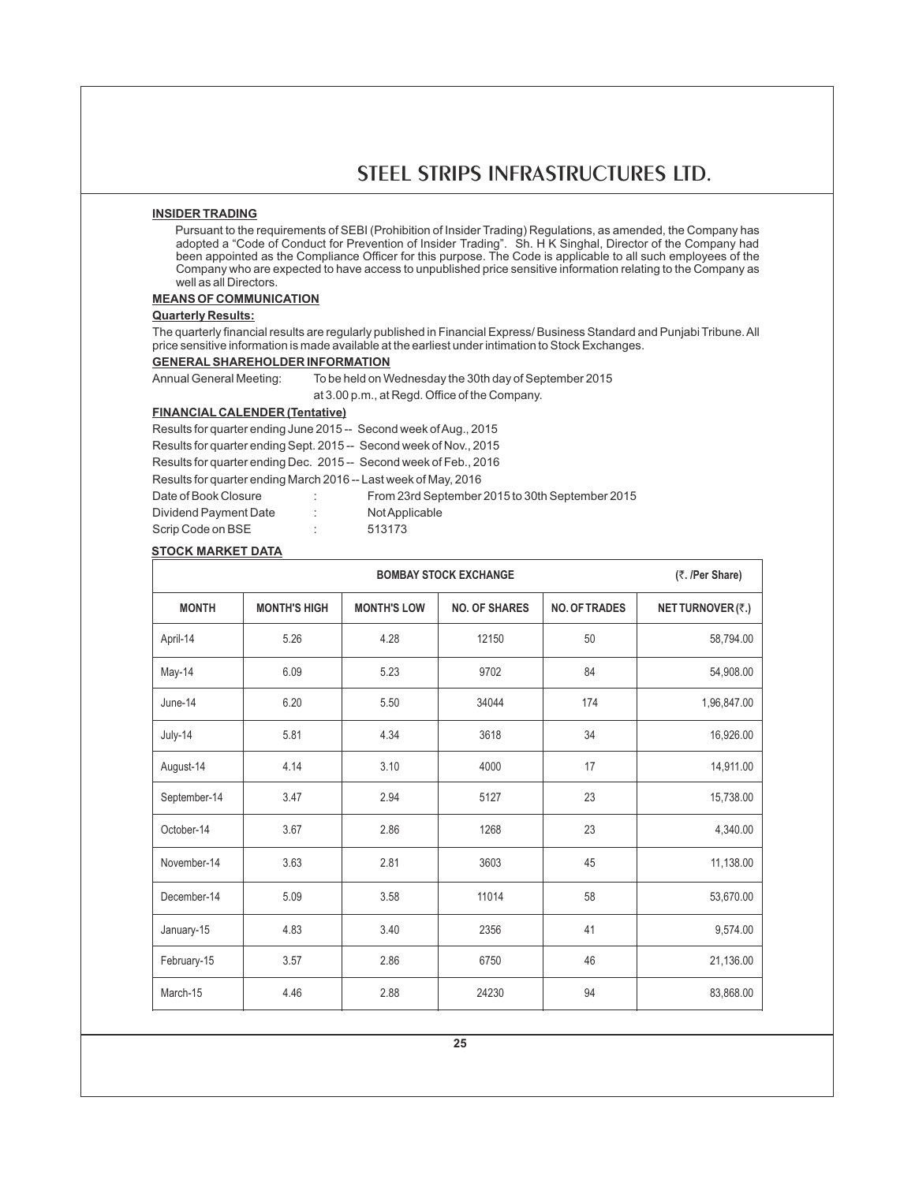**INSIDER TRADING**

Pursuant to the requirements of SEBI (Prohibition of Insider Trading) Regulations, as amended, the Company has adopted a "Code of Conduct for Prevention of Insider Trading". Sh. H K Singhal, Director of the Company had been appointed as the Compliance Officer for this purpose. The Code is applicable to all such employees of the Company who are expected to have access to unpublished price sensitive information relating to the Company as well as all Directors.

**MEANS OF COMMUNICATION**

**Quarterly Results:**

The quarterly financial results are regularly published in Financial Express/ Business Standard and Punjabi Tribune. All price sensitive information is made available at the earliest under intimation to Stock Exchanges.

**GENERAL SHAREHOLDER INFORMATION**

Annual General Meeting: To be held on Wednesday the 30th day of September 2015 at 3.00 p.m., at Regd. Office of the Company.

**FINANCIAL CALENDER (Tentative)**

Results for quarter ending June 2015 -- Second week of Aug., 2015

Results for quarter ending Sept. 2015 -- Second week of Nov., 2015

Results for quarter ending Dec. 2015 -- Second week of Feb., 2016

Results for quarter ending March 2016 -- Last week of May, 2016

Date of Book Closure : From 23rd September 2015 to 30th September 2015

Dividend Payment Date : Not Applicable

Scrip Code on BSE : 513173

**STOCK MARKET DATA**

| BOMBAY STOCK EXCHANGE | | | | | (₹. /Per Share) |
|---|---|---|---|---|---|
| MONTH | MONTH'S HIGH | MONTH'S LOW | NO. OF SHARES | NO. OF TRADES | NET TURNOVER (₹.) |
| April-14 | 5.26 | 4.28 | 12150 | 50 | 58,794.00 |
| May-14 | 6.09 | 5.23 | 9702 | 84 | 54,908.00 |
| June-14 | 6.20 | 5.50 | 34044 | 174 | 1,96,847.00 |
| July-14 | 5.81 | 4.34 | 3618 | 34 | 16,926.00 |
| August-14 | 4.14 | 3.10 | 4000 | 17 | 14,911.00 |
| September-14 | 3.47 | 2.94 | 5127 | 23 | 15,738.00 |
| October-14 | 3.67 | 2.86 | 1268 | 23 | 4,340.00 |
| November-14 | 3.63 | 2.81 | 3603 | 45 | 11,138.00 |
| December-14 | 5.09 | 3.58 | 11014 | 58 | 53,670.00 |
| January-15 | 4.83 | 3.40 | 2356 | 41 | 9,574.00 |
| February-15 | 3.57 | 2.86 | 6750 | 46 | 21,136.00 |
| March-15 | 4.46 | 2.88 | 24230 | 94 | 83,868.00 |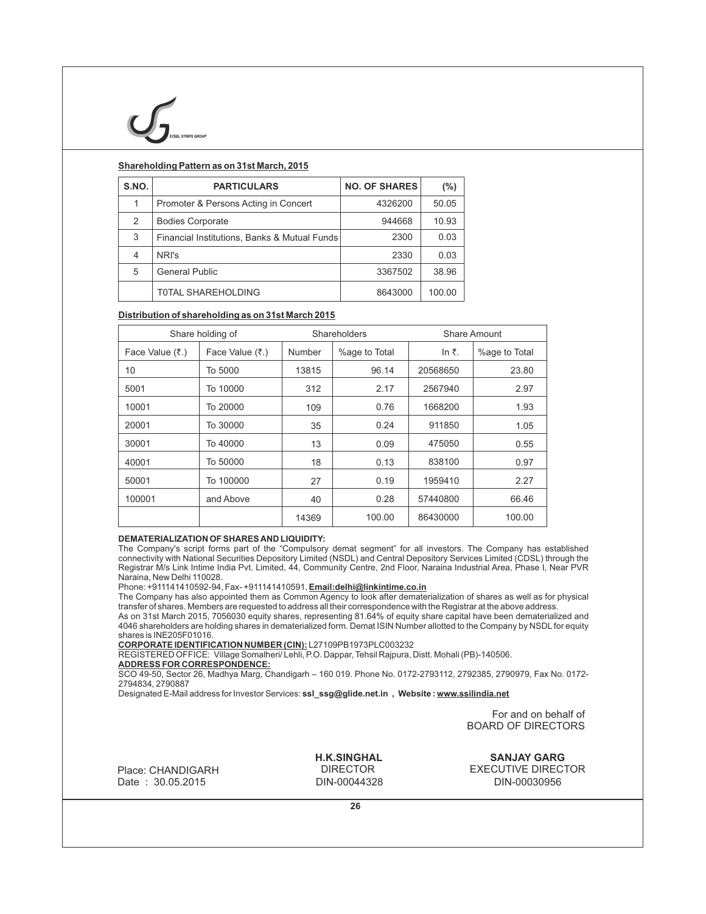## Shareholding Pattern as on 31st March, 2015

| S.NO. | PARTICULARS | NO. OF SHARES | (%) |
|---|---|---|---|
| 1 | Promoter & Persons Acting in Concert | 4326200 | 50.05 |
| 2 | Bodies Corporate | 944668 | 10.93 |
| 3 | Financial Institutions, Banks & Mutual Funds | 2300 | 0.03 |
| 4 | NRI's | 2330 | 0.03 |
| 5 | General Public | 3367502 | 38.96 |
| | T0TAL SHAREHOLDING | 8643000 | 100.00 |

## Distribution of shareholding as on 31st March 2015

| Share holding of | | Shareholders | | Share Amount | |
|---|---|---|---|---|---|
| Face Value (₹.) | Face Value (₹.) | Number | %age to Total | In ₹. | %age to Total |
| 10 | To 5000 | 13815 | 96.14 | 20568650 | 23.80 |
| 5001 | To 10000 | 312 | 2.17 | 2567940 | 2.97 |
| 10001 | To 20000 | 109 | 0.76 | 1668200 | 1.93 |
| 20001 | To 30000 | 35 | 0.24 | 911850 | 1.05 |
| 30001 | To 40000 | 13 | 0.09 | 475050 | 0.55 |
| 40001 | To 50000 | 18 | 0.13 | 838100 | 0.97 |
| 50001 | To 100000 | 27 | 0.19 | 1959410 | 2.27 |
| 100001 | and Above | 40 | 0.28 | 57440800 | 66.46 |
| | | 14369 | 100.00 | 86430000 | 100.00 |

**DEMATERIALIZATION OF SHARES AND LIQUIDITY:**

The Company's script forms part of the "Compulsory demat segment" for all investors. The Company has established connectivity with National Securities Depository Limited (NSDL) and Central Depository Services Limited (CDSL) through the Registrar M/s Link Intime India Pvt. Limited, 44, Community Centre, 2nd Floor, Naraina Industrial Area, Phase I, Near PVR Naraina, New Delhi 110028.

Phone: +911141410592-94, Fax- +911141410591, **Email:delhi@linkintime.co.in**

The Company has also appointed them as Common Agency to look after dematerialization of shares as well as for physical transfer of shares. Members are requested to address all their correspondence with the Registrar at the above address.

As on 31st March 2015, 7056030 equity shares, representing 81.64% of equity share capital have been dematerialized and 4046 shareholders are holding shares in dematerialized form. Demat ISIN Number allotted to the Company by NSDL for equity shares is INE205F01016.

**CORPORATE IDENTIFICATION NUMBER (CIN):** L27109PB1973PLC003232

REGISTERED OFFICE: Village Somalheri/ Lehli, P.O. Dappar, Tehsil Rajpura, Distt. Mohali (PB)-140506.

**ADDRESS FOR CORRESPONDENCE:**

SCO 49-50, Sector 26, Madhya Marg, Chandigarh – 160 019. Phone No. 0172-2793112, 2792385, 2790979, Fax No. 0172-2794834, 2790887

Designated E-Mail address for Investor Services: **ssl_ssg@glide.net.in , Website : www.ssilindia.net**

For and on behalf of
BOARD OF DIRECTORS

Place: CHANDIGARH
Date : 30.05.2015

**H.K.SINGHAL**
DIRECTOR
DIN-00044328

**SANJAY GARG**
EXECUTIVE DIRECTOR
DIN-00030956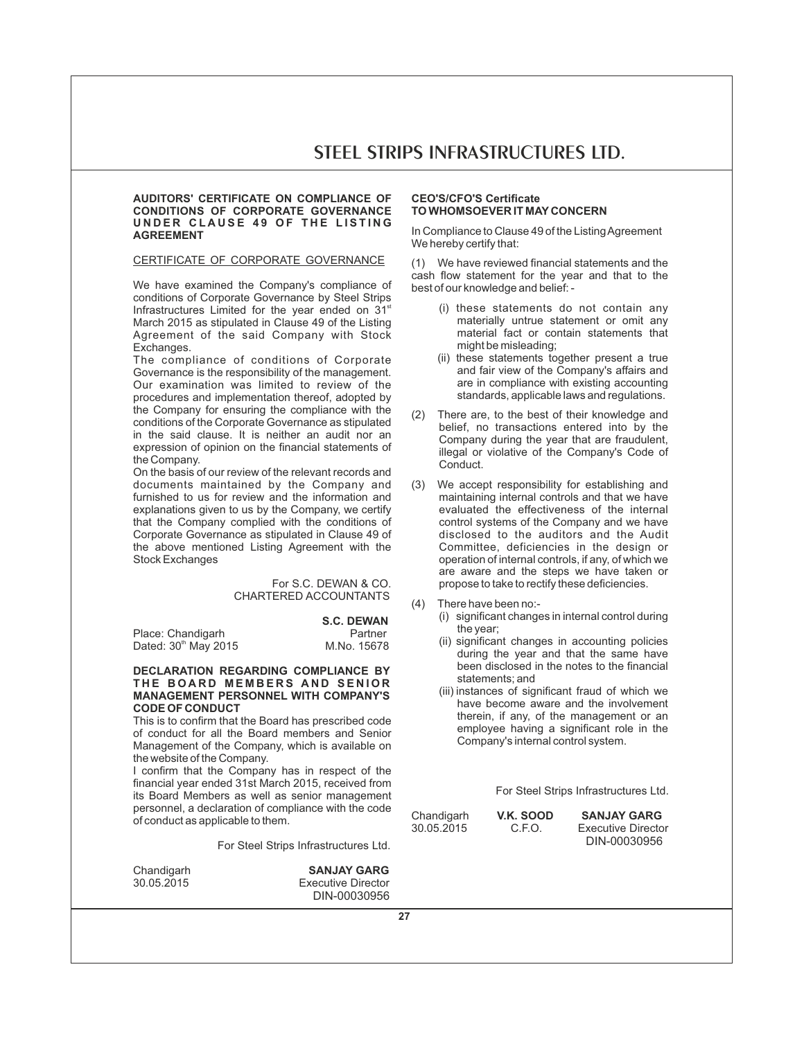## AUDITORS' CERTIFICATE ON COMPLIANCE OF CONDITIONS OF CORPORATE GOVERNANCE UNDER CLAUSE 49 OF THE LISTING AGREEMENT

CERTIFICATE OF CORPORATE GOVERNANCE

We have examined the Company's compliance of conditions of Corporate Governance by Steel Strips Infrastructures Limited for the year ended on 31st March 2015 as stipulated in Clause 49 of the Listing Agreement of the said Company with Stock Exchanges.

The compliance of conditions of Corporate Governance is the responsibility of the management. Our examination was limited to review of the procedures and implementation thereof, adopted by the Company for ensuring the compliance with the conditions of the Corporate Governance as stipulated in the said clause. It is neither an audit nor an expression of opinion on the financial statements of the Company.

On the basis of our review of the relevant records and documents maintained by the Company and furnished to us for review and the information and explanations given to us by the Company, we certify that the Company complied with the conditions of Corporate Governance as stipulated in Clause 49 of the above mentioned Listing Agreement with the Stock Exchanges

For S.C. DEWAN & CO.
CHARTERED ACCOUNTANTS

Place: Chandigarh
Dated: 30th May 2015

**S.C. DEWAN**
Partner
M.No. 15678

## DECLARATION REGARDING COMPLIANCE BY THE BOARD MEMBERS AND SENIOR MANAGEMENT PERSONNEL WITH COMPANY'S CODE OF CONDUCT

This is to confirm that the Board has prescribed code of conduct for all the Board members and Senior Management of the Company, which is available on the website of the Company.

I confirm that the Company has in respect of the financial year ended 31st March 2015, received from its Board Members as well as senior management personnel, a declaration of compliance with the code of conduct as applicable to them.

For Steel Strips Infrastructures Ltd.

Chandigarh
30.05.2015

**SANJAY GARG**
Executive Director
DIN-00030956

## CEO'S/CFO'S Certificate
## TO WHOMSOEVER IT MAY CONCERN

In Compliance to Clause 49 of the Listing Agreement We hereby certify that:

(1) We have reviewed financial statements and the cash flow statement for the year and that to the best of our knowledge and belief: -

- (i) these statements do not contain any materially untrue statement or omit any material fact or contain statements that might be misleading;
- (ii) these statements together present a true and fair view of the Company's affairs and are in compliance with existing accounting standards, applicable laws and regulations.

(2) There are, to the best of their knowledge and belief, no transactions entered into by the Company during the year that are fraudulent, illegal or violative of the Company's Code of Conduct.

(3) We accept responsibility for establishing and maintaining internal controls and that we have evaluated the effectiveness of the internal control systems of the Company and we have disclosed to the auditors and the Audit Committee, deficiencies in the design or operation of internal controls, if any, of which we are aware and the steps we have taken or propose to take to rectify these deficiencies.

(4) There have been no:-

- (i) significant changes in internal control during the year;
- (ii) significant changes in accounting policies during the year and that the same have been disclosed in the notes to the financial statements; and
- (iii) instances of significant fraud of which we have become aware and the involvement therein, if any, of the management or an employee having a significant role in the Company's internal control system.

For Steel Strips Infrastructures Ltd.

Chandigarh
30.05.2015

**V.K. SOOD**
C.F.O.

**SANJAY GARG**
Executive Director
DIN-00030956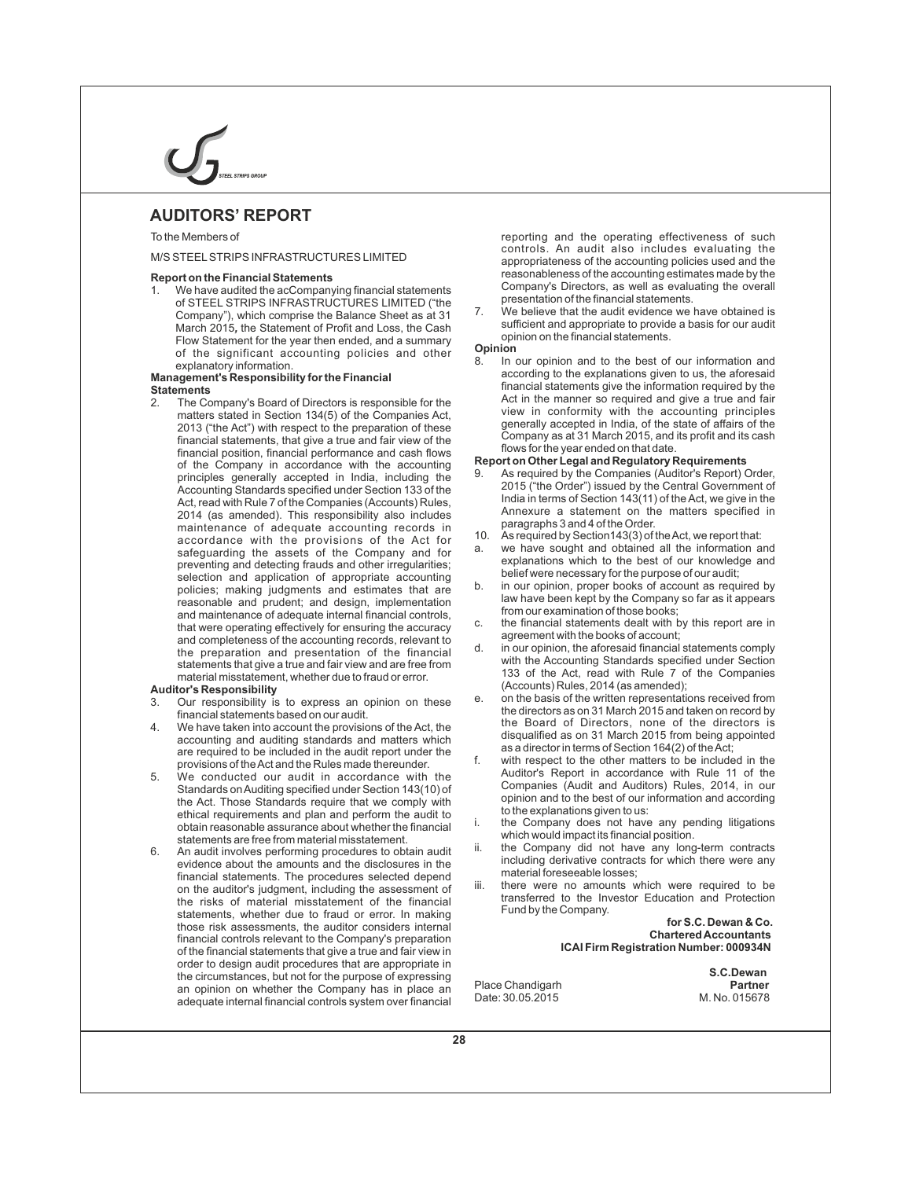# AUDITORS' REPORT

To the Members of

M/S STEEL STRIPS INFRASTRUCTURES LIMITED

**Report on the Financial Statements**

1. We have audited the acCompanying financial statements of STEEL STRIPS INFRASTRUCTURES LIMITED ("the Company"), which comprise the Balance Sheet as at 31 March 2015, the Statement of Profit and Loss, the Cash Flow Statement for the year then ended, and a summary of the significant accounting policies and other explanatory information.

**Management's Responsibility for the Financial Statements**

2. The Company's Board of Directors is responsible for the matters stated in Section 134(5) of the Companies Act, 2013 ("the Act") with respect to the preparation of these financial statements, that give a true and fair view of the financial position, financial performance and cash flows of the Company in accordance with the accounting principles generally accepted in India, including the Accounting Standards specified under Section 133 of the Act, read with Rule 7 of the Companies (Accounts) Rules, 2014 (as amended). This responsibility also includes maintenance of adequate accounting records in accordance with the provisions of the Act for safeguarding the assets of the Company and for preventing and detecting frauds and other irregularities; selection and application of appropriate accounting policies; making judgments and estimates that are reasonable and prudent; and design, implementation and maintenance of adequate internal financial controls, that were operating effectively for ensuring the accuracy and completeness of the accounting records, relevant to the preparation and presentation of the financial statements that give a true and fair view and are free from material misstatement, whether due to fraud or error.

**Auditor's Responsibility**

3. Our responsibility is to express an opinion on these financial statements based on our audit.
4. We have taken into account the provisions of the Act, the accounting and auditing standards and matters which are required to be included in the audit report under the provisions of the Act and the Rules made thereunder.
5. We conducted our audit in accordance with the Standards on Auditing specified under Section 143(10) of the Act. Those Standards require that we comply with ethical requirements and plan and perform the audit to obtain reasonable assurance about whether the financial statements are free from material misstatement.
6. An audit involves performing procedures to obtain audit evidence about the amounts and the disclosures in the financial statements. The procedures selected depend on the auditor's judgment, including the assessment of the risks of material misstatement of the financial statements, whether due to fraud or error. In making those risk assessments, the auditor considers internal financial controls relevant to the Company's preparation of the financial statements that give a true and fair view in order to design audit procedures that are appropriate in the circumstances, but not for the purpose of expressing an opinion on whether the Company has in place an adequate internal financial controls system over financial reporting and the operating effectiveness of such controls. An audit also includes evaluating the appropriateness of the accounting policies used and the reasonableness of the accounting estimates made by the Company's Directors, as well as evaluating the overall presentation of the financial statements.
7. We believe that the audit evidence we have obtained is sufficient and appropriate to provide a basis for our audit opinion on the financial statements.

**Opinion**

8. In our opinion and to the best of our information and according to the explanations given to us, the aforesaid financial statements give the information required by the Act in the manner so required and give a true and fair view in conformity with the accounting principles generally accepted in India, of the state of affairs of the Company as at 31 March 2015, and its profit and its cash flows for the year ended on that date.

**Report on Other Legal and Regulatory Requirements**

9. As required by the Companies (Auditor's Report) Order, 2015 ("the Order") issued by the Central Government of India in terms of Section 143(11) of the Act, we give in the Annexure a statement on the matters specified in paragraphs 3 and 4 of the Order.
10. As required by Section143(3) of the Act, we report that:

a. we have sought and obtained all the information and explanations which to the best of our knowledge and belief were necessary for the purpose of our audit;

b. in our opinion, proper books of account as required by law have been kept by the Company so far as it appears from our examination of those books;

c. the financial statements dealt with by this report are in agreement with the books of account;

d. in our opinion, the aforesaid financial statements comply with the Accounting Standards specified under Section 133 of the Act, read with Rule 7 of the Companies (Accounts) Rules, 2014 (as amended);

e. on the basis of the written representations received from the directors as on 31 March 2015 and taken on record by the Board of Directors, none of the directors is disqualified as on 31 March 2015 from being appointed as a director in terms of Section 164(2) of the Act;

f. with respect to the other matters to be included in the Auditor's Report in accordance with Rule 11 of the Companies (Audit and Auditors) Rules, 2014, in our opinion and to the best of our information and according to the explanations given to us:

i. the Company does not have any pending litigations which would impact its financial position.

ii. the Company did not have any long-term contracts including derivative contracts for which there were any material foreseeable losses;

iii. there were no amounts which were required to be transferred to the Investor Education and Protection Fund by the Company.

**for S.C. Dewan & Co.**
**Chartered Accountants**
**ICAI Firm Registration Number: 000934N**

**S.C.Dewan**
**Partner**
M. No. 015678

Place Chandigarh
Date: 30.05.2015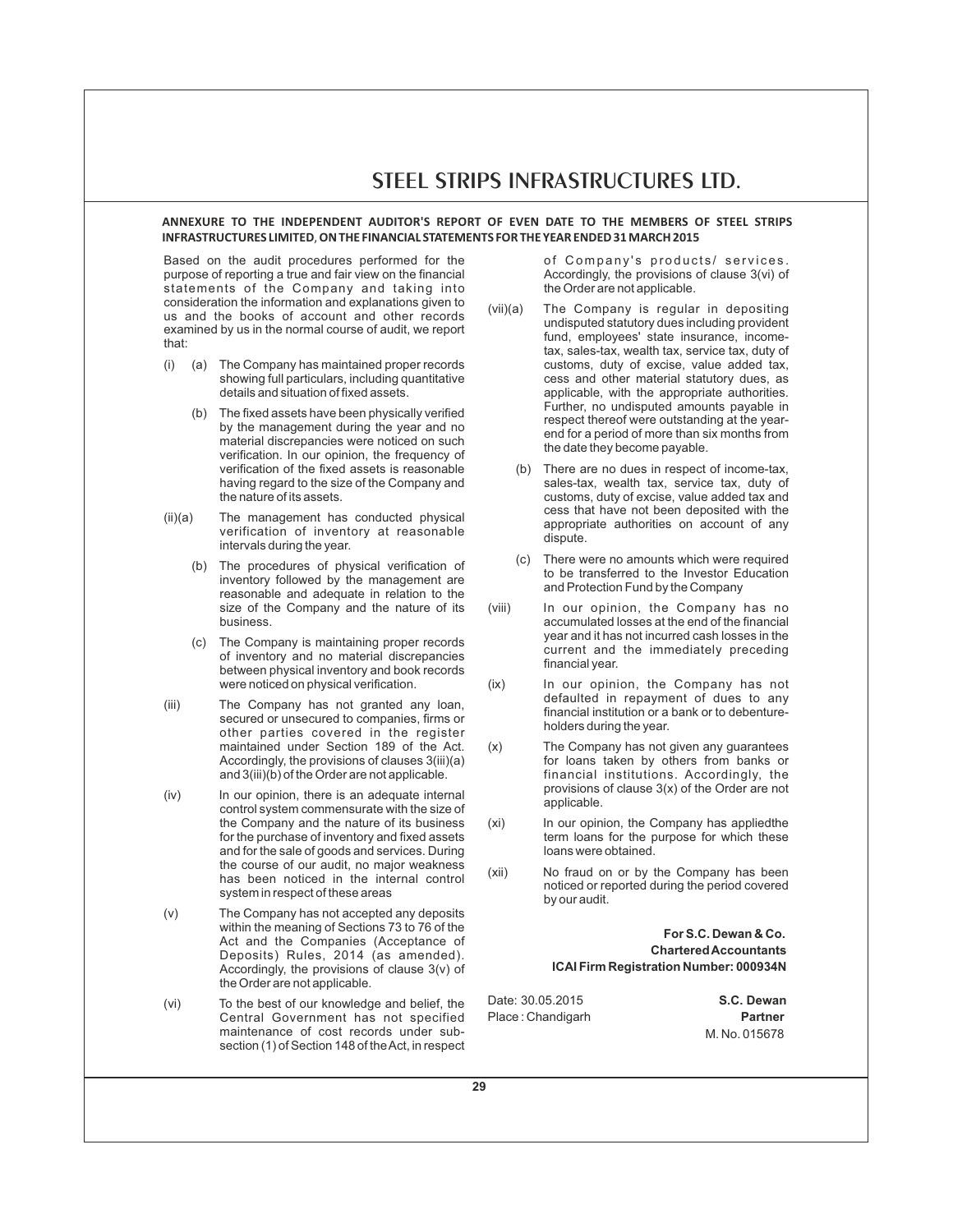## ANNEXURE TO THE INDEPENDENT AUDITOR'S REPORT OF EVEN DATE TO THE MEMBERS OF STEEL STRIPS INFRASTRUCTURES LIMITED, ON THE FINANCIAL STATEMENTS FOR THE YEAR ENDED 31 MARCH 2015

Based on the audit procedures performed for the purpose of reporting a true and fair view on the financial statements of the Company and taking into consideration the information and explanations given to us and the books of account and other records examined by us in the normal course of audit, we report that:

(i) (a) The Company has maintained proper records showing full particulars, including quantitative details and situation of fixed assets.

(b) The fixed assets have been physically verified by the management during the year and no material discrepancies were noticed on such verification. In our opinion, the frequency of verification of the fixed assets is reasonable having regard to the size of the Company and the nature of its assets.

(ii)(a) The management has conducted physical verification of inventory at reasonable intervals during the year.

(b) The procedures of physical verification of inventory followed by the management are reasonable and adequate in relation to the size of the Company and the nature of its business.

(c) The Company is maintaining proper records of inventory and no material discrepancies between physical inventory and book records were noticed on physical verification.

(iii) The Company has not granted any loan, secured or unsecured to companies, firms or other parties covered in the register maintained under Section 189 of the Act. Accordingly, the provisions of clauses 3(iii)(a) and 3(iii)(b) of the Order are not applicable.

(iv) In our opinion, there is an adequate internal control system commensurate with the size of the Company and the nature of its business for the purchase of inventory and fixed assets and for the sale of goods and services. During the course of our audit, no major weakness has been noticed in the internal control system in respect of these areas

(v) The Company has not accepted any deposits within the meaning of Sections 73 to 76 of the Act and the Companies (Acceptance of Deposits) Rules, 2014 (as amended). Accordingly, the provisions of clause 3(v) of the Order are not applicable.

(vi) To the best of our knowledge and belief, the Central Government has not specified maintenance of cost records under sub-section (1) of Section 148 of the Act, in respect of Company's products/ services. Accordingly, the provisions of clause 3(vi) of the Order are not applicable.

(vii)(a) The Company is regular in depositing undisputed statutory dues including provident fund, employees' state insurance, income-tax, sales-tax, wealth tax, service tax, duty of customs, duty of excise, value added tax, cess and other material statutory dues, as applicable, with the appropriate authorities. Further, no undisputed amounts payable in respect thereof were outstanding at the year-end for a period of more than six months from the date they become payable.

(b) There are no dues in respect of income-tax, sales-tax, wealth tax, service tax, duty of customs, duty of excise, value added tax and cess that have not been deposited with the appropriate authorities on account of any dispute.

(c) There were no amounts which were required to be transferred to the Investor Education and Protection Fund by the Company

(viii) In our opinion, the Company has no accumulated losses at the end of the financial year and it has not incurred cash losses in the current and the immediately preceding financial year.

(ix) In our opinion, the Company has not defaulted in repayment of dues to any financial institution or a bank or to debenture-holders during the year.

(x) The Company has not given any guarantees for loans taken by others from banks or financial institutions. Accordingly, the provisions of clause 3(x) of the Order are not applicable.

(xi) In our opinion, the Company has appliedthe term loans for the purpose for which these loans were obtained.

(xii) No fraud on or by the Company has been noticed or reported during the period covered by our audit.

**For S.C. Dewan & Co.**
**Chartered Accountants**
**ICAI Firm Registration Number: 000934N**

Date: 30.05.2015
Place : Chandigarh

**S.C. Dewan**
**Partner**
M. No. 015678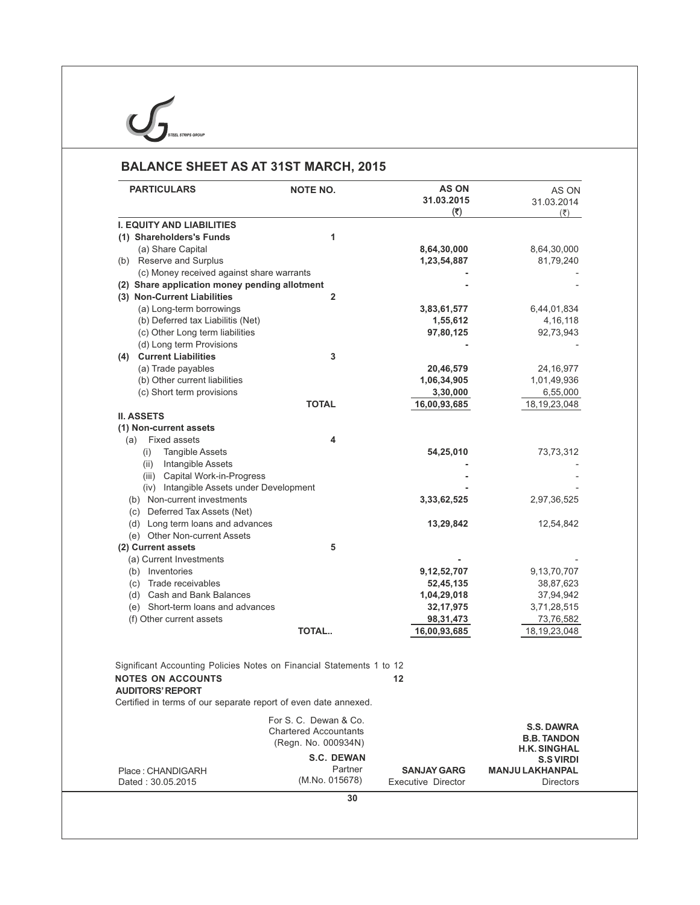# BALANCE SHEET AS AT 31ST MARCH, 2015

| PARTICULARS | NOTE NO. | AS ON 31.03.2015 (₹) | AS ON 31.03.2014 (₹) |
|---|---|---|---|
| **I. EQUITY AND LIABILITIES** | | | |
| **(1) Shareholders's Funds** | 1 | | |
| (a) Share Capital | | **8,64,30,000** | 8,64,30,000 |
| (b) Reserve and Surplus | | **1,23,54,887** | 81,79,240 |
| (c) Money received against share warrants | | **-** | - |
| **(2) Share application money pending allotment** | | **-** | - |
| **(3) Non-Current Liabilities** | 2 | | |
| (a) Long-term borrowings | | **3,83,61,577** | 6,44,01,834 |
| (b) Deferred tax Liabilitis (Net) | | **1,55,612** | 4,16,118 |
| (c) Other Long term liabilities | | **97,80,125** | 92,73,943 |
| (d) Long term Provisions | | **-** | - |
| **(4) Current Liabilities** | 3 | | |
| (a) Trade payables | | **20,46,579** | 24,16,977 |
| (b) Other current liabilities | | **1,06,34,905** | 1,01,49,936 |
| (c) Short term provisions | | **3,30,000** | 6,55,000 |
| | **TOTAL** | **16,00,93,685** | 18,19,23,048 |
| **II. ASSETS** | | | |
| **(1) Non-current assets** | | | |
| (a) Fixed assets | 4 | | |
| (i) Tangible Assets | | **54,25,010** | 73,73,312 |
| (ii) Intangible Assets | | **-** | - |
| (iii) Capital Work-in-Progress | | **-** | - |
| (iv) Intangible Assets under Development | | **-** | - |
| (b) Non-current investments | | **3,33,62,525** | 2,97,36,525 |
| (c) Deferred Tax Assets (Net) | | | |
| (d) Long term loans and advances | | **13,29,842** | 12,54,842 |
| (e) Other Non-current Assets | | | |
| **(2) Current assets** | 5 | | |
| (a) Current Investments | | **-** | - |
| (b) Inventories | | **9,12,52,707** | 9,13,70,707 |
| (c) Trade receivables | | **52,45,135** | 38,87,623 |
| (d) Cash and Bank Balances | | **1,04,29,018** | 37,94,942 |
| (e) Short-term loans and advances | | **32,17,975** | 3,71,28,515 |
| (f) Other current assets | | **98,31,473** | 73,76,582 |
| | **TOTAL..** | **16,00,93,685** | 18,19,23,048 |

Significant Accounting Policies Notes on Financial Statements 1 to 12

**NOTES ON ACCOUNTS** 12

**AUDITORS' REPORT**

Certified in terms of our separate report of even date annexed.

For S. C. Dewan & Co.
Chartered Accountants
(Regn. No. 000934N)

**S.C. DEWAN**
Partner
(M.No. 015678)

Place : CHANDIGARH
Dated : 30.05.2015

**SANJAY GARG**
Executive Director

**S.S. DAWRA**
**B.B. TANDON**
**H.K. SINGHAL**
**S.S VIRDI**
**MANJU LAKHANPAL**
Directors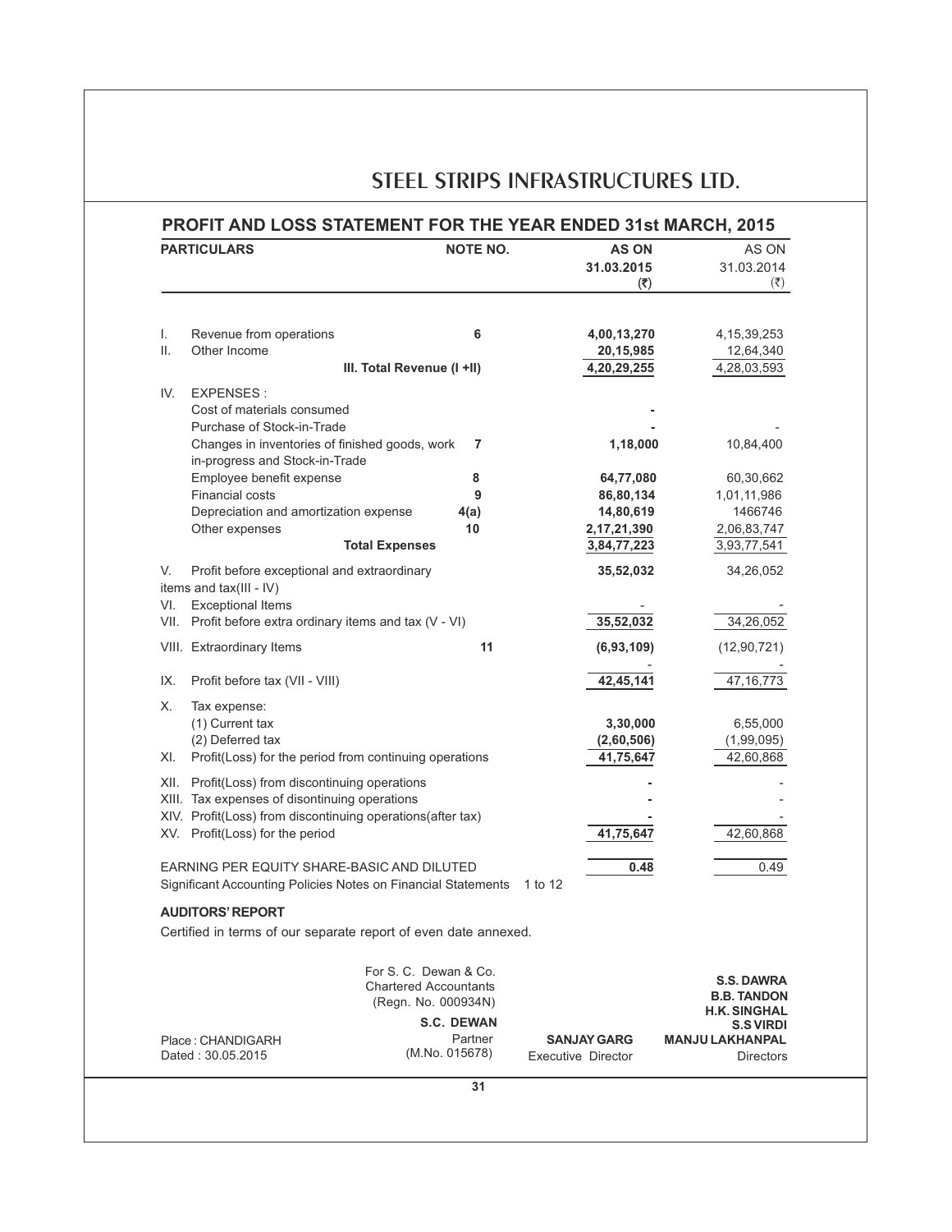# STEEL STRIPS INFRASTRUCTURES LTD.

## PROFIT AND LOSS STATEMENT FOR THE YEAR ENDED 31st MARCH, 2015

| | PARTICULARS | NOTE NO. | AS ON 31.03.2015 (₹) | AS ON 31.03.2014 (₹) |
|---|---|---|---|---|
| I. | Revenue from operations | 6 | 4,00,13,270 | 4,15,39,253 |
| II. | Other Income | | 20,15,985 | 12,64,340 |
| | III. Total Revenue (I +II) | | 4,20,29,255 | 4,28,03,593 |
| IV. | EXPENSES : | | | |
| | Cost of materials consumed | | - | |
| | Purchase of Stock-in-Trade | | - | - |
| | Changes in inventories of finished goods, work in-progress and Stock-in-Trade | 7 | 1,18,000 | 10,84,400 |
| | Employee benefit expense | 8 | 64,77,080 | 60,30,662 |
| | Financial costs | 9 | 86,80,134 | 1,01,11,986 |
| | Depreciation and amortization expense | 4(a) | 14,80,619 | 1466746 |
| | Other expenses | 10 | 2,17,21,390 | 2,06,83,747 |
| | Total Expenses | | 3,84,77,223 | 3,93,77,541 |
| V. | Profit before exceptional and extraordinary items and tax(III - IV) | | 35,52,032 | 34,26,052 |
| VI. | Exceptional Items | | - | - |
| VII. | Profit before extra ordinary items and tax (V - VI) | | 35,52,032 | 34,26,052 |
| VIII. | Extraordinary Items | 11 | (6,93,109) | (12,90,721) |
| | | | - | - |
| IX. | Profit before tax (VII - VIII) | | 42,45,141 | 47,16,773 |
| X. | Tax expense: | | | |
| | (1) Current tax | | 3,30,000 | 6,55,000 |
| | (2) Deferred tax | | (2,60,506) | (1,99,095) |
| XI. | Profit(Loss) for the period from continuing operations | | 41,75,647 | 42,60,868 |
| XII. | Profit(Loss) from discontinuing operations | | - | - |
| XIII. | Tax expenses of disontinuing operations | | - | - |
| XIV. | Profit(Loss) from discontinuing operations(after tax) | | - | - |
| XV. | Profit(Loss) for the period | | 41,75,647 | 42,60,868 |
| | EARNING PER EQUITY SHARE-BASIC AND DILUTED | | 0.48 | 0.49 |
| | Significant Accounting Policies Notes on Financial Statements | 1 to 12 | | |

**AUDITORS' REPORT**

Certified in terms of our separate report of even date annexed.

For S. C. Dewan & Co.
Chartered Accountants
(Regn. No. 000934N)

**S.C. DEWAN**
Partner
(M.No. 015678)

Place : CHANDIGARH
Dated : 30.05.2015

**SANJAY GARG**
Executive Director

**S.S. DAWRA**
**B.B. TANDON**
**H.K. SINGHAL**
**S.S VIRDI**
**MANJU LAKHANPAL**
Directors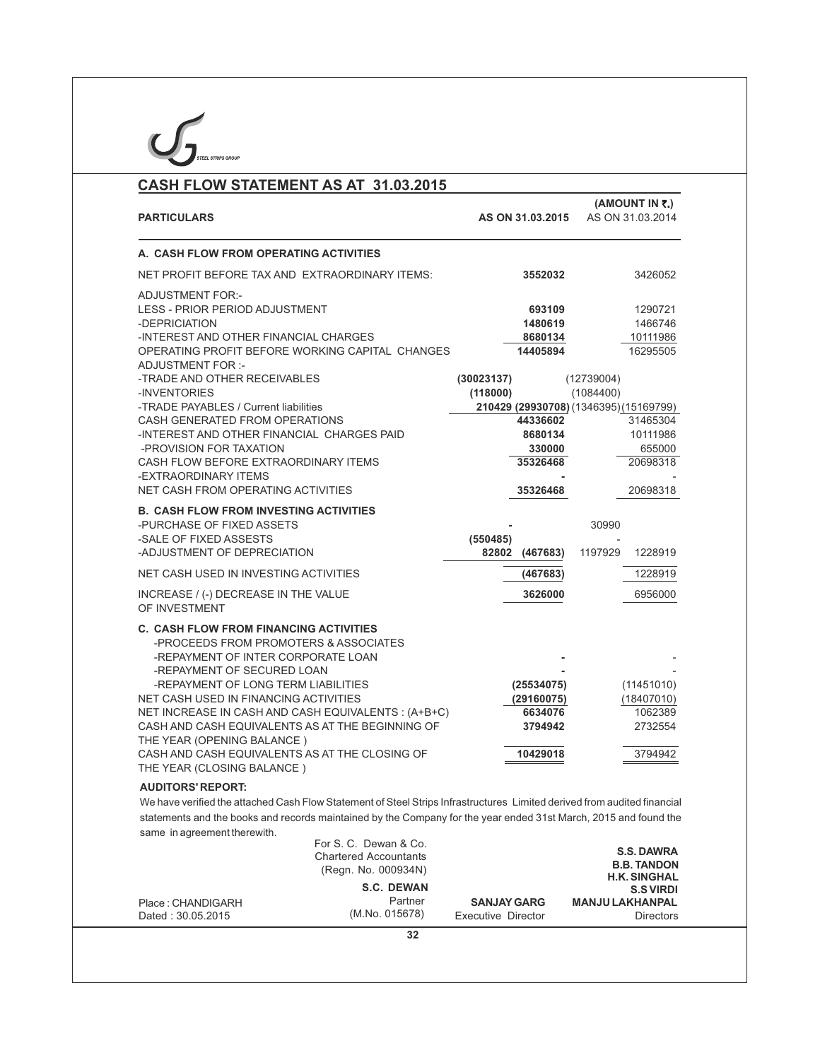## CASH FLOW STATEMENT AS AT 31.03.2015

(AMOUNT IN ₹.)

| PARTICULARS | AS ON 31.03.2015 | | AS ON 31.03.2014 | |
|---|---|---|---|---|
| **A. CASH FLOW FROM OPERATING ACTIVITIES** | | | | |
| NET PROFIT BEFORE TAX AND EXTRAORDINARY ITEMS: | | **3552032** | | 3426052 |
| ADJUSTMENT FOR:- | | | | |
| LESS - PRIOR PERIOD ADJUSTMENT | | **693109** | | 1290721 |
| -DEPRICIATION | | **1480619** | | 1466746 |
| -INTEREST AND OTHER FINANCIAL CHARGES | | **8680134** | | 10111986 |
| OPERATING PROFIT BEFORE WORKING CAPITAL CHANGES | | **14405894** | | 16295505 |
| ADJUSTMENT FOR :- | | | | |
| -TRADE AND OTHER RECEIVABLES | **(30023137)** | | (12739004) | |
| -INVENTORIES | **(118000)** | | (1084400) | |
| -TRADE PAYABLES / Current liabilities | **210429** | **(29930708)** | (1346395) | (15169799) |
| CASH GENERATED FROM OPERATIONS | | **44336602** | | 31465304 |
| -INTEREST AND OTHER FINANCIAL CHARGES PAID | | **8680134** | | 10111986 |
| -PROVISION FOR TAXATION | | **330000** | | 655000 |
| CASH FLOW BEFORE EXTRAORDINARY ITEMS | | **35326468** | | 20698318 |
| -EXTRAORDINARY ITEMS | | **-** | | - |
| NET CASH FROM OPERATING ACTIVITIES | | **35326468** | | 20698318 |
| **B. CASH FLOW FROM INVESTING ACTIVITIES** | | | | |
| -PURCHASE OF FIXED ASSETS | **-** | | 30990 | |
| -SALE OF FIXED ASSESTS | **(550485)** | | - | |
| -ADJUSTMENT OF DEPRECIATION | **82802** | **(467683)** | 1197929 | 1228919 |
| NET CASH USED IN INVESTING ACTIVITIES | | **(467683)** | | 1228919 |
| INCREASE / (-) DECREASE IN THE VALUE OF INVESTMENT | | **3626000** | | 6956000 |
| **C. CASH FLOW FROM FINANCING ACTIVITIES** | | | | |
| -PROCEEDS FROM PROMOTERS & ASSOCIATES | | | | |
| -REPAYMENT OF INTER CORPORATE LOAN | | **-** | | - |
| -REPAYMENT OF SECURED LOAN | | **-** | | - |
| -REPAYMENT OF LONG TERM LIABILITIES | | **(25534075)** | | (11451010) |
| NET CASH USED IN FINANCING ACTIVITIES | | **(29160075)** | | (18407010) |
| NET INCREASE IN CASH AND CASH EQUIVALENTS : (A+B+C) | | **6634076** | | 1062389 |
| CASH AND CASH EQUIVALENTS AS AT THE BEGINNING OF THE YEAR (OPENING BALANCE ) | | **3794942** | | 2732554 |
| CASH AND CASH EQUIVALENTS AS AT THE CLOSING OF THE YEAR (CLOSING BALANCE ) | | **10429018** | | 3794942 |

**AUDITORS' REPORT:**

We have verified the attached Cash Flow Statement of Steel Strips Infrastructures Limited derived from audited financial statements and the books and records maintained by the Company for the year ended 31st March, 2015 and found the same in agreement therewith.

For S. C. Dewan & Co.
Chartered Accountants
(Regn. No. 000934N)

**S.C. DEWAN**
Partner
(M.No. 015678)

Place : CHANDIGARH
Dated : 30.05.2015

**SANJAY GARG**
Executive Director

**S.S. DAWRA**
**B.B. TANDON**
**H.K. SINGHAL**
**S.S VIRDI**
**MANJU LAKHANPAL**
Directors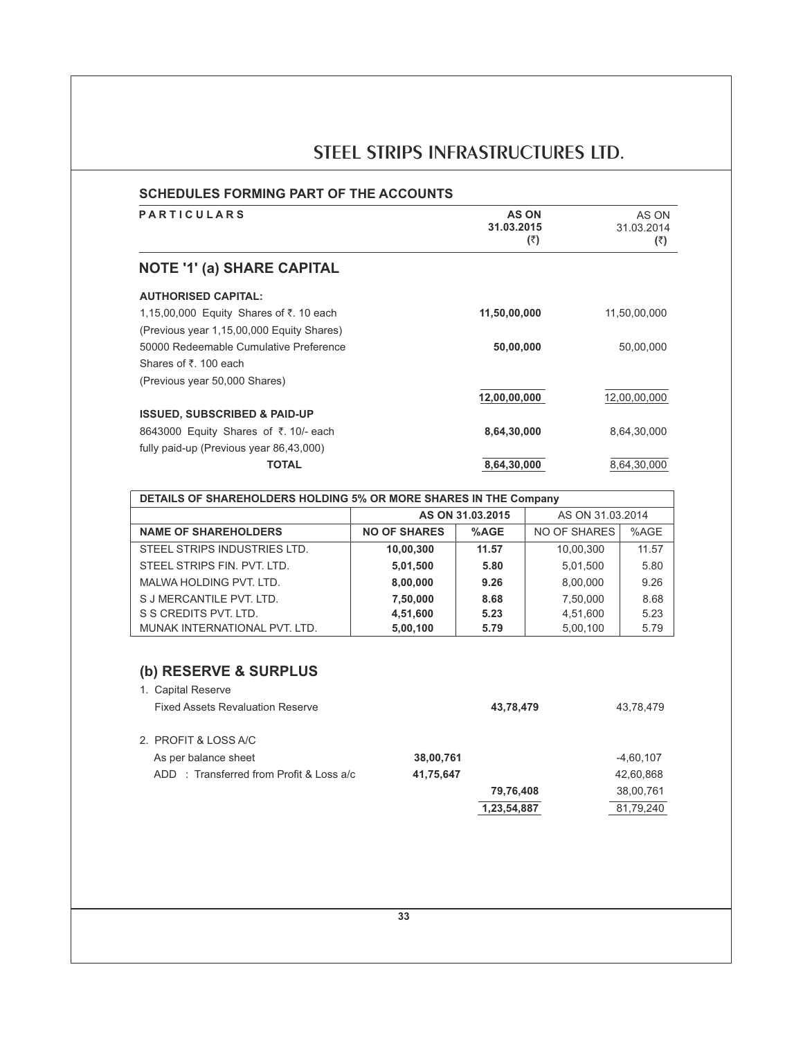## SCHEDULES FORMING PART OF THE ACCOUNTS

| PARTICULARS | AS ON 31.03.2015 (₹) | AS ON 31.03.2014 (₹) |
|---|---|---|

### NOTE '1' (a) SHARE CAPITAL

| | | |
|---|---|---|
| **AUTHORISED CAPITAL:** | | |
| 1,15,00,000 Equity Shares of ₹. 10 each | **11,50,00,000** | 11,50,00,000 |
| (Previous year 1,15,00,000 Equity Shares) | | |
| 50000 Redeemable Cumulative Preference Shares of ₹. 100 each | **50,00,000** | 50,00,000 |
| (Previous year 50,000 Shares) | | |
| | **12,00,00,000** | 12,00,00,000 |
| **ISSUED, SUBSCRIBED & PAID-UP** | | |
| 8643000 Equity Shares of ₹. 10/- each fully paid-up (Previous year 86,43,000) | **8,64,30,000** | 8,64,30,000 |
| **TOTAL** | **8,64,30,000** | 8,64,30,000 |

**DETAILS OF SHAREHOLDERS HOLDING 5% OR MORE SHARES IN THE Company**

| | AS ON 31.03.2015 | | AS ON 31.03.2014 | |
|---|---|---|---|---|
| **NAME OF SHAREHOLDERS** | **NO OF SHARES** | **%AGE** | NO OF SHARES | %AGE |
| STEEL STRIPS INDUSTRIES LTD. | **10,00,300** | **11.57** | 10,00,300 | 11.57 |
| STEEL STRIPS FIN. PVT. LTD. | **5,01,500** | **5.80** | 5,01,500 | 5.80 |
| MALWA HOLDING PVT. LTD. | **8,00,000** | **9.26** | 8,00,000 | 9.26 |
| S J MERCANTILE PVT. LTD. | **7,50,000** | **8.68** | 7,50,000 | 8.68 |
| S S CREDITS PVT. LTD. | **4,51,600** | **5.23** | 4,51,600 | 5.23 |
| MUNAK INTERNATIONAL PVT. LTD. | **5,00,100** | **5.79** | 5,00,100 | 5.79 |

### (b) RESERVE & SURPLUS

| | | | |
|---|---|---|---|
| 1. Capital Reserve | | | |
| Fixed Assets Revaluation Reserve | | **43,78,479** | 43,78,479 |
| 2. PROFIT & LOSS A/C | | | |
| As per balance sheet | **38,00,761** | | -4,60,107 |
| ADD : Transferred from Profit & Loss a/c | **41,75,647** | | 42,60,868 |
| | | **79,76,408** | 38,00,761 |
| | | **1,23,54,887** | 81,79,240 |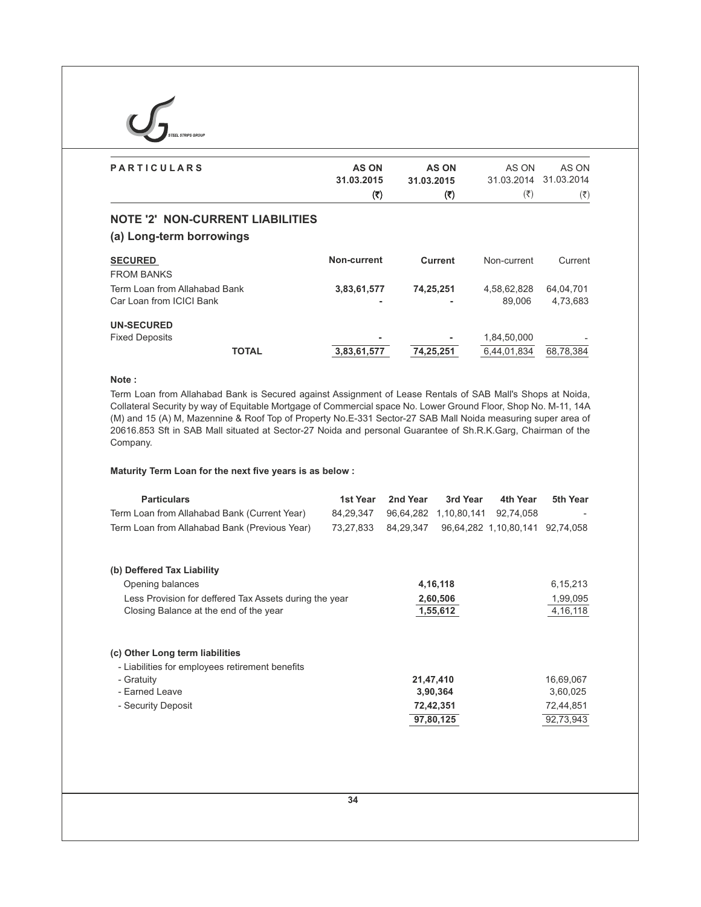| PARTICULARS | AS ON 31.03.2015 (₹) | AS ON 31.03.2015 (₹) | AS ON 31.03.2014 (₹) | AS ON 31.03.2014 (₹) |
|---|---|---|---|---|

## NOTE '2' NON-CURRENT LIABILITIES

### (a) Long-term borrowings

| | Non-current | Current | Non-current | Current |
|---|---|---|---|---|
| **SECURED** | | | | |
| FROM BANKS | | | | |
| Term Loan from Allahabad Bank | 3,83,61,577 | 74,25,251 | 4,58,62,828 | 64,04,701 |
| Car Loan from ICICI Bank | - | - | 89,006 | 4,73,683 |
| **UN-SECURED** | | | | |
| Fixed Deposits | - | - | 1,84,50,000 | - |
| **TOTAL** | 3,83,61,577 | 74,25,251 | 6,44,01,834 | 68,78,384 |

**Note :**

Term Loan from Allahabad Bank is Secured against Assignment of Lease Rentals of SAB Mall's Shops at Noida, Collateral Security by way of Equitable Mortgage of Commercial space No. Lower Ground Floor, Shop No. M-11, 14A (M) and 15 (A) M, Mazennine & Roof Top of Property No.E-331 Sector-27 SAB Mall Noida measuring super area of 20616.853 Sft in SAB Mall situated at Sector-27 Noida and personal Guarantee of Sh.R.K.Garg, Chairman of the Company.

**Maturity Term Loan for the next five years is as below :**

| Particulars | 1st Year | 2nd Year | 3rd Year | 4th Year | 5th Year |
|---|---|---|---|---|---|
| Term Loan from Allahabad Bank (Current Year) | 84,29,347 | 96,64,282 | 1,10,80,141 | 92,74,058 | - |
| Term Loan from Allahabad Bank (Previous Year) | 73,27,833 | 84,29,347 | 96,64,282 | 1,10,80,141 | 92,74,058 |

### (b) Deffered Tax Liability

| | 31.03.2015 | 31.03.2014 |
|---|---|---|
| Opening balances | 4,16,118 | 6,15,213 |
| Less Provision for deffered Tax Assets during the year | 2,60,506 | 1,99,095 |
| Closing Balance at the end of the year | 1,55,612 | 4,16,118 |

### (c) Other Long term liabilities

| | 31.03.2015 | 31.03.2014 |
|---|---|---|
| - Liabilities for employees retirement benefits | | |
| - Gratuity | 21,47,410 | 16,69,067 |
| - Earned Leave | 3,90,364 | 3,60,025 |
| - Security Deposit | 72,42,351 | 72,44,851 |
| | 97,80,125 | 92,73,943 |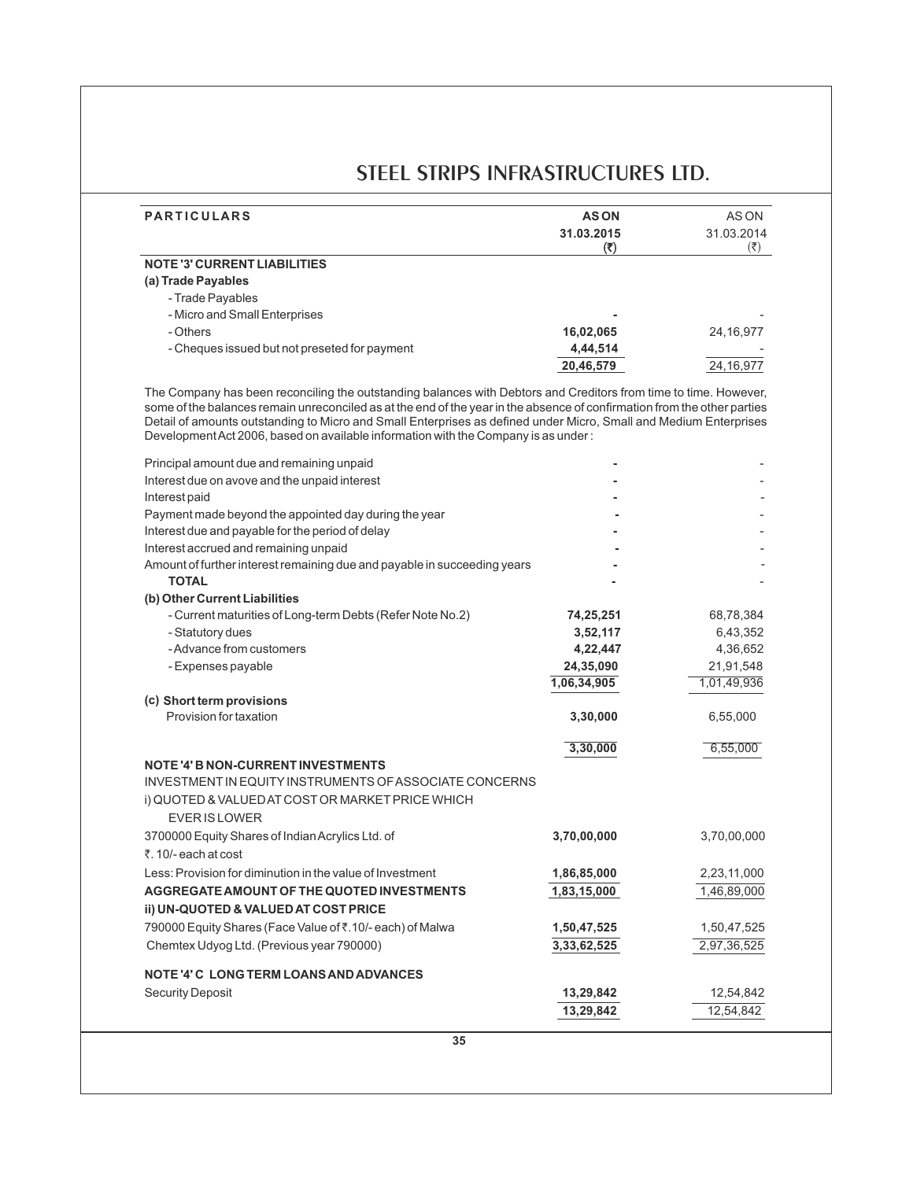| PARTICULARS | AS ON 31.03.2015 (₹) | AS ON 31.03.2014 (₹) |
|---|---|---|
| **NOTE '3' CURRENT LIABILITIES** | | |
| **(a) Trade Payables** | | |
| - Trade Payables | | |
| - Micro and Small Enterprises | - | - |
| - Others | 16,02,065 | 24,16,977 |
| - Cheques issued but not preseted for payment | 4,44,514 | - |
| | 20,46,579 | 24,16,977 |

The Company has been reconciling the outstanding balances with Debtors and Creditors from time to time. However, some of the balances remain unreconciled as at the end of the year in the absence of confirmation from the other parties Detail of amounts outstanding to Micro and Small Enterprises as defined under Micro, Small and Medium Enterprises Development Act 2006, based on available information with the Company is as under :

| PARTICULARS | AS ON 31.03.2015 (₹) | AS ON 31.03.2014 (₹) |
|---|---|---|
| Principal amount due and remaining unpaid | - | - |
| Interest due on avove and the unpaid interest | - | - |
| Interest paid | - | - |
| Payment made beyond the appointed day during the year | - | - |
| Interest due and payable for the period of delay | - | - |
| Interest accrued and remaining unpaid | - | - |
| Amount of further interest remaining due and payable in succeeding years | - | - |
| **TOTAL** | - | - |
| **(b) Other Current Liabilities** | | |
| - Current maturities of Long-term Debts (Refer Note No.2) | 74,25,251 | 68,78,384 |
| - Statutory dues | 3,52,117 | 6,43,352 |
| - Advance from customers | 4,22,447 | 4,36,652 |
| - Expenses payable | 24,35,090 | 21,91,548 |
| | 1,06,34,905 | 1,01,49,936 |
| **(c) Short term provisions** | | |
| Provision for taxation | 3,30,000 | 6,55,000 |
| | 3,30,000 | 6,55,000 |
| **NOTE '4' B NON-CURRENT INVESTMENTS** | | |
| INVESTMENT IN EQUITY INSTRUMENTS OF ASSOCIATE CONCERNS | | |
| i) QUOTED & VALUED AT COST OR MARKET PRICE WHICH EVER IS LOWER | | |
| 3700000 Equity Shares of Indian Acrylics Ltd. of ₹. 10/- each at cost | 3,70,00,000 | 3,70,00,000 |
| Less: Provision for diminution in the value of Investment | 1,86,85,000 | 2,23,11,000 |
| **AGGREGATE AMOUNT OF THE QUOTED INVESTMENTS** | 1,83,15,000 | 1,46,89,000 |
| **ii) UN-QUOTED & VALUED AT COST PRICE** | | |
| 790000 Equity Shares (Face Value of ₹.10/- each) of Malwa Chemtex Udyog Ltd. (Previous year 790000) | 1,50,47,525 | 1,50,47,525 |
| | 3,33,62,525 | 2,97,36,525 |
| **NOTE '4' C LONG TERM LOANS AND ADVANCES** | | |
| Security Deposit | 13,29,842 | 12,54,842 |
| | 13,29,842 | 12,54,842 |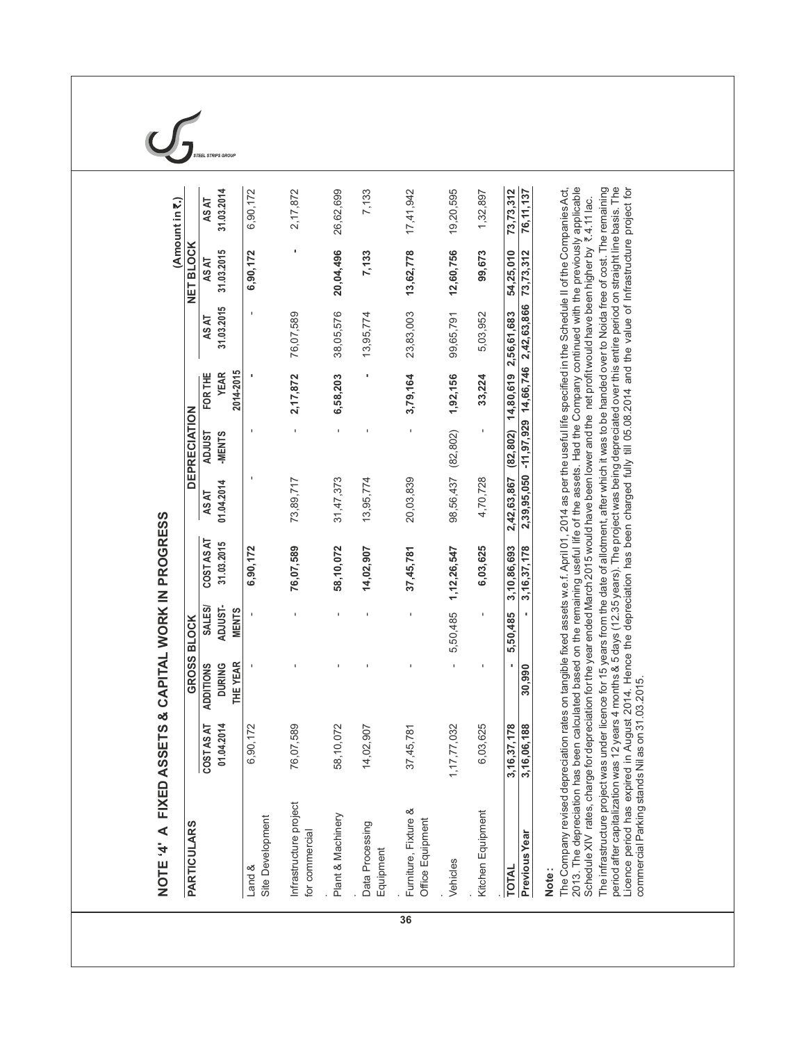## NOTE '4' A FIXED ASSETS & CAPITAL WORK IN PROGRESS

(Amount in ₹.)

| PARTICULARS | GROSS BLOCK | | | | DEPRECIATION | | | | NET BLOCK | |
|---|---|---|---|---|---|---|---|---|---|---|
| | COST AS AT 01.04.2014 | ADDITIONS DURING THE YEAR | SALES/ ADJUST-MENTS | COST AS AT 31.03.2015 | AS AT 01.04.2014 | ADJUST -MENTS | FOR THE YEAR 2014-2015 | AS AT 31.03.2015 | AS AT 31.03.2015 | AS AT 31.03.2014 |
| Land & Site Development | 6,90,172 | - | - | 6,90,172 | - | - | - | - | 6,90,172 | 6,90,172 |
| Infrastructure project for commercial | 76,07,589 | - | - | 76,07,589 | 73,89,717 | - | 2,17,872 | 76,07,589 | - | 2,17,872 |
| Plant & Machinery | 58,10,072 | - | - | 58,10,072 | 31,47,373 | - | 6,58,203 | 38,05,576 | 20,04,496 | 26,62,699 |
| Data Processing Equipment | 14,02,907 | - | - | 14,02,907 | 13,95,774 | - | - | 13,95,774 | 7,133 | 7,133 |
| Furniture, Fixture & Office Equipment | 37,45,781 | - | - | 37,45,781 | 20,03,839 | - | 3,79,164 | 23,83,003 | 13,62,778 | 17,41,942 |
| Vehicles | 1,17,77,032 | - | 5,50,485 | 1,12,26,547 | 98,56,437 | (82,802) | 1,92,156 | 99,65,791 | 12,60,756 | 19,20,595 |
| Kitchen Equipment | 6,03,625 | - | - | 6,03,625 | 4,70,728 | - | 33,224 | 5,03,952 | 99,673 | 1,32,897 |
| **TOTAL** | **3,16,37,178** | **-** | **5,50,485** | **3,10,86,693** | **2,42,63,867** | **(82,802)** | **14,80,619** | **2,56,61,683** | **54,25,010** | **73,73,312** |
| **Previous Year** | **3,16,06,188** | **30,990** | **-** | **3,16,37,178** | **2,39,95,050** | **-11,97,929** | **14,66,746** | **2,42,63,866** | **73,73,312** | **76,11,137** |

**Note :**

The Company revised depreciation rates on tangible fixed assets w.e.f. April 01, 2014 as per the useful life specified in the Schedule II of the Companies Act, 2013. The depreciation has been calculated based on the remaining useful life of the assets. Had the Company continued with the previously applicable Schedule XIV rates, charge for depreciation for the year ended March 2015 would have been lower and the net profit would have been higher by ₹.4.11 lac.

The infrastructure project was under licence for 15 years from the date of allotment, after which it was to be handed over to Noida free of cost. The remaining period after capitalization was 12 years 4 months & 5 days (12.35 years). The project was being depreciated over this entire period on straight line basis. The Licence period has expired in August 2014. Hence the depreciation has been charged fully till 05.08.2014 and the value of Infrastructure project for commercial Parking stands Nil as on 31.03.2015.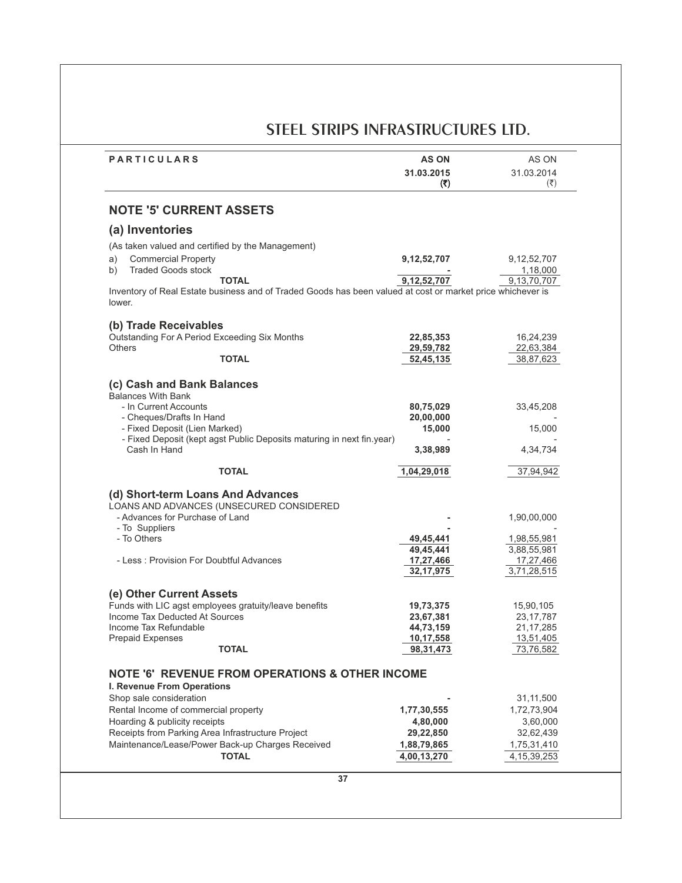| PARTICULARS | AS ON 31.03.2015 (₹) | AS ON 31.03.2014 (₹) |
|---|---|---|

## NOTE '5' CURRENT ASSETS

### (a) Inventories

(As taken valued and certified by the Management)

| | | |
|---|---|---|
| a) Commercial Property | **9,12,52,707** | 9,12,52,707 |
| b) Traded Goods stock | **-** | 1,18,000 |
| **TOTAL** | **9,12,52,707** | 9,13,70,707 |

Inventory of Real Estate business and of Traded Goods has been valued at cost or market price whichever is lower.

### (b) Trade Receivables

| | | |
|---|---|---|
| Outstanding For A Period Exceeding Six Months | **22,85,353** | 16,24,239 |
| Others | **29,59,782** | 22,63,384 |
| **TOTAL** | **52,45,135** | 38,87,623 |

### (c) Cash and Bank Balances

| | | |
|---|---|---|
| Balances With Bank | | |
| - In Current Accounts | **80,75,029** | 33,45,208 |
| - Cheques/Drafts In Hand | **20,00,000** | - |
| - Fixed Deposit (Lien Marked) | **15,000** | 15,000 |
| - Fixed Deposit (kept agst Public Deposits maturing in next fin.year) | - | - |
| Cash In Hand | **3,38,989** | 4,34,734 |
| **TOTAL** | **1,04,29,018** | 37,94,942 |

### (d) Short-term Loans And Advances

| | | |
|---|---|---|
| LOANS AND ADVANCES (UNSECURED CONSIDERED | | |
| - Advances for Purchase of Land | **-** | 1,90,00,000 |
| - To Suppliers | **-** | - |
| - To Others | **49,45,441** | 1,98,55,981 |
| | **49,45,441** | 3,88,55,981 |
| - Less : Provision For Doubtful Advances | **17,27,466** | 17,27,466 |
| | **32,17,975** | 3,71,28,515 |

### (e) Other Current Assets

| | | |
|---|---|---|
| Funds with LIC agst employees gratuity/leave benefits | **19,73,375** | 15,90,105 |
| Income Tax Deducted At Sources | **23,67,381** | 23,17,787 |
| Income Tax Refundable | **44,73,159** | 21,17,285 |
| Prepaid Expenses | **10,17,558** | 13,51,405 |
| **TOTAL** | **98,31,473** | 73,76,582 |

## NOTE '6' REVENUE FROM OPERATIONS & OTHER INCOME

**I. Revenue From Operations**

| | | |
|---|---|---|
| Shop sale consideration | **-** | 31,11,500 |
| Rental Income of commercial property | **1,77,30,555** | 1,72,73,904 |
| Hoarding & publicity receipts | **4,80,000** | 3,60,000 |
| Receipts from Parking Area Infrastructure Project | **29,22,850** | 32,62,439 |
| Maintenance/Lease/Power Back-up Charges Received | **1,88,79,865** | 1,75,31,410 |
| **TOTAL** | **4,00,13,270** | 4,15,39,253 |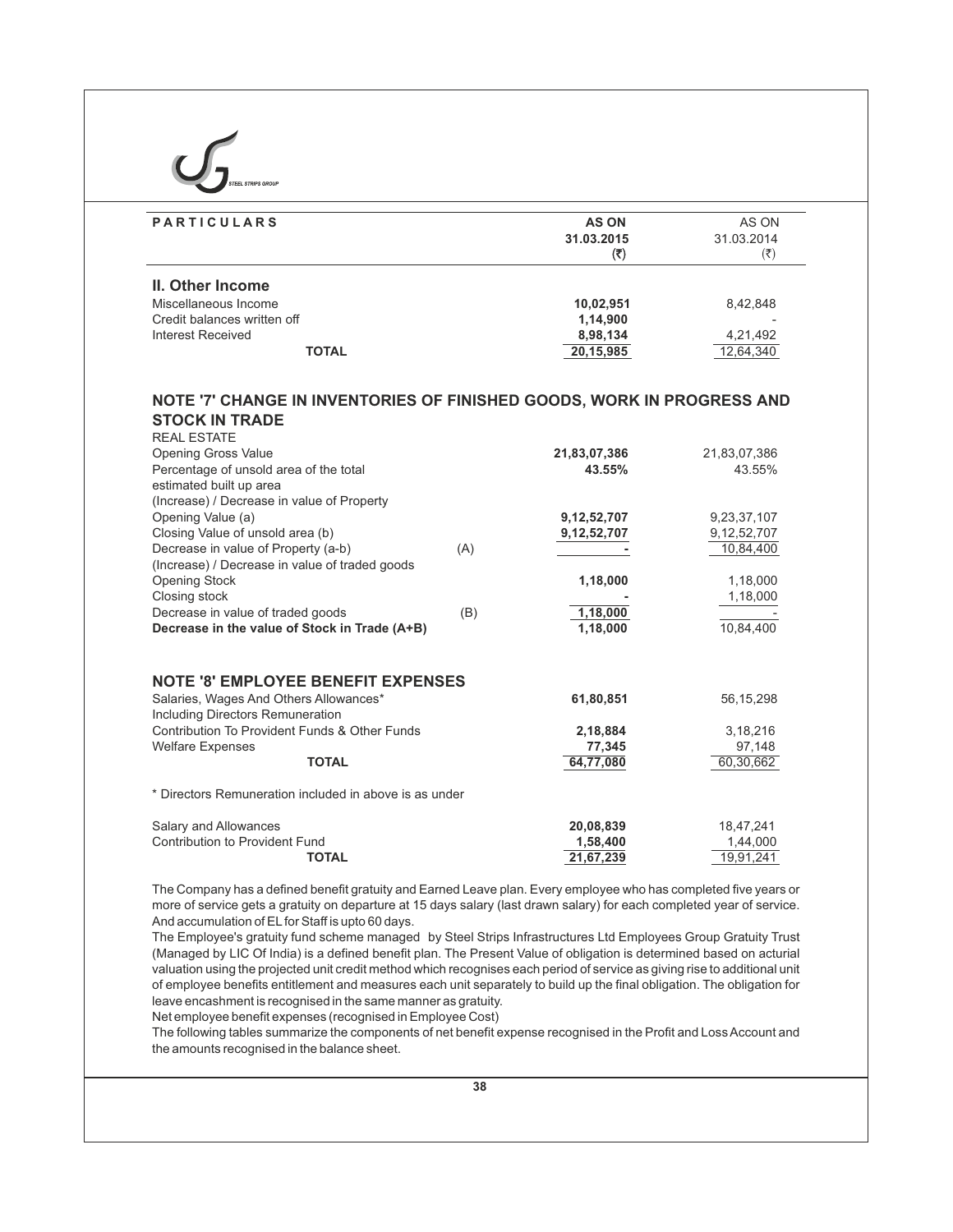| PARTICULARS | | AS ON 31.03.2015 (₹) | AS ON 31.03.2014 (₹) |
|---|---|---|---|
| **II. Other Income** | | | |
| Miscellaneous Income | | **10,02,951** | 8,42,848 |
| Credit balances written off | | **1,14,900** | - |
| Interest Received | | **8,98,134** | 4,21,492 |
| **TOTAL** | | **20,15,985** | 12,64,340 |

## NOTE '7' CHANGE IN INVENTORIES OF FINISHED GOODS, WORK IN PROGRESS AND STOCK IN TRADE

| PARTICULARS | | AS ON 31.03.2015 (₹) | AS ON 31.03.2014 (₹) |
|---|---|---|---|
| REAL ESTATE | | | |
| Opening Gross Value | | **21,83,07,386** | 21,83,07,386 |
| Percentage of unsold area of the total estimated built up area | | **43.55%** | 43.55% |
| (Increase) / Decrease in value of Property | | | |
| Opening Value (a) | | **9,12,52,707** | 9,23,37,107 |
| Closing Value of unsold area (b) | | **9,12,52,707** | 9,12,52,707 |
| Decrease in value of Property (a-b) | (A) | **-** | 10,84,400 |
| (Increase) / Decrease in value of traded goods | | | |
| Opening Stock | | **1,18,000** | 1,18,000 |
| Closing stock | | **-** | 1,18,000 |
| Decrease in value of traded goods | (B) | **1,18,000** | - |
| **Decrease in the value of Stock in Trade (A+B)** | | **1,18,000** | 10,84,400 |

## NOTE '8' EMPLOYEE BENEFIT EXPENSES

| PARTICULARS | AS ON 31.03.2015 (₹) | AS ON 31.03.2014 (₹) |
|---|---|---|
| Salaries, Wages And Others Allowances* Including Directors Remuneration | **61,80,851** | 56,15,298 |
| Contribution To Provident Funds & Other Funds | **2,18,884** | 3,18,216 |
| Welfare Expenses | **77,345** | 97,148 |
| **TOTAL** | **64,77,080** | 60,30,662 |

* Directors Remuneration included in above is as under

| PARTICULARS | AS ON 31.03.2015 (₹) | AS ON 31.03.2014 (₹) |
|---|---|---|
| Salary and Allowances | **20,08,839** | 18,47,241 |
| Contribution to Provident Fund | **1,58,400** | 1,44,000 |
| **TOTAL** | **21,67,239** | 19,91,241 |

The Company has a defined benefit gratuity and Earned Leave plan. Every employee who has completed five years or more of service gets a gratuity on departure at 15 days salary (last drawn salary) for each completed year of service. And accumulation of EL for Staff is upto 60 days.

The Employee's gratuity fund scheme managed by Steel Strips Infrastructures Ltd Employees Group Gratuity Trust (Managed by LIC Of India) is a defined benefit plan. The Present Value of obligation is determined based on acturial valuation using the projected unit credit method which recognises each period of service as giving rise to additional unit of employee benefits entitlement and measures each unit separately to build up the final obligation. The obligation for leave encashment is recognised in the same manner as gratuity.

Net employee benefit expenses (recognised in Employee Cost)

The following tables summarize the components of net benefit expense recognised in the Profit and Loss Account and the amounts recognised in the balance sheet.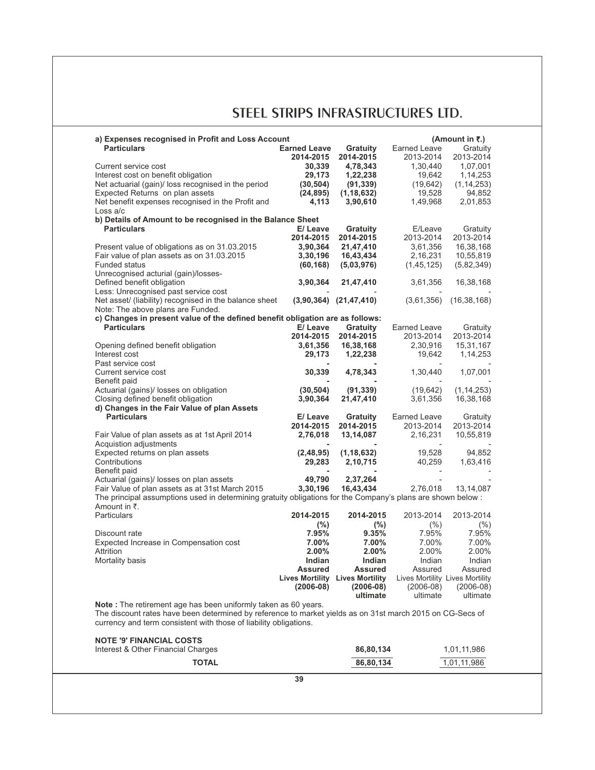**a) Expenses recognised in Profit and Loss Account** (Amount in ₹.)

| Particulars | Earned Leave 2014-2015 | Gratuity 2014-2015 | Earned Leave 2013-2014 | Gratuity 2013-2014 |
|---|---|---|---|---|
| Current service cost | **30,339** | **4,78,343** | 1,30,440 | 1,07,001 |
| Interest cost on benefit obligation | **29,173** | **1,22,238** | 19,642 | 1,14,253 |
| Net actuarial (gain)/ loss recognised in the period | **(30,504)** | **(91,339)** | (19,642) | (1,14,253) |
| Expected Returns on plan assets | **(24,895)** | **(1,18,632)** | 19,528 | 94,852 |
| Net benefit expenses recognised in the Profit and Loss a/c | **4,113** | **3,90,610** | 1,49,968 | 2,01,853 |

**b) Details of Amount to be recognised in the Balance Sheet**

| Particulars | E/ Leave 2014-2015 | Gratuity 2014-2015 | E/Leave 2013-2014 | Gratuity 2013-2014 |
|---|---|---|---|---|
| Present value of obligations as on 31.03.2015 | **3,90,364** | **21,47,410** | 3,61,356 | 16,38,168 |
| Fair value of plan assets as on 31.03.2015 | **3,30,196** | **16,43,434** | 2,16,231 | 10,55,819 |
| Funded status | **(60,168)** | **(5,03,976)** | (1,45,125) | (5,82,349) |
| Unrecognised acturial (gain)/losses- | | | | |
| Defined benefit obligation | **3,90,364** | **21,47,410** | 3,61,356 | 16,38,168 |
| Less: Unrecognised past service cost | - | - | - | - |
| Net asset/ (liability) recognised in the balance sheet | **(3,90,364)** | **(21,47,410)** | (3,61,356) | (16,38,168) |

Note: The above plans are Funded.

**c) Changes in present value of the defined benefit obligation are as follows:**

| Particulars | E/ Leave 2014-2015 | Gratuity 2014-2015 | Earned Leave 2013-2014 | Gratuity 2013-2014 |
|---|---|---|---|---|
| Opening defined benefit obligation | **3,61,356** | **16,38,168** | 2,30,916 | 15,31,167 |
| Interest cost | **29,173** | **1,22,238** | 19,642 | 1,14,253 |
| Past service cost | **-** | **-** | - | - |
| Current service cost | **30,339** | **4,78,343** | 1,30,440 | 1,07,001 |
| Benefit paid | **-** | **-** | - | - |
| Actuarial (gains)/ losses on obligation | **(30,504)** | **(91,339)** | (19,642) | (1,14,253) |
| Closing defined benefit obligation | **3,90,364** | **21,47,410** | 3,61,356 | 16,38,168 |

**d) Changes in the Fair Value of plan Assets**

| Particulars | E/ Leave 2014-2015 | Gratuity 2014-2015 | Earned Leave 2013-2014 | Gratuity 2013-2014 |
|---|---|---|---|---|
| Fair Value of plan assets as at 1st April 2014 | **2,76,018** | **13,14,087** | 2,16,231 | 10,55,819 |
| Acquistion adjustments | **-** | **-** | - | - |
| Expected returns on plan assets | **(2,48,95)** | **(1,18,632)** | 19,528 | 94,852 |
| Contributions | **29,283** | **2,10,715** | 40,259 | 1,63,416 |
| Benefit paid | **-** | **-** | - | - |
| Actuarial (gains)/ losses on plan assets | **49,790** | **2,37,264** | - | - |
| Fair Value of plan assets as at 31st March 2015 | **3,30,196** | **16,43,434** | 2,76,018 | 13,14,087 |

The principal assumptions used in determining gratuity obligations for the Company's plans are shown below :

Amount in ₹.

| Particulars | 2014-2015 (%) | 2014-2015 (%) | 2013-2014 (%) | 2013-2014 (%) |
|---|---|---|---|---|
| Discount rate | **7.95%** | **9.35%** | 7.95% | 7.95% |
| Expected Increase in Compensation cost | **7.00%** | **7.00%** | 7.00% | 7.00% |
| Attrition | **2.00%** | **2.00%** | 2.00% | 2.00% |
| Mortality basis | **Indian Assured Lives Mortility (2006-08)** | **Indian Assured Lives Mortility (2006-08) ultimate** | Indian Assured Lives Mortility (2006-08) ultimate | Indian Assured Lives Mortility (2006-08) ultimate |

**Note :** The retirement age has been uniformly taken as 60 years.

The discount rates have been determined by reference to market yields as on 31st march 2015 on CG-Secs of currency and term consistent with those of liability obligations.

**NOTE '9' FINANCIAL COSTS**

| | | |
|---|---|---|
| Interest & Other Financial Charges | **86,80,134** | 1,01,11,986 |
| **TOTAL** | **86,80,134** | 1,01,11,986 |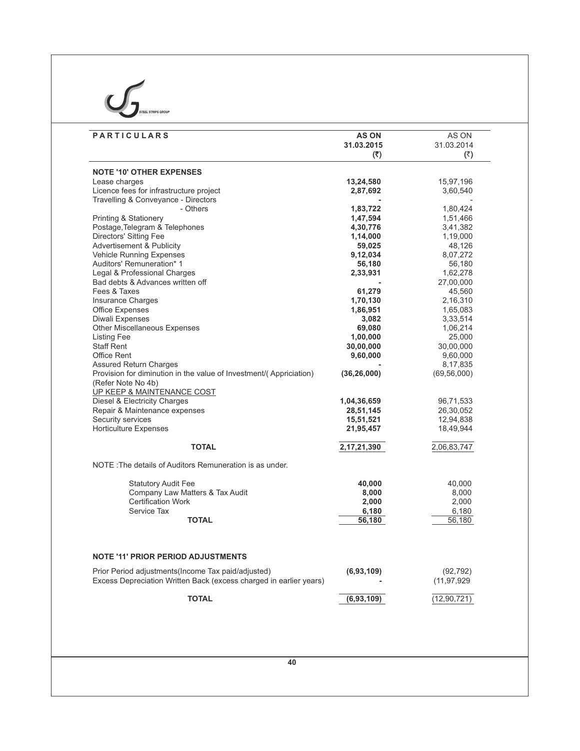| PARTICULARS | AS ON 31.03.2015 (₹) | AS ON 31.03.2014 (₹) |
|---|---|---|
| **NOTE '10' OTHER EXPENSES** | | |
| Lease charges | **13,24,580** | 15,97,196 |
| Licence fees for infrastructure project | **2,87,692** | 3,60,540 |
| Travelling & Conveyance - Directors | **-** | - |
| - Others | **1,83,722** | 1,80,424 |
| Printing & Stationery | **1,47,594** | 1,51,466 |
| Postage,Telegram & Telephones | **4,30,776** | 3,41,382 |
| Directors' Sitting Fee | **1,14,000** | 1,19,000 |
| Advertisement & Publicity | **59,025** | 48,126 |
| Vehicle Running Expenses | **9,12,034** | 8,07,272 |
| Auditors' Remuneration* 1 | **56,180** | 56,180 |
| Legal & Professional Charges | **2,33,931** | 1,62,278 |
| Bad debts & Advances written off | **-** | 27,00,000 |
| Fees & Taxes | **61,279** | 45,560 |
| Insurance Charges | **1,70,130** | 2,16,310 |
| Office Expenses | **1,86,951** | 1,65,083 |
| Diwali Expenses | **3,082** | 3,33,514 |
| Other Miscellaneous Expenses | **69,080** | 1,06,214 |
| Listing Fee | **1,00,000** | 25,000 |
| Staff Rent | **30,00,000** | 30,00,000 |
| Office Rent | **9,60,000** | 9,60,000 |
| Assured Return Charges | **-** | 8,17,835 |
| Provision for diminution in the value of Investment/( Appriciation) (Refer Note No 4b) | **(36,26,000)** | (69,56,000) |
| UP KEEP & MAINTENANCE COST | | |
| Diesel & Electricity Charges | **1,04,36,659** | 96,71,533 |
| Repair & Maintenance expenses | **28,51,145** | 26,30,052 |
| Security services | **15,51,521** | 12,94,838 |
| Horticulture Expenses | **21,95,457** | 18,49,944 |
| **TOTAL** | **2,17,21,390** | 2,06,83,747 |

NOTE :The details of Auditors Remuneration is as under.

| | | |
|---|---|---|
| Statutory Audit Fee | **40,000** | 40,000 |
| Company Law Matters & Tax Audit | **8,000** | 8,000 |
| Certification Work | **2,000** | 2,000 |
| Service Tax | **6,180** | 6,180 |
| **TOTAL** | **56,180** | 56,180 |

**NOTE '11' PRIOR PERIOD ADJUSTMENTS**

| | | |
|---|---|---|
| Prior Period adjustments(Income Tax paid/adjusted) | **(6,93,109)** | (92,792) |
| Excess Depreciation Written Back (excess charged in earlier years) | **-** | (11,97,929 |
| **TOTAL** | **(6,93,109)** | (12,90,721) |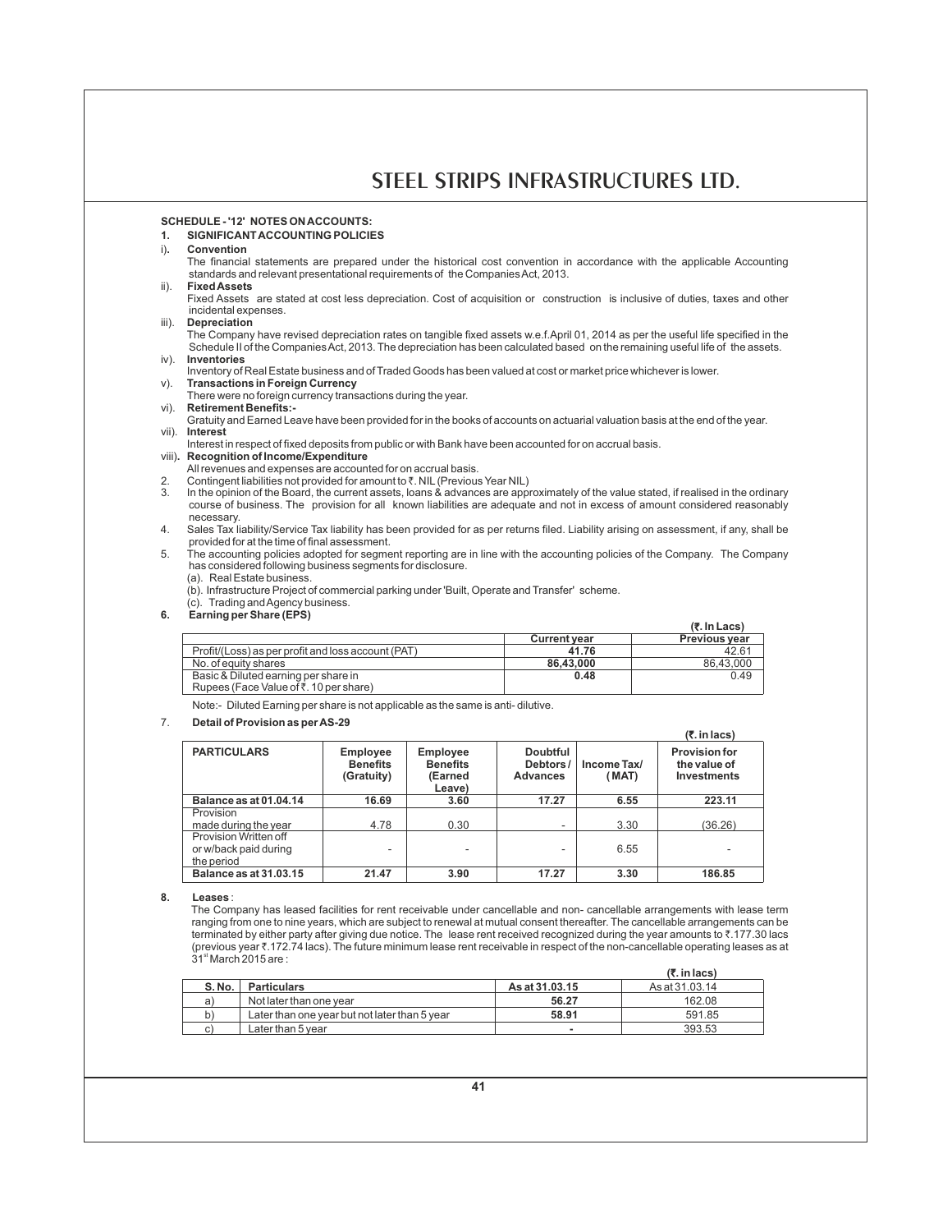## SCHEDULE - '12' NOTES ON ACCOUNTS:

### 1. SIGNIFICANT ACCOUNTING POLICIES

**i). Convention**

The financial statements are prepared under the historical cost convention in accordance with the applicable Accounting standards and relevant presentational requirements of the Companies Act, 2013.

**ii). Fixed Assets**

Fixed Assets are stated at cost less depreciation. Cost of acquisition or construction is inclusive of duties, taxes and other incidental expenses.

**iii). Depreciation**

The Company have revised depreciation rates on tangible fixed assets w.e.f.April 01, 2014 as per the useful life specified in the Schedule II of the Companies Act, 2013. The depreciation has been calculated based on the remaining useful life of the assets.

**iv). Inventories**

Inventory of Real Estate business and of Traded Goods has been valued at cost or market price whichever is lower.

**v). Transactions in Foreign Currency**

There were no foreign currency transactions during the year.

**vi). Retirement Benefits:-**

Gratuity and Earned Leave have been provided for in the books of accounts on actuarial valuation basis at the end of the year.

**vii). Interest**

Interest in respect of fixed deposits from public or with Bank have been accounted for on accrual basis.

**viii). Recognition of Income/Expenditure**

All revenues and expenses are accounted for on accrual basis.

2. Contingent liabilities not provided for amount to ₹. NIL (Previous Year NIL)

3. In the opinion of the Board, the current assets, loans & advances are approximately of the value stated, if realised in the ordinary course of business. The provision for all known liabilities are adequate and not in excess of amount considered reasonably necessary.

4. Sales Tax liability/Service Tax liability has been provided for as per returns filed. Liability arising on assessment, if any, shall be provided for at the time of final assessment.

5. The accounting policies adopted for segment reporting are in line with the accounting policies of the Company. The Company has considered following business segments for disclosure.

   (a). Real Estate business.

   (b). Infrastructure Project of commercial parking under 'Built, Operate and Transfer' scheme.

   (c). Trading and Agency business.

### 6. Earning per Share (EPS)

(₹. In Lacs)

| | Current year | Previous year |
|---|---|---|
| Profit/(Loss) as per profit and loss account (PAT) | **41.76** | 42.61 |
| No. of equity shares | **86,43,000** | 86,43,000 |
| Basic & Diluted earning per share in Rupees (Face Value of ₹. 10 per share) | **0.48** | 0.49 |

Note:- Diluted Earning per share is not applicable as the same is anti- dilutive.

### 7. Detail of Provision as per AS-29

(₹. in lacs)

| PARTICULARS | Employee Benefits (Gratuity) | Employee Benefits (Earned Leave) | Doubtful Debtors / Advances | Income Tax/ (MAT) | Provision for the value of Investments |
|---|---|---|---|---|---|
| **Balance as at 01.04.14** | **16.69** | **3.60** | **17.27** | **6.55** | **223.11** |
| Provision made during the year | 4.78 | 0.30 | - | 3.30 | (36.26) |
| Provision Written off or w/back paid during the period | - | - | - | 6.55 | - |
| **Balance as at 31.03.15** | **21.47** | **3.90** | **17.27** | **3.30** | **186.85** |

### 8. Leases :

The Company has leased facilities for rent receivable under cancellable and non- cancellable arrangements with lease term ranging from one to nine years, which are subject to renewal at mutual consent thereafter. The cancellable arrangements can be terminated by either party after giving due notice. The lease rent received recognized during the year amounts to ₹.177.30 lacs (previous year ₹.172.74 lacs). The future minimum lease rent receivable in respect of the non-cancellable operating leases as at 31st March 2015 are :

(₹. in lacs)

| S. No. | Particulars | As at 31.03.15 | As at 31.03.14 |
|---|---|---|---|
| a) | Not later than one year | **56.27** | 162.08 |
| b) | Later than one year but not later than 5 year | **58.91** | 591.85 |
| c) | Later than 5 year | **-** | 393.53 |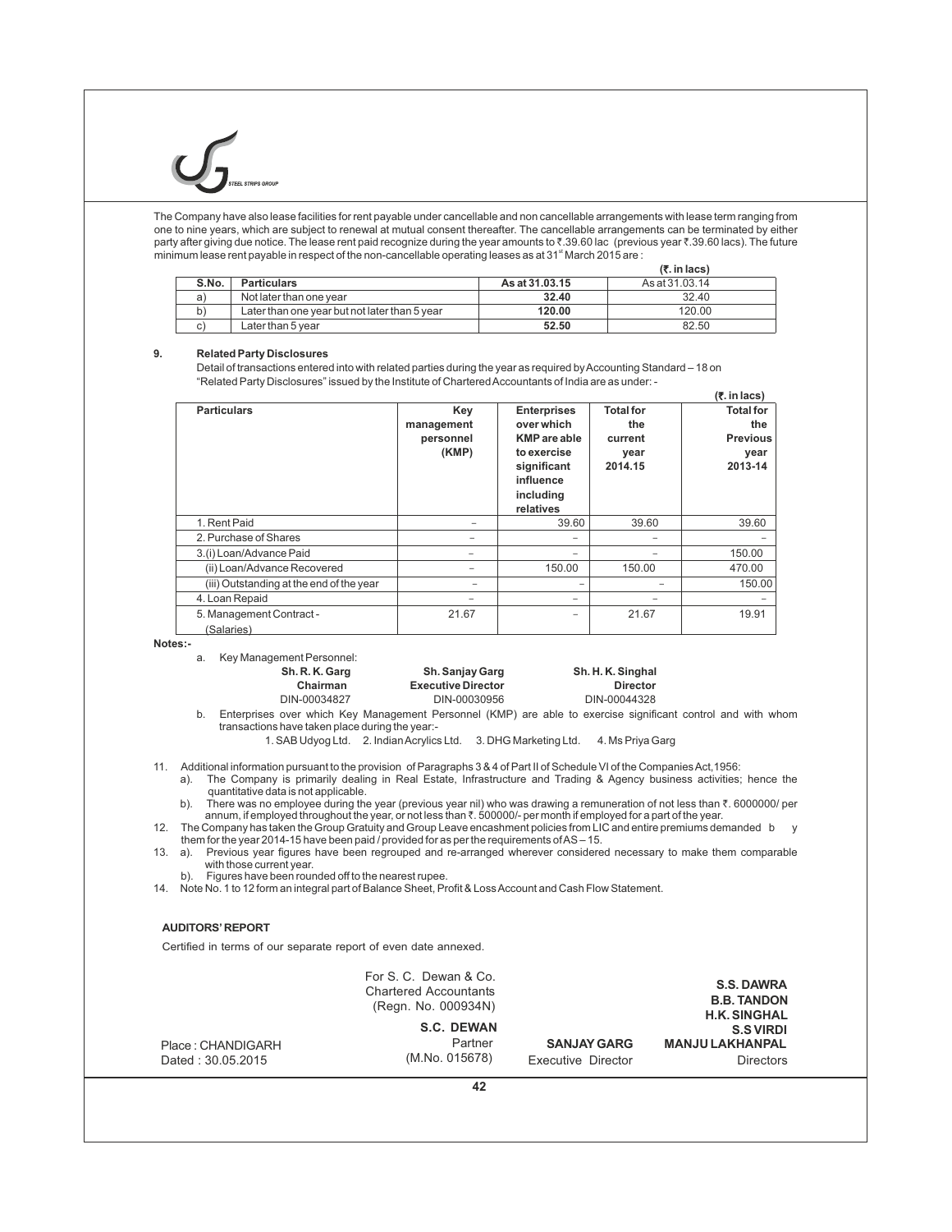The Company have also lease facilities for rent payable under cancellable and non cancellable arrangements with lease term ranging from one to nine years, which are subject to renewal at mutual consent thereafter. The cancellable arrangements can be terminated by either party after giving due notice. The lease rent paid recognize during the year amounts to ₹.39.60 lac (previous year ₹.39.60 lacs). The future minimum lease rent payable in respect of the non-cancellable operating leases as at 31st March 2015 are :

(₹. in lacs)

| S.No. | Particulars | As at 31.03.15 | As at 31.03.14 |
|---|---|---|---|
| a) | Not later than one year | **32.40** | 32.40 |
| b) | Later than one year but not later than 5 year | **120.00** | 120.00 |
| c) | Later than 5 year | **52.50** | 82.50 |

**9. Related Party Disclosures**

Detail of transactions entered into with related parties during the year as required by Accounting Standard – 18 on "Related Party Disclosures" issued by the Institute of Chartered Accountants of India are as under: -

(₹. in lacs)

| Particulars | Key management personnel (KMP) | Enterprises over which KMP are able to exercise significant influence including relatives | Total for the current year 2014.15 | Total for the Previous year 2013-14 |
|---|---|---|---|---|
| 1. Rent Paid | – | 39.60 | 39.60 | 39.60 |
| 2. Purchase of Shares | – | – | – | – |
| 3.(i) Loan/Advance Paid | – | – | – | 150.00 |
| (ii) Loan/Advance Recovered | – | 150.00 | 150.00 | 470.00 |
| (iii) Outstanding at the end of the year | – | – | – | 150.00 |
| 4. Loan Repaid | – | – | – | – |
| 5. Management Contract - (Salaries) | 21.67 | – | 21.67 | 19.91 |

**Notes:-**

a. Key Management Personnel:

| **Sh. R. K. Garg** | **Sh. Sanjay Garg** | **Sh. H. K. Singhal** |
|---|---|---|
| **Chairman** | **Executive Director** | **Director** |
| DIN-00034827 | DIN-00030956 | DIN-00044328 |

b. Enterprises over which Key Management Personnel (KMP) are able to exercise significant control and with whom transactions have taken place during the year:-

1. SAB Udyog Ltd. 2. Indian Acrylics Ltd. 3. DHG Marketing Ltd. 4. Ms Priya Garg

11. Additional information pursuant to the provision of Paragraphs 3 & 4 of Part II of Schedule VI of the Companies Act,1956:
    a). The Company is primarily dealing in Real Estate, Infrastructure and Trading & Agency business activities; hence the quantitative data is not applicable.
    b). There was no employee during the year (previous year nil) who was drawing a remuneration of not less than ₹. 6000000/ per annum, if employed throughout the year, or not less than ₹. 500000/- per month if employed for a part of the year.
12. The Company has taken the Group Gratuity and Group Leave encashment policies from LIC and entire premiums demanded by them for the year 2014-15 have been paid / provided for as per the requirements of AS – 15.
13. a). Previous year figures have been regrouped and re-arranged wherever considered necessary to make them comparable with those current year.
    b). Figures have been rounded off to the nearest rupee.
14. Note No. 1 to 12 form an integral part of Balance Sheet, Profit & Loss Account and Cash Flow Statement.

**AUDITORS' REPORT**

Certified in terms of our separate report of even date annexed.

For S. C. Dewan & Co.
Chartered Accountants
(Regn. No. 000934N)

**S.C. DEWAN**
Partner
(M.No. 015678)

Place : CHANDIGARH
Dated : 30.05.2015

**SANJAY GARG**
Executive Director

**S.S. DAWRA**
**B.B. TANDON**
**H.K. SINGHAL**
**S.S VIRDI**
**MANJU LAKHANPAL**
Directors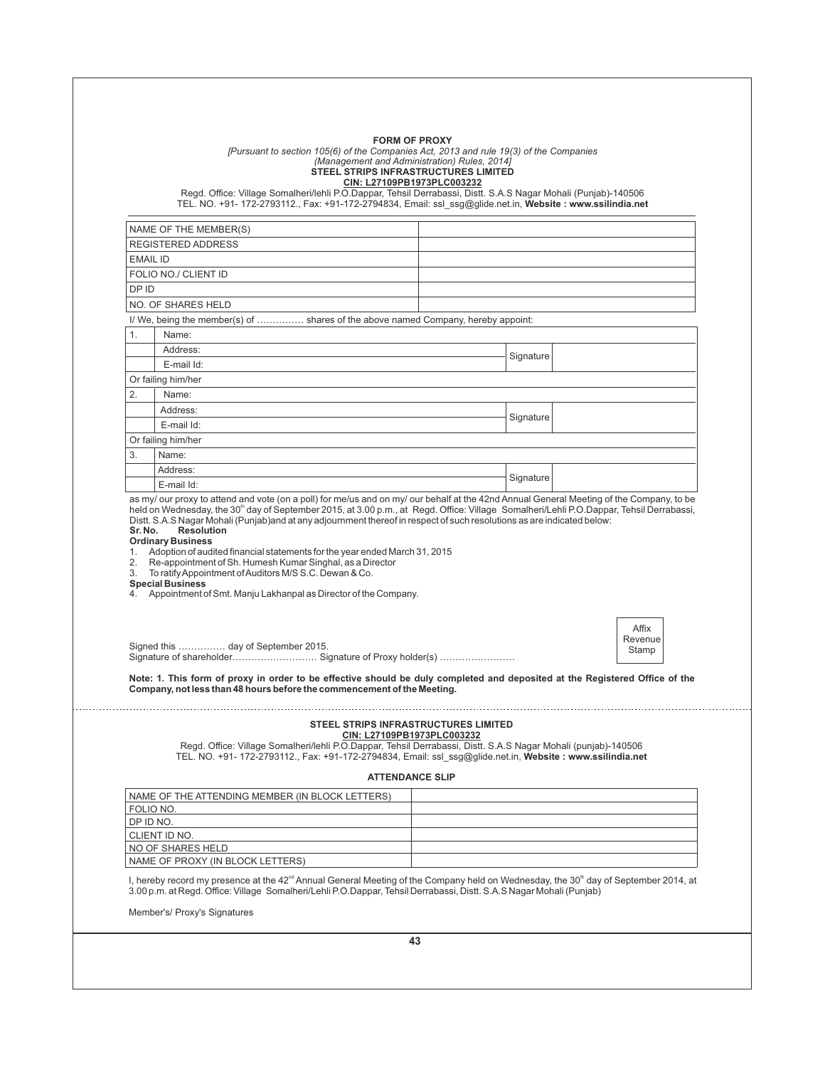**FORM OF PROXY**

*[Pursuant to section 105(6) of the Companies Act, 2013 and rule 19(3) of the Companies (Management and Administration) Rules, 2014]*

**STEEL STRIPS INFRASTRUCTURES LIMITED**

**CIN: L27109PB1973PLC003232**

Regd. Office: Village Somalheri/lehli P.O.Dappar, Tehsil Derrabassi, Distt. S.A.S Nagar Mohali (Punjab)-140506
TEL. NO. +91- 172-2793112., Fax: +91-172-2794834, Email: ssl_ssg@glide.net.in, **Website : www.ssilindia.net**

| | |
|---|---|
| NAME OF THE MEMBER(S) | |
| REGISTERED ADDRESS | |
| EMAIL ID | |
| FOLIO NO./ CLIENT ID | |
| DP ID | |
| NO. OF SHARES HELD | |

I/ We, being the member(s) of …………… shares of the above named Company, hereby appoint:

| | | | |
|---|---|---|---|
| 1. | Name: | | |
| | Address: | Signature | |
| | E-mail Id: | | |
| Or failing him/her | | | |
| 2. | Name: | | |
| | Address: | Signature | |
| | E-mail Id: | | |
| Or failing him/her | | | |
| 3. | Name: | | |
| | Address: | Signature | |
| | E-mail Id: | | |

as my/ our proxy to attend and vote (on a poll) for me/us and on my/ our behalf at the 42nd Annual General Meeting of the Company, to be held on Wednesday, the 30th day of September 2015, at 3.00 p.m., at Regd. Office: Village Somalheri/Lehli P.O.Dappar, Tehsil Derrabassi, Distt. S.A.S Nagar Mohali (Punjab)and at any adjournment thereof in respect of such resolutions as are indicated below:

**Sr. No. Resolution**

**Ordinary Business**

1. Adoption of audited financial statements for the year ended March 31, 2015
2. Re-appointment of Sh. Humesh Kumar Singhal, as a Director
3. To ratify Appointment of Auditors M/S S.C. Dewan & Co.

**Special Business**

4. Appointment of Smt. Manju Lakhanpal as Director of the Company.

Affix Revenue Stamp

Signed this …………… day of September 2015.
Signature of shareholder……………………… Signature of Proxy holder(s) ……………………

**Note: 1. This form of proxy in order to be effective should be duly completed and deposited at the Registered Office of the Company, not less than 48 hours before the commencement of the Meeting.**

---

**STEEL STRIPS INFRASTRUCTURES LIMITED**

**CIN: L27109PB1973PLC003232**

Regd. Office: Village Somalheri/lehli P.O.Dappar, Tehsil Derrabassi, Distt. S.A.S Nagar Mohali (punjab)-140506
TEL. NO. +91- 172-2793112., Fax: +91-172-2794834, Email: ssl_ssg@glide.net.in, **Website : www.ssilindia.net**

**ATTENDANCE SLIP**

| | |
|---|---|
| NAME OF THE ATTENDING MEMBER (IN BLOCK LETTERS) | |
| FOLIO NO. | |
| DP ID NO. | |
| CLIENT ID NO. | |
| NO OF SHARES HELD | |
| NAME OF PROXY (IN BLOCK LETTERS) | |

I, hereby record my presence at the 42nd Annual General Meeting of the Company held on Wednesday, the 30th day of September 2014, at 3.00 p.m. at Regd. Office: Village Somalheri/Lehli P.O.Dappar, Tehsil Derrabassi, Distt. S.A.S Nagar Mohali (Punjab)

Member's/ Proxy's Signatures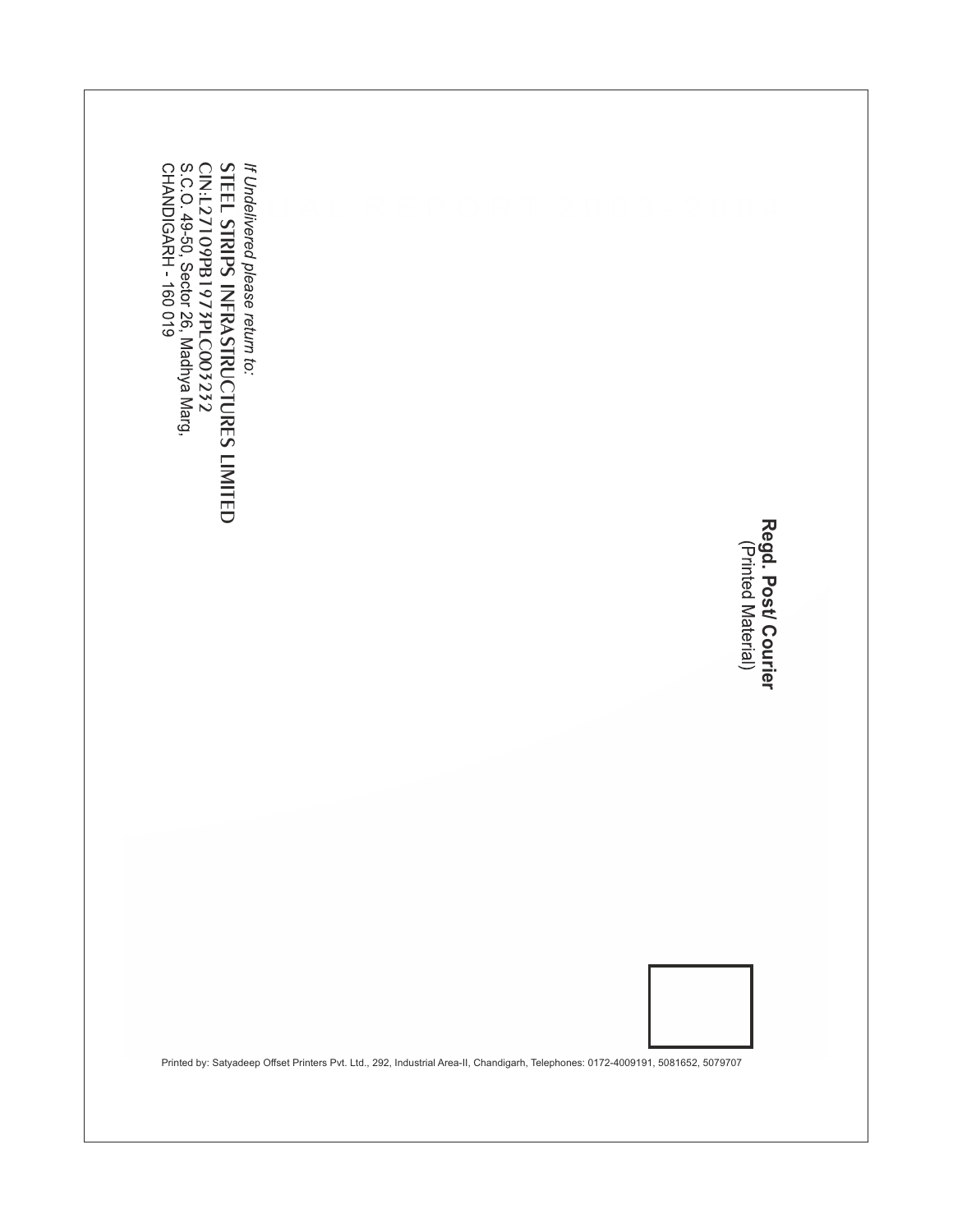**Regd. Post/ Courier**
(Printed Material)

*If Undelivered please return to:*

**STEEL STRIPS INFRASTRUCTURES LIMITED**

CIN:L27109PB1973PLC003232

S.C.O. 49-50, Sector 26, Madhya Marg,

CHANDIGARH - 160 019

Printed by: Satyadeep Offset Printers Pvt. Ltd., 292, Industrial Area-II, Chandigarh, Telephones: 0172-4009191, 5081652, 5079707